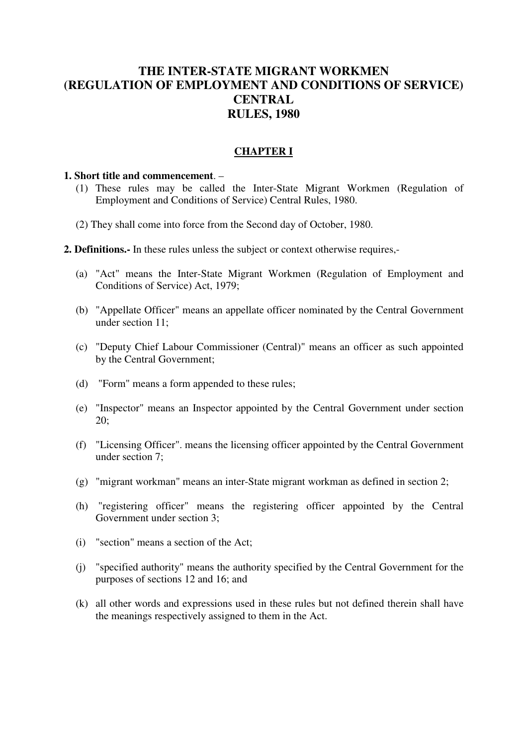# THE INTER-STATE MIGRANT WORKMEN (REGULATION OF EMPLOYMENT AND CONDITIONS OF SERVICE) CENTRAL RULES, 1980

## CHAPTER I

**1. Short title and commencement**. –

(1) These rules may be called the Inter-State Migrant Workmen (Regulation of Employment and Conditions of Service) Central Rules, 1980.

(2) They shall come into force from the Second day of October, 1980.

**2. Definitions.-** In these rules unless the subject or context otherwise requires,-

(a) "Act" means the Inter-State Migrant Workmen (Regulation of Employment and Conditions of Service) Act, 1979;

(b) "Appellate Officer" means an appellate officer nominated by the Central Government under section 11;

(c) "Deputy Chief Labour Commissioner (Central)" means an officer as such appointed by the Central Government;

(d) "Form" means a form appended to these rules;

(e) "Inspector" means an Inspector appointed by the Central Government under section 20;

(f) "Licensing Officer". means the licensing officer appointed by the Central Government under section 7;

(g) "migrant workman" means an inter-State migrant workman as defined in section 2;

(h) "registering officer" means the registering officer appointed by the Central Government under section 3;

(i) "section" means a section of the Act;

(j) "specified authority" means the authority specified by the Central Government for the purposes of sections 12 and 16; and

(k) all other words and expressions used in these rules but not defined therein shall have the meanings respectively assigned to them in the Act.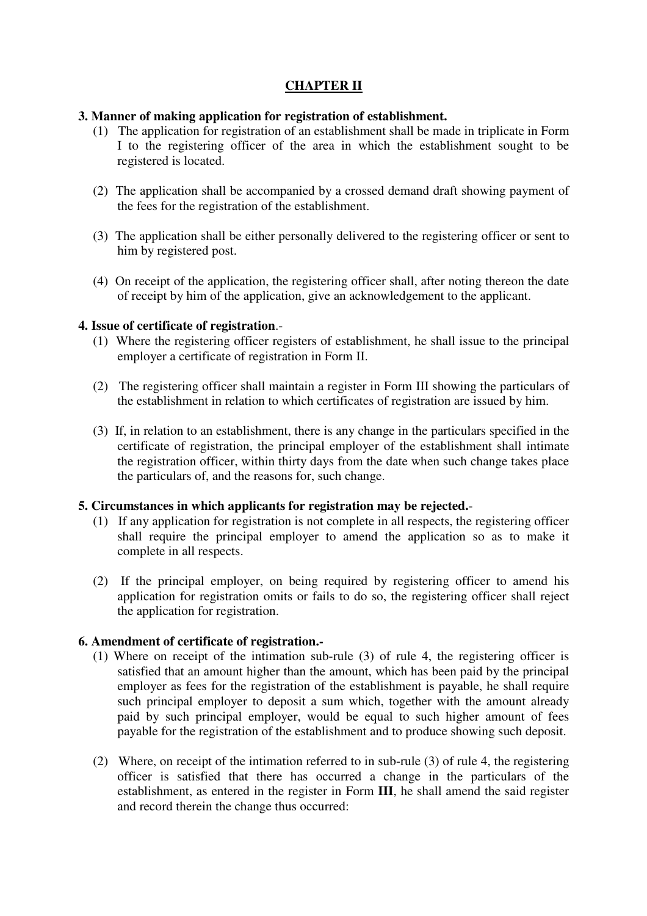## CHAPTER II

**3. Manner of making application for registration of establishment.**

(1) The application for registration of an establishment shall be made in triplicate in Form I to the registering officer of the area in which the establishment sought to be registered is located.

(2) The application shall be accompanied by a crossed demand draft showing payment of the fees for the registration of the establishment.

(3) The application shall be either personally delivered to the registering officer or sent to him by registered post.

(4) On receipt of the application, the registering officer shall, after noting thereon the date of receipt by him of the application, give an acknowledgement to the applicant.

**4. Issue of certificate of registration**.-

(1) Where the registering officer registers of establishment, he shall issue to the principal employer a certificate of registration in Form II.

(2) The registering officer shall maintain a register in Form III showing the particulars of the establishment in relation to which certificates of registration are issued by him.

(3) If, in relation to an establishment, there is any change in the particulars specified in the certificate of registration, the principal employer of the establishment shall intimate the registration officer, within thirty days from the date when such change takes place the particulars of, and the reasons for, such change.

**5. Circumstances in which applicants for registration may be rejected.**-

(1) If any application for registration is not complete in all respects, the registering officer shall require the principal employer to amend the application so as to make it complete in all respects.

(2) If the principal employer, on being required by registering officer to amend his application for registration omits or fails to do so, the registering officer shall reject the application for registration.

**6. Amendment of certificate of registration.-**

(1) Where on receipt of the intimation sub-rule (3) of rule 4, the registering officer is satisfied that an amount higher than the amount, which has been paid by the principal employer as fees for the registration of the establishment is payable, he shall require such principal employer to deposit a sum which, together with the amount already paid by such principal employer, would be equal to such higher amount of fees payable for the registration of the establishment and to produce showing such deposit.

(2) Where, on receipt of the intimation referred to in sub-rule (3) of rule 4, the registering officer is satisfied that there has occurred a change in the particulars of the establishment, as entered in the register in Form **III**, he shall amend the said register and record therein the change thus occurred: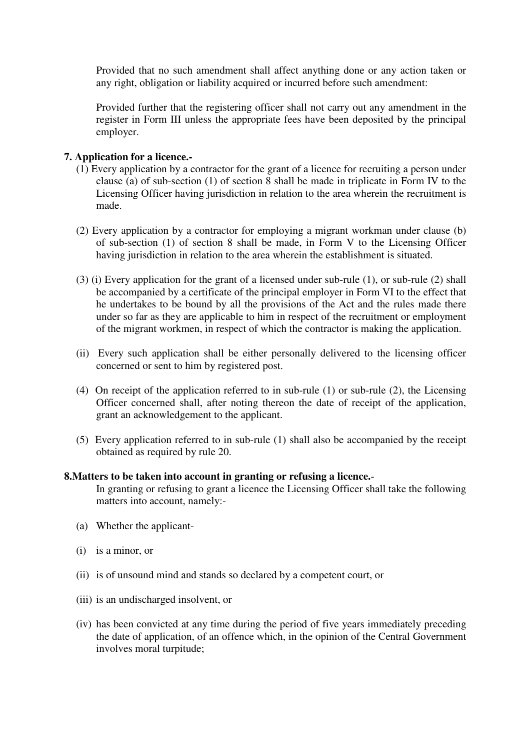Provided that no such amendment shall affect anything done or any action taken or any right, obligation or liability acquired or incurred before such amendment:

Provided further that the registering officer shall not carry out any amendment in the register in Form III unless the appropriate fees have been deposited by the principal employer.

**7. Application for a licence.-**

(1) Every application by a contractor for the grant of a licence for recruiting a person under clause (a) of sub-section (1) of section 8 shall be made in triplicate in Form IV to the Licensing Officer having jurisdiction in relation to the area wherein the recruitment is made.

(2) Every application by a contractor for employing a migrant workman under clause (b) of sub-section (1) of section 8 shall be made, in Form V to the Licensing Officer having jurisdiction in relation to the area wherein the establishment is situated.

(3) (i) Every application for the grant of a licensed under sub-rule (1), or sub-rule (2) shall be accompanied by a certificate of the principal employer in Form VI to the effect that he undertakes to be bound by all the provisions of the Act and the rules made there under so far as they are applicable to him in respect of the recruitment or employment of the migrant workmen, in respect of which the contractor is making the application.

(ii) Every such application shall be either personally delivered to the licensing officer concerned or sent to him by registered post.

(4) On receipt of the application referred to in sub-rule (1) or sub-rule (2), the Licensing Officer concerned shall, after noting thereon the date of receipt of the application, grant an acknowledgement to the applicant.

(5) Every application referred to in sub-rule (1) shall also be accompanied by the receipt obtained as required by rule 20.

**8.Matters to be taken into account in granting or refusing a licence.**-

In granting or refusing to grant a licence the Licensing Officer shall take the following matters into account, namely:-

(a) Whether the applicant-

(i) is a minor, or

(ii) is of unsound mind and stands so declared by a competent court, or

(iii) is an undischarged insolvent, or

(iv) has been convicted at any time during the period of five years immediately preceding the date of application, of an offence which, in the opinion of the Central Government involves moral turpitude;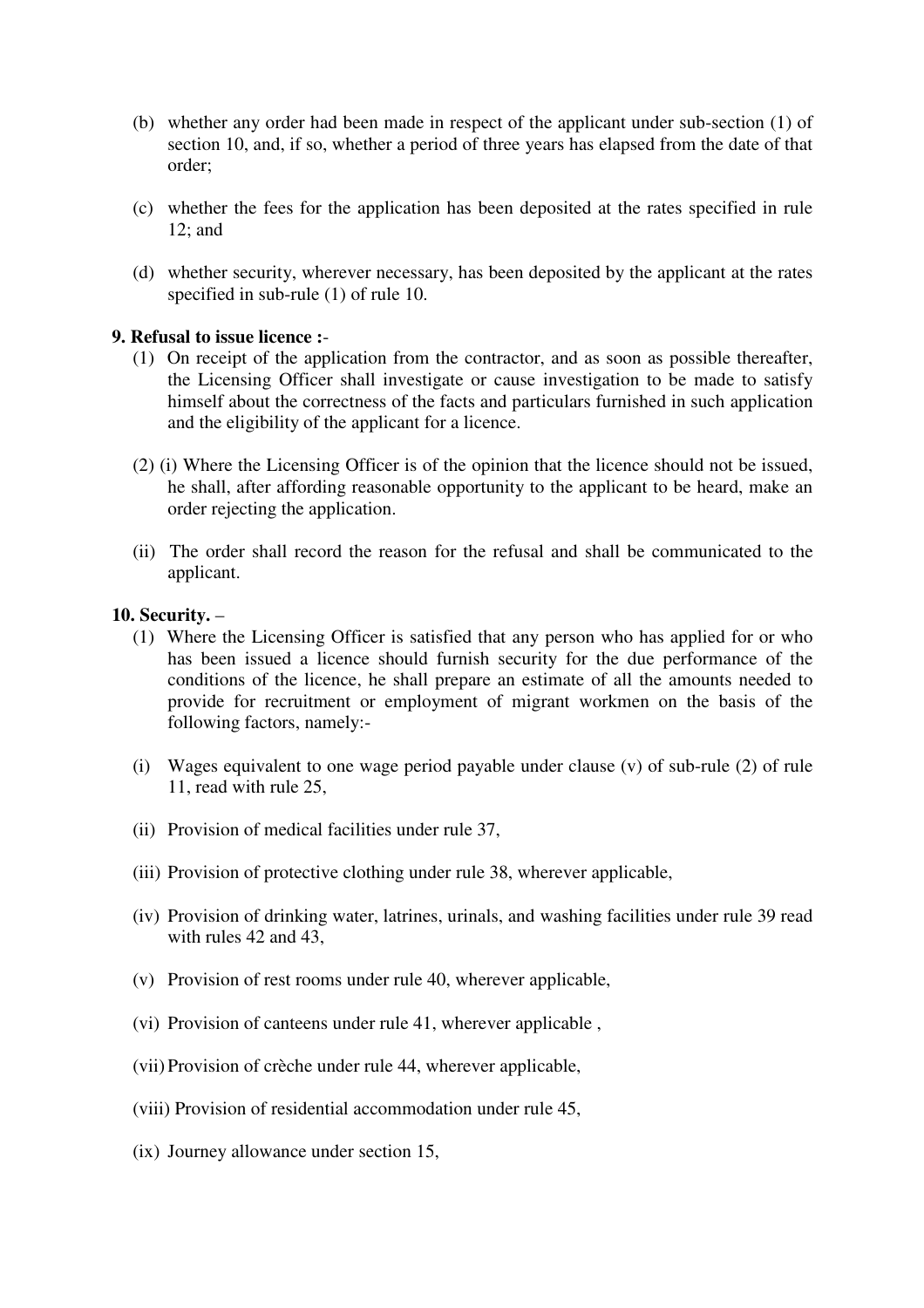(b) whether any order had been made in respect of the applicant under sub-section (1) of section 10, and, if so, whether a period of three years has elapsed from the date of that order;

(c) whether the fees for the application has been deposited at the rates specified in rule 12; and

(d) whether security, wherever necessary, has been deposited by the applicant at the rates specified in sub-rule (1) of rule 10.

**9. Refusal to issue licence :**-

(1) On receipt of the application from the contractor, and as soon as possible thereafter, the Licensing Officer shall investigate or cause investigation to be made to satisfy himself about the correctness of the facts and particulars furnished in such application and the eligibility of the applicant for a licence.

(2) (i) Where the Licensing Officer is of the opinion that the licence should not be issued, he shall, after affording reasonable opportunity to the applicant to be heard, make an order rejecting the application.

(ii) The order shall record the reason for the refusal and shall be communicated to the applicant.

**10. Security.** –

(1) Where the Licensing Officer is satisfied that any person who has applied for or who has been issued a licence should furnish security for the due performance of the conditions of the licence, he shall prepare an estimate of all the amounts needed to provide for recruitment or employment of migrant workmen on the basis of the following factors, namely:-

(i) Wages equivalent to one wage period payable under clause (v) of sub-rule (2) of rule 11, read with rule 25,

(ii) Provision of medical facilities under rule 37,

(iii) Provision of protective clothing under rule 38, wherever applicable,

(iv) Provision of drinking water, latrines, urinals, and washing facilities under rule 39 read with rules 42 and 43,

(v) Provision of rest rooms under rule 40, wherever applicable,

(vi) Provision of canteens under rule 41, wherever applicable ,

(vii) Provision of crèche under rule 44, wherever applicable,

(viii) Provision of residential accommodation under rule 45,

(ix) Journey allowance under section 15,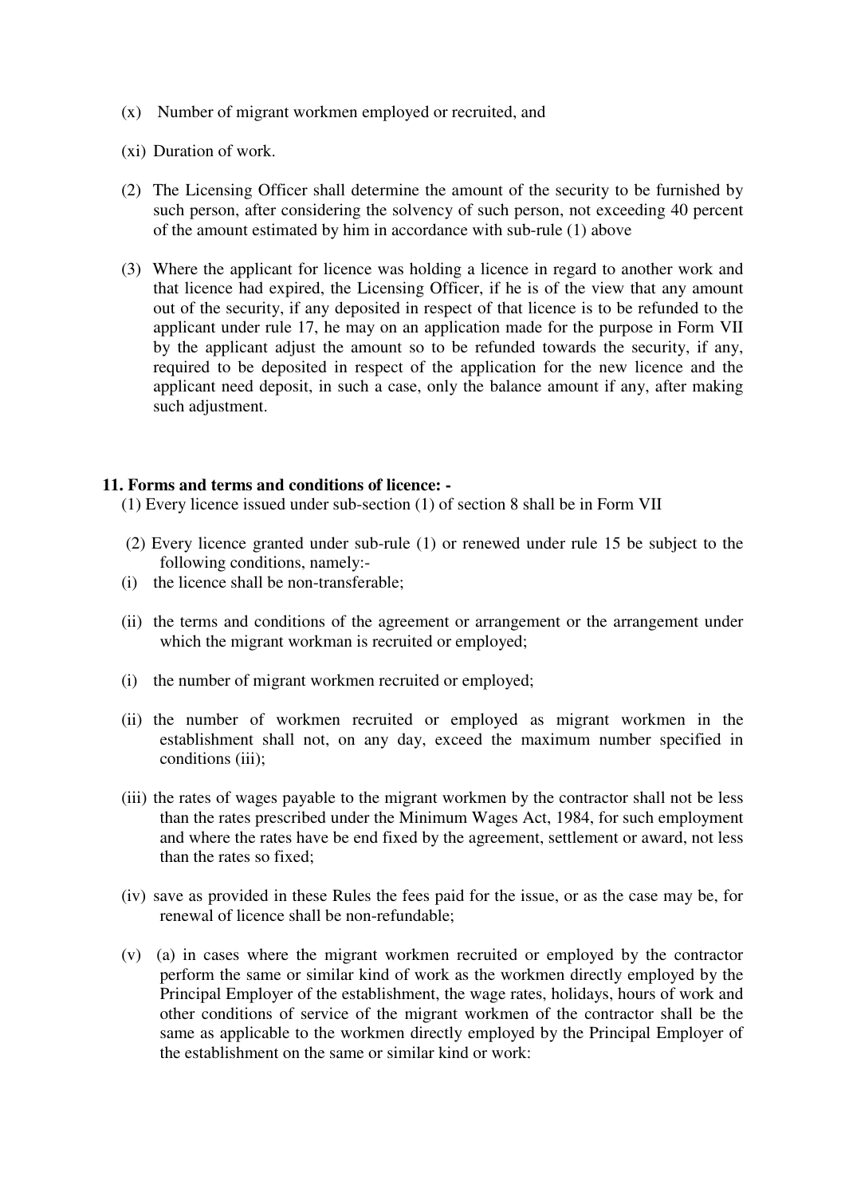(x) Number of migrant workmen employed or recruited, and

(xi) Duration of work.

(2) The Licensing Officer shall determine the amount of the security to be furnished by such person, after considering the solvency of such person, not exceeding 40 percent of the amount estimated by him in accordance with sub-rule (1) above

(3) Where the applicant for licence was holding a licence in regard to another work and that licence had expired, the Licensing Officer, if he is of the view that any amount out of the security, if any deposited in respect of that licence is to be refunded to the applicant under rule 17, he may on an application made for the purpose in Form VII by the applicant adjust the amount so to be refunded towards the security, if any, required to be deposited in respect of the application for the new licence and the applicant need deposit, in such a case, only the balance amount if any, after making such adjustment.

**11. Forms and terms and conditions of licence: -**

(1) Every licence issued under sub-section (1) of section 8 shall be in Form VII

(2) Every licence granted under sub-rule (1) or renewed under rule 15 be subject to the following conditions, namely:-

(i) the licence shall be non-transferable;

(ii) the terms and conditions of the agreement or arrangement or the arrangement under which the migrant workman is recruited or employed;

(i) the number of migrant workmen recruited or employed;

(ii) the number of workmen recruited or employed as migrant workmen in the establishment shall not, on any day, exceed the maximum number specified in conditions (iii);

(iii) the rates of wages payable to the migrant workmen by the contractor shall not be less than the rates prescribed under the Minimum Wages Act, 1984, for such employment and where the rates have be end fixed by the agreement, settlement or award, not less than the rates so fixed;

(iv) save as provided in these Rules the fees paid for the issue, or as the case may be, for renewal of licence shall be non-refundable;

(v) (a) in cases where the migrant workmen recruited or employed by the contractor perform the same or similar kind of work as the workmen directly employed by the Principal Employer of the establishment, the wage rates, holidays, hours of work and other conditions of service of the migrant workmen of the contractor shall be the same as applicable to the workmen directly employed by the Principal Employer of the establishment on the same or similar kind or work: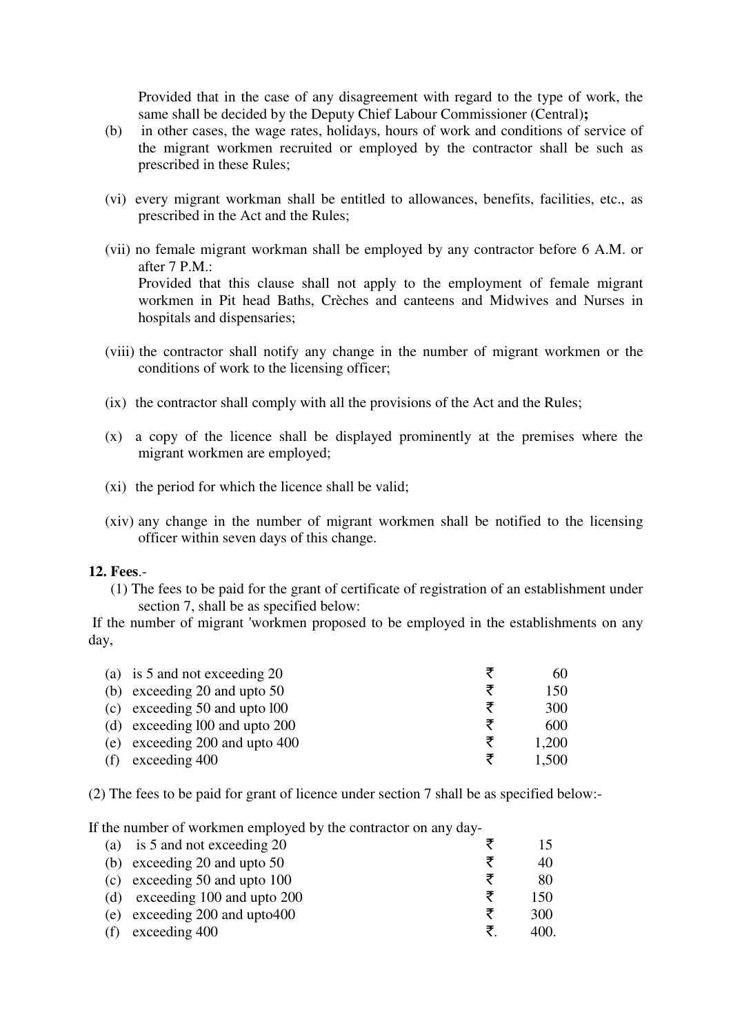Provided that in the case of any disagreement with regard to the type of work, the same shall be decided by the Deputy Chief Labour Commissioner (Central)**;**

(b) in other cases, the wage rates, holidays, hours of work and conditions of service of the migrant workmen recruited or employed by the contractor shall be such as prescribed in these Rules;

(vi) every migrant workman shall be entitled to allowances, benefits, facilities, etc., as prescribed in the Act and the Rules;

(vii) no female migrant workman shall be employed by any contractor before 6 A.M. or after 7 P.M.:
Provided that this clause shall not apply to the employment of female migrant workmen in Pit head Baths, Crèches and canteens and Midwives and Nurses in hospitals and dispensaries;

(viii) the contractor shall notify any change in the number of migrant workmen or the conditions of work to the licensing officer;

(ix) the contractor shall comply with all the provisions of the Act and the Rules;

(x) a copy of the licence shall be displayed prominently at the premises where the migrant workmen are employed;

(xi) the period for which the licence shall be valid;

(xiv) any change in the number of migrant workmen shall be notified to the licensing officer within seven days of this change.

**12. Fees**.-

(1) The fees to be paid for the grant of certificate of registration of an establishment under section 7, shall be as specified below:

If the number of migrant 'workmen proposed to be employed in the establishments on any day,

| | | | |
|---|---|---|---|
| (a) | is 5 and not exceeding 20 | ₹ | 60 |
| (b) | exceeding 20 and upto 50 | ₹ | 150 |
| (c) | exceeding 50 and upto l00 | ₹ | 300 |
| (d) | exceeding l00 and upto 200 | ₹ | 600 |
| (e) | exceeding 200 and upto 400 | ₹ | 1,200 |
| (f) | exceeding 400 | ₹ | 1,500 |

(2) The fees to be paid for grant of licence under section 7 shall be as specified below:-

If the number of workmen employed by the contractor on any day-

| | | | |
|---|---|---|---|
| (a) | is 5 and not exceeding 20 | ₹ | 15 |
| (b) | exceeding 20 and upto 50 | ₹ | 40 |
| (c) | exceeding 50 and upto 100 | ₹ | 80 |
| (d) | exceeding 100 and upto 200 | ₹ | 150 |
| (e) | exceeding 200 and upto400 | ₹ | 300 |
| (f) | exceeding 400 | ₹. | 400. |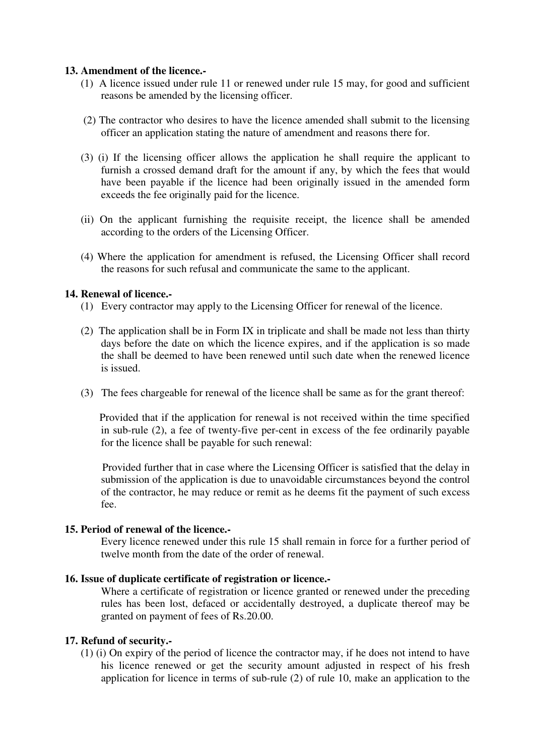**13. Amendment of the licence.-**

(1) A licence issued under rule 11 or renewed under rule 15 may, for good and sufficient reasons be amended by the licensing officer.

(2) The contractor who desires to have the licence amended shall submit to the licensing officer an application stating the nature of amendment and reasons there for.

(3) (i) If the licensing officer allows the application he shall require the applicant to furnish a crossed demand draft for the amount if any, by which the fees that would have been payable if the licence had been originally issued in the amended form exceeds the fee originally paid for the licence.

(ii) On the applicant furnishing the requisite receipt, the licence shall be amended according to the orders of the Licensing Officer.

(4) Where the application for amendment is refused, the Licensing Officer shall record the reasons for such refusal and communicate the same to the applicant.

**14. Renewal of licence.-**

(1) Every contractor may apply to the Licensing Officer for renewal of the licence.

(2) The application shall be in Form IX in triplicate and shall be made not less than thirty days before the date on which the licence expires, and if the application is so made the shall be deemed to have been renewed until such date when the renewed licence is issued.

(3) The fees chargeable for renewal of the licence shall be same as for the grant thereof:

Provided that if the application for renewal is not received within the time specified in sub-rule (2), a fee of twenty-five per-cent in excess of the fee ordinarily payable for the licence shall be payable for such renewal:

Provided further that in case where the Licensing Officer is satisfied that the delay in submission of the application is due to unavoidable circumstances beyond the control of the contractor, he may reduce or remit as he deems fit the payment of such excess fee.

**15. Period of renewal of the licence.-**

Every licence renewed under this rule 15 shall remain in force for a further period of twelve month from the date of the order of renewal.

**16. Issue of duplicate certificate of registration or licence.-**

Where a certificate of registration or licence granted or renewed under the preceding rules has been lost, defaced or accidentally destroyed, a duplicate thereof may be granted on payment of fees of Rs.20.00.

**17. Refund of security.-**

(1) (i) On expiry of the period of licence the contractor may, if he does not intend to have his licence renewed or get the security amount adjusted in respect of his fresh application for licence in terms of sub-rule (2) of rule 10, make an application to the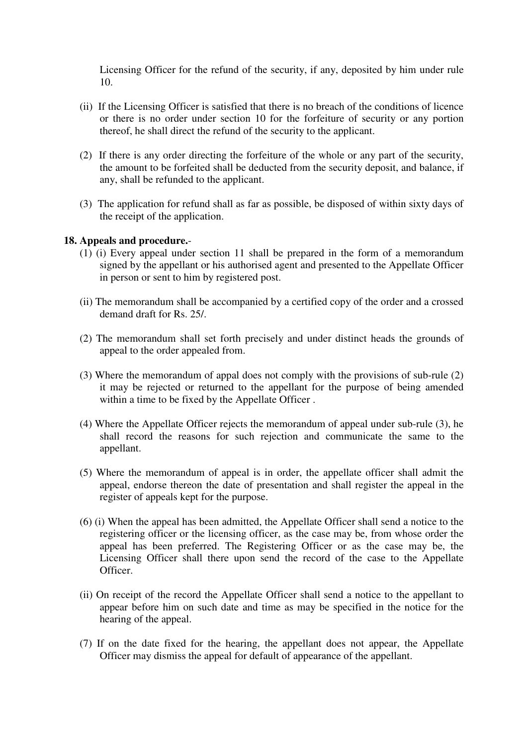Licensing Officer for the refund of the security, if any, deposited by him under rule 10.

(ii) If the Licensing Officer is satisfied that there is no breach of the conditions of licence or there is no order under section 10 for the forfeiture of security or any portion thereof, he shall direct the refund of the security to the applicant.

(2) If there is any order directing the forfeiture of the whole or any part of the security, the amount to be forfeited shall be deducted from the security deposit, and balance, if any, shall be refunded to the applicant.

(3) The application for refund shall as far as possible, be disposed of within sixty days of the receipt of the application.

**18. Appeals and procedure.**-

(1) (i) Every appeal under section 11 shall be prepared in the form of a memorandum signed by the appellant or his authorised agent and presented to the Appellate Officer in person or sent to him by registered post.

(ii) The memorandum shall be accompanied by a certified copy of the order and a crossed demand draft for Rs. 25/.

(2) The memorandum shall set forth precisely and under distinct heads the grounds of appeal to the order appealed from.

(3) Where the memorandum of appal does not comply with the provisions of sub-rule (2) it may be rejected or returned to the appellant for the purpose of being amended within a time to be fixed by the Appellate Officer .

(4) Where the Appellate Officer rejects the memorandum of appeal under sub-rule (3), he shall record the reasons for such rejection and communicate the same to the appellant.

(5) Where the memorandum of appeal is in order, the appellate officer shall admit the appeal, endorse thereon the date of presentation and shall register the appeal in the register of appeals kept for the purpose.

(6) (i) When the appeal has been admitted, the Appellate Officer shall send a notice to the registering officer or the licensing officer, as the case may be, from whose order the appeal has been preferred. The Registering Officer or as the case may be, the Licensing Officer shall there upon send the record of the case to the Appellate Officer.

(ii) On receipt of the record the Appellate Officer shall send a notice to the appellant to appear before him on such date and time as may be specified in the notice for the hearing of the appeal.

(7) If on the date fixed for the hearing, the appellant does not appear, the Appellate Officer may dismiss the appeal for default of appearance of the appellant.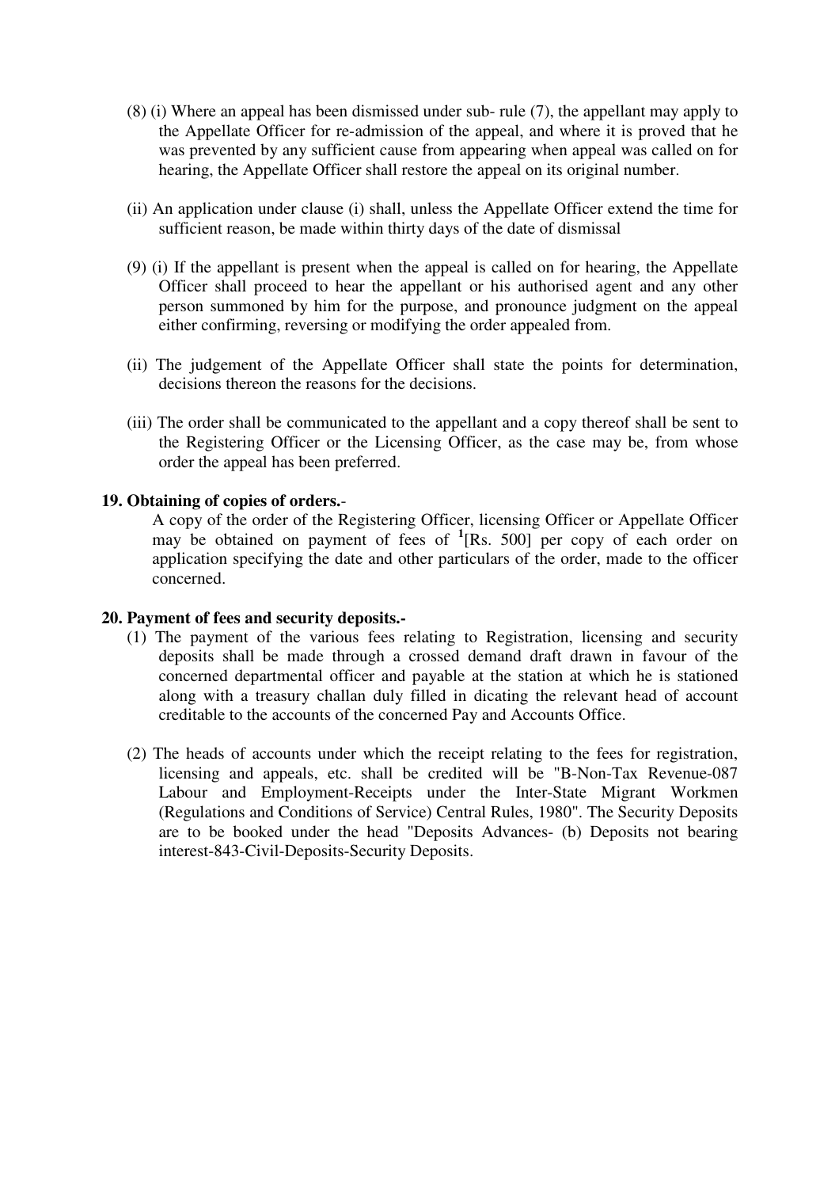(8) (i) Where an appeal has been dismissed under sub- rule (7), the appellant may apply to the Appellate Officer for re-admission of the appeal, and where it is proved that he was prevented by any sufficient cause from appearing when appeal was called on for hearing, the Appellate Officer shall restore the appeal on its original number.

(ii) An application under clause (i) shall, unless the Appellate Officer extend the time for sufficient reason, be made within thirty days of the date of dismissal

(9) (i) If the appellant is present when the appeal is called on for hearing, the Appellate Officer shall proceed to hear the appellant or his authorised agent and any other person summoned by him for the purpose, and pronounce judgment on the appeal either confirming, reversing or modifying the order appealed from.

(ii) The judgement of the Appellate Officer shall state the points for determination, decisions thereon the reasons for the decisions.

(iii) The order shall be communicated to the appellant and a copy thereof shall be sent to the Registering Officer or the Licensing Officer, as the case may be, from whose order the appeal has been preferred.

**19. Obtaining of copies of orders.**-

A copy of the order of the Registering Officer, licensing Officer or Appellate Officer may be obtained on payment of fees of [1][Rs. 500] per copy of each order on application specifying the date and other particulars of the order, made to the officer concerned.

**20. Payment of fees and security deposits.-**

(1) The payment of the various fees relating to Registration, licensing and security deposits shall be made through a crossed demand draft drawn in favour of the concerned departmental officer and payable at the station at which he is stationed along with a treasury challan duly filled in dicating the relevant head of account creditable to the accounts of the concerned Pay and Accounts Office.

(2) The heads of accounts under which the receipt relating to the fees for registration, licensing and appeals, etc. shall be credited will be "B-Non-Tax Revenue-087 Labour and Employment-Receipts under the Inter-State Migrant Workmen (Regulations and Conditions of Service) Central Rules, 1980". The Security Deposits are to be booked under the head "Deposits Advances- (b) Deposits not bearing interest-843-Civil-Deposits-Security Deposits.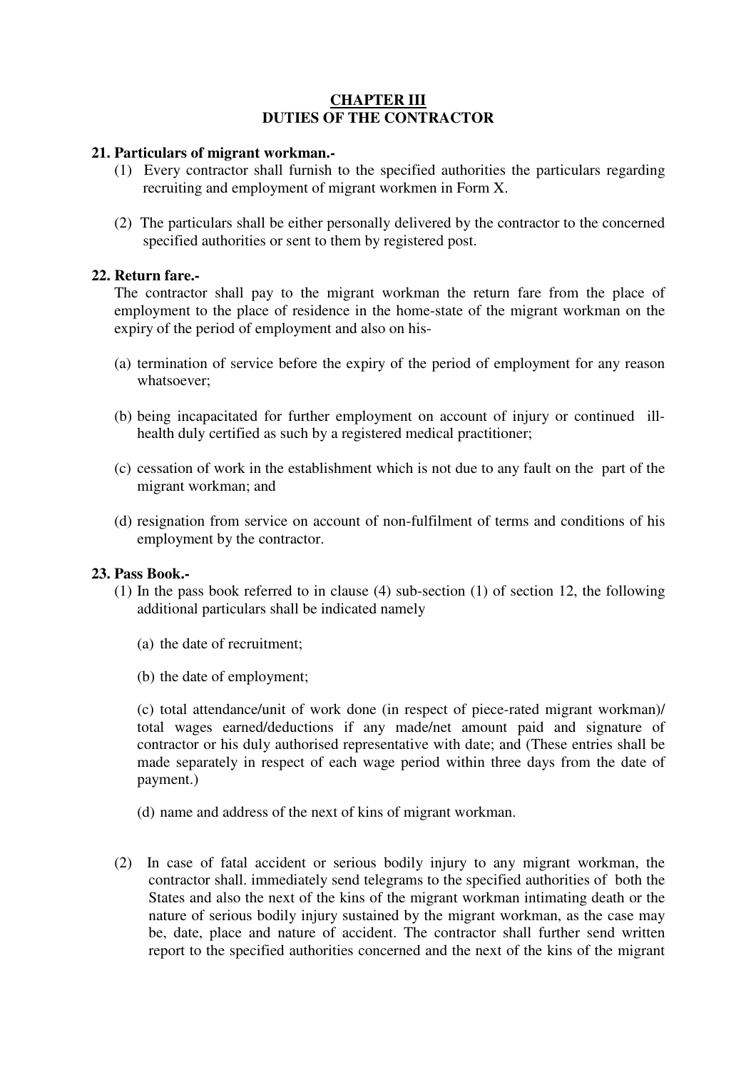# CHAPTER III
## DUTIES OF THE CONTRACTOR

**21. Particulars of migrant workman.-**

(1) Every contractor shall furnish to the specified authorities the particulars regarding recruiting and employment of migrant workmen in Form X.

(2) The particulars shall be either personally delivered by the contractor to the concerned specified authorities or sent to them by registered post.

**22. Return fare.-**

The contractor shall pay to the migrant workman the return fare from the place of employment to the place of residence in the home-state of the migrant workman on the expiry of the period of employment and also on his-

(a) termination of service before the expiry of the period of employment for any reason whatsoever;

(b) being incapacitated for further employment on account of injury or continued ill-health duly certified as such by a registered medical practitioner;

(c) cessation of work in the establishment which is not due to any fault on the part of the migrant workman; and

(d) resignation from service on account of non-fulfilment of terms and conditions of his employment by the contractor.

**23. Pass Book.-**

(1) In the pass book referred to in clause (4) sub-section (1) of section 12, the following additional particulars shall be indicated namely

(a) the date of recruitment;

(b) the date of employment;

(c) total attendance/unit of work done (in respect of piece-rated migrant workman)/ total wages earned/deductions if any made/net amount paid and signature of contractor or his duly authorised representative with date; and (These entries shall be made separately in respect of each wage period within three days from the date of payment.)

(d) name and address of the next of kins of migrant workman.

(2) In case of fatal accident or serious bodily injury to any migrant workman, the contractor shall. immediately send telegrams to the specified authorities of both the States and also the next of the kins of the migrant workman intimating death or the nature of serious bodily injury sustained by the migrant workman, as the case may be, date, place and nature of accident. The contractor shall further send written report to the specified authorities concerned and the next of the kins of the migrant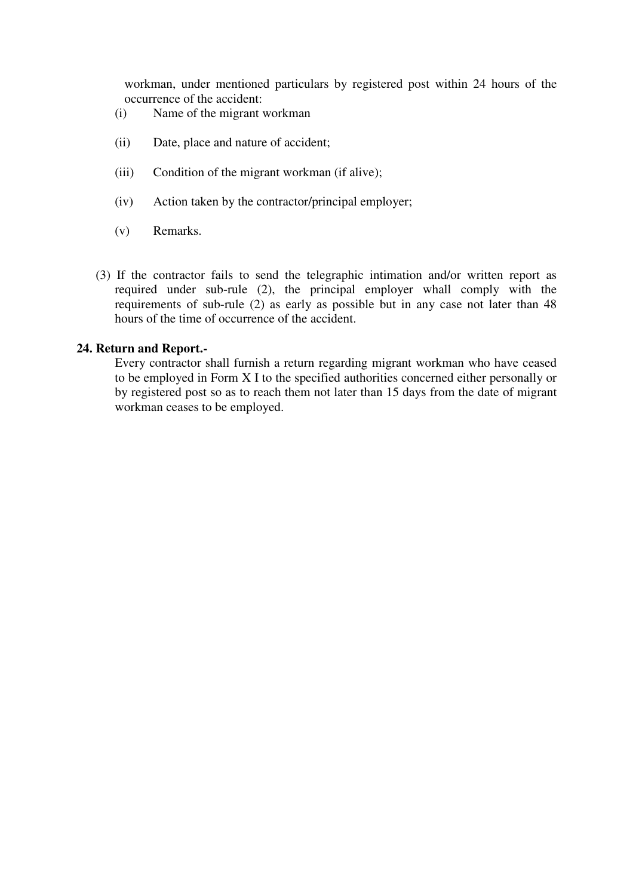workman, under mentioned particulars by registered post within 24 hours of the occurrence of the accident:

(i) Name of the migrant workman

(ii) Date, place and nature of accident;

(iii) Condition of the migrant workman (if alive);

(iv) Action taken by the contractor/principal employer;

(v) Remarks.

(3) If the contractor fails to send the telegraphic intimation and/or written report as required under sub-rule (2), the principal employer whall comply with the requirements of sub-rule (2) as early as possible but in any case not later than 48 hours of the time of occurrence of the accident.

**24. Return and Report.-**

Every contractor shall furnish a return regarding migrant workman who have ceased to be employed in Form X I to the specified authorities concerned either personally or by registered post so as to reach them not later than 15 days from the date of migrant workman ceases to be employed.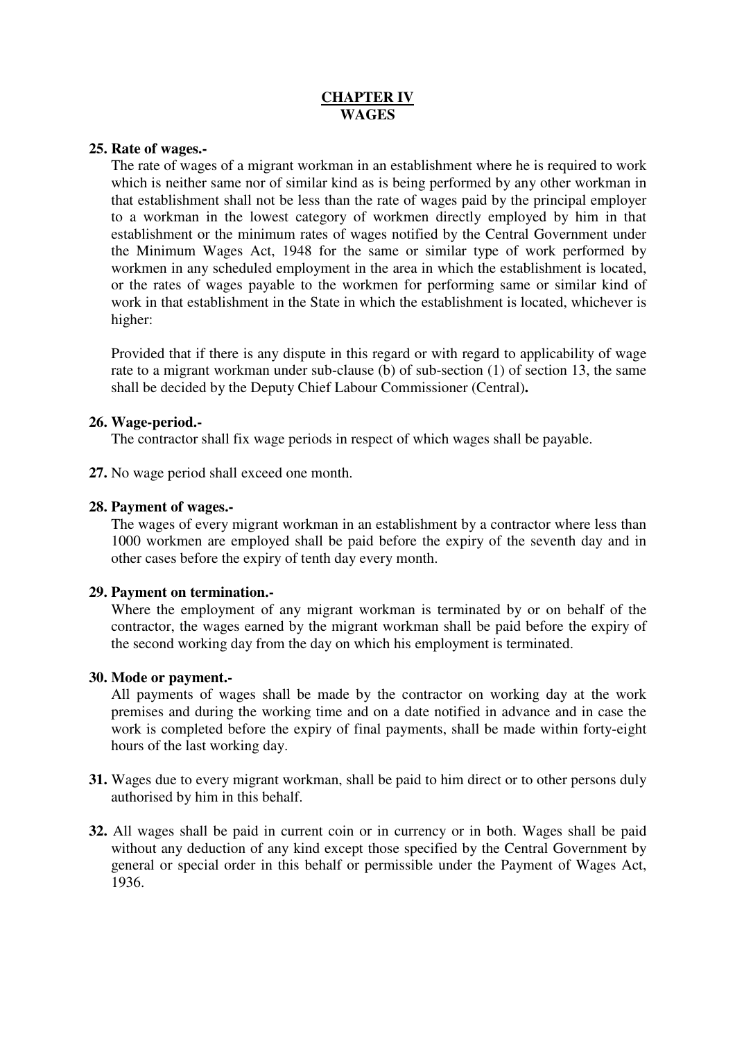# CHAPTER IV
## WAGES

**25. Rate of wages.-**

The rate of wages of a migrant workman in an establishment where he is required to work which is neither same nor of similar kind as is being performed by any other workman in that establishment shall not be less than the rate of wages paid by the principal employer to a workman in the lowest category of workmen directly employed by him in that establishment or the minimum rates of wages notified by the Central Government under the Minimum Wages Act, 1948 for the same or similar type of work performed by workmen in any scheduled employment in the area in which the establishment is located, or the rates of wages payable to the workmen for performing same or similar kind of work in that establishment in the State in which the establishment is located, whichever is higher:

Provided that if there is any dispute in this regard or with regard to applicability of wage rate to a migrant workman under sub-clause (b) of sub-section (1) of section 13, the same shall be decided by the Deputy Chief Labour Commissioner (Central)**.**

**26. Wage-period.-**

The contractor shall fix wage periods in respect of which wages shall be payable.

**27.** No wage period shall exceed one month.

**28. Payment of wages.-**

The wages of every migrant workman in an establishment by a contractor where less than 1000 workmen are employed shall be paid before the expiry of the seventh day and in other cases before the expiry of tenth day every month.

**29. Payment on termination.-**

Where the employment of any migrant workman is terminated by or on behalf of the contractor, the wages earned by the migrant workman shall be paid before the expiry of the second working day from the day on which his employment is terminated.

**30. Mode or payment.-**

All payments of wages shall be made by the contractor on working day at the work premises and during the working time and on a date notified in advance and in case the work is completed before the expiry of final payments, shall be made within forty-eight hours of the last working day.

**31.** Wages due to every migrant workman, shall be paid to him direct or to other persons duly authorised by him in this behalf.

**32.** All wages shall be paid in current coin or in currency or in both. Wages shall be paid without any deduction of any kind except those specified by the Central Government by general or special order in this behalf or permissible under the Payment of Wages Act, 1936.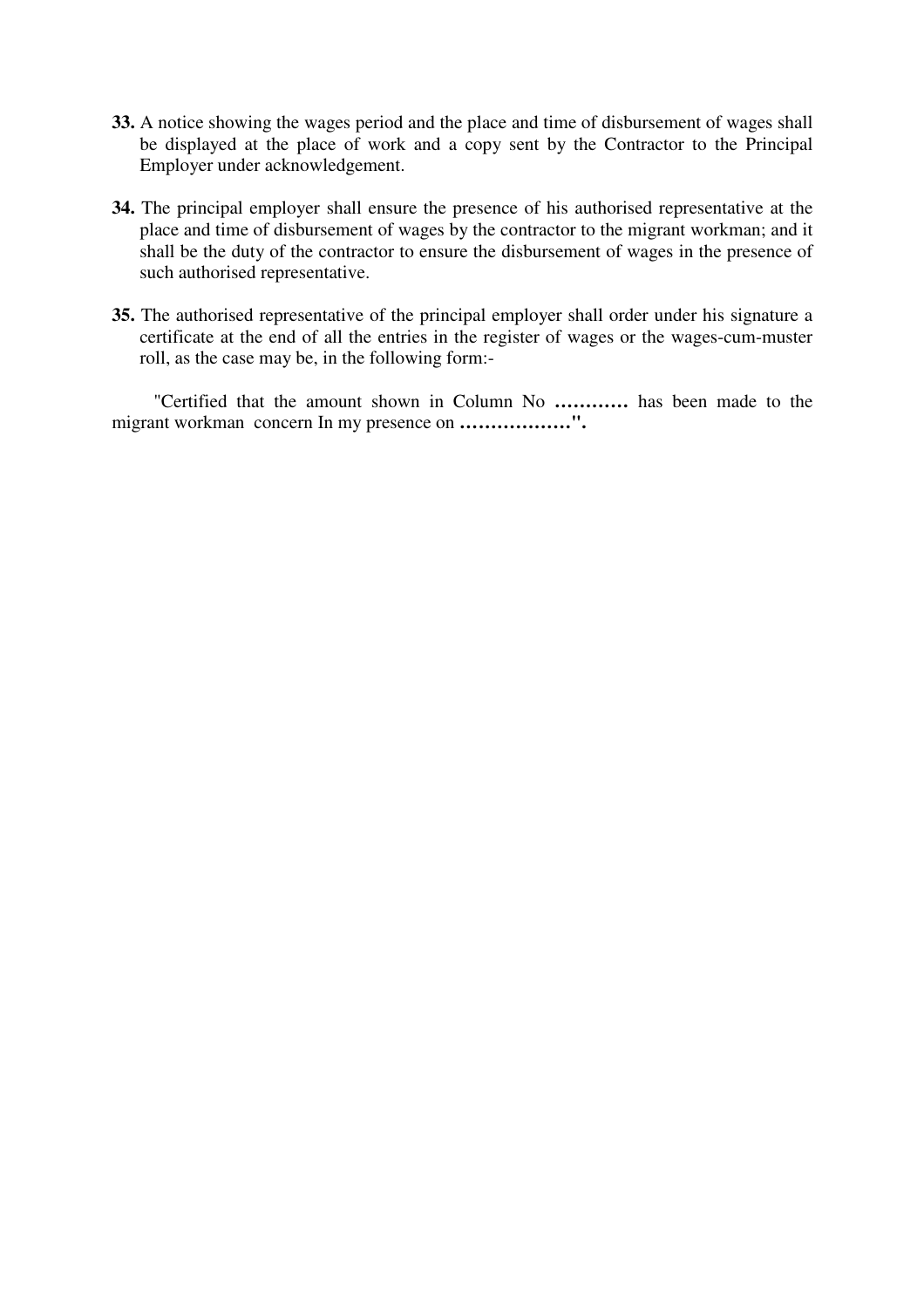**33.** A notice showing the wages period and the place and time of disbursement of wages shall be displayed at the place of work and a copy sent by the Contractor to the Principal Employer under acknowledgement.

**34.** The principal employer shall ensure the presence of his authorised representative at the place and time of disbursement of wages by the contractor to the migrant workman; and it shall be the duty of the contractor to ensure the disbursement of wages in the presence of such authorised representative.

**35.** The authorised representative of the principal employer shall order under his signature a certificate at the end of all the entries in the register of wages or the wages-cum-muster roll, as the case may be, in the following form:-

"Certified that the amount shown in Column No **…………** has been made to the migrant workman concern In my presence on **………………".**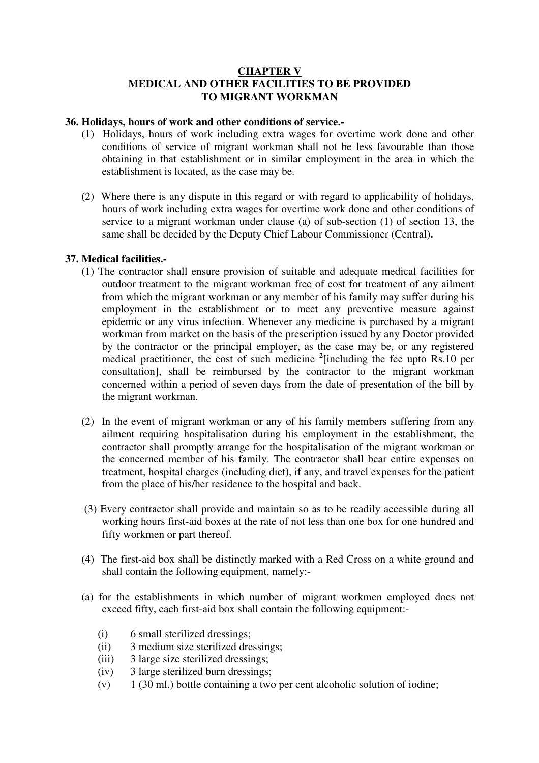## CHAPTER V
## MEDICAL AND OTHER FACILITIES TO BE PROVIDED TO MIGRANT WORKMAN

**36. Holidays, hours of work and other conditions of service.-**

(1) Holidays, hours of work including extra wages for overtime work done and other conditions of service of migrant workman shall not be less favourable than those obtaining in that establishment or in similar employment in the area in which the establishment is located, as the case may be.

(2) Where there is any dispute in this regard or with regard to applicability of holidays, hours of work including extra wages for overtime work done and other conditions of service to a migrant workman under clause (a) of sub-section (1) of section 13, the same shall be decided by the Deputy Chief Labour Commissioner (Central)**.**

**37. Medical facilities.-**

(1) The contractor shall ensure provision of suitable and adequate medical facilities for outdoor treatment to the migrant workman free of cost for treatment of any ailment from which the migrant workman or any member of his family may suffer during his employment in the establishment or to meet any preventive measure against epidemic or any virus infection. Whenever any medicine is purchased by a migrant workman from market on the basis of the prescription issued by any Doctor provided by the contractor or the principal employer, as the case may be, or any registered medical practitioner, the cost of such medicine [2][including the fee upto Rs.10 per consultation], shall be reimbursed by the contractor to the migrant workman concerned within a period of seven days from the date of presentation of the bill by the migrant workman.

(2) In the event of migrant workman or any of his family members suffering from any ailment requiring hospitalisation during his employment in the establishment, the contractor shall promptly arrange for the hospitalisation of the migrant workman or the concerned member of his family. The contractor shall bear entire expenses on treatment, hospital charges (including diet), if any, and travel expenses for the patient from the place of his/her residence to the hospital and back.

(3) Every contractor shall provide and maintain so as to be readily accessible during all working hours first-aid boxes at the rate of not less than one box for one hundred and fifty workmen or part thereof.

(4) The first-aid box shall be distinctly marked with a Red Cross on a white ground and shall contain the following equipment, namely:-

(a) for the establishments in which number of migrant workmen employed does not exceed fifty, each first-aid box shall contain the following equipment:-

- (i) 6 small sterilized dressings;
- (ii) 3 medium size sterilized dressings;
- (iii) 3 large size sterilized dressings;
- (iv) 3 large sterilized burn dressings;
- (v) 1 (30 ml.) bottle containing a two per cent alcoholic solution of iodine;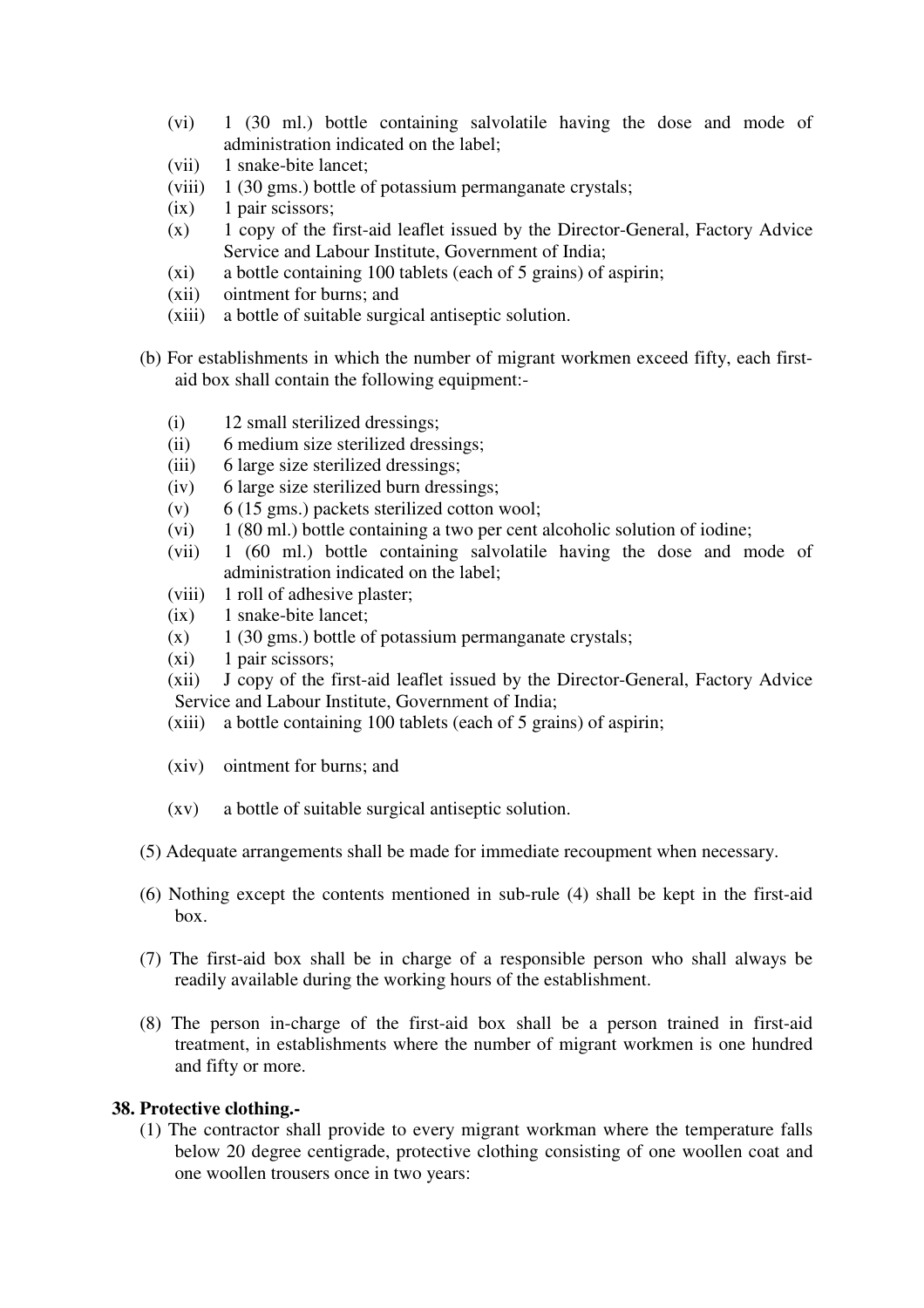- (vi) 1 (30 ml.) bottle containing salvolatile having the dose and mode of administration indicated on the label;
- (vii) 1 snake-bite lancet;
- (viii) 1 (30 gms.) bottle of potassium permanganate crystals;
- (ix) 1 pair scissors;
- (x) 1 copy of the first-aid leaflet issued by the Director-General, Factory Advice Service and Labour Institute, Government of India;
- (xi) a bottle containing 100 tablets (each of 5 grains) of aspirin;
- (xii) ointment for burns; and
- (xiii) a bottle of suitable surgical antiseptic solution.

(b) For establishments in which the number of migrant workmen exceed fifty, each first-aid box shall contain the following equipment:-

- (i) 12 small sterilized dressings;
- (ii) 6 medium size sterilized dressings;
- (iii) 6 large size sterilized dressings;
- (iv) 6 large size sterilized burn dressings;
- (v) 6 (15 gms.) packets sterilized cotton wool;
- (vi) 1 (80 ml.) bottle containing a two per cent alcoholic solution of iodine;
- (vii) 1 (60 ml.) bottle containing salvolatile having the dose and mode of administration indicated on the label;
- (viii) 1 roll of adhesive plaster;
- (ix) 1 snake-bite lancet;
- (x) 1 (30 gms.) bottle of potassium permanganate crystals;
- (xi) 1 pair scissors;
- (xii) J copy of the first-aid leaflet issued by the Director-General, Factory Advice Service and Labour Institute, Government of India;
- (xiii) a bottle containing 100 tablets (each of 5 grains) of aspirin;
- (xiv) ointment for burns; and
- (xv) a bottle of suitable surgical antiseptic solution.

(5) Adequate arrangements shall be made for immediate recoupment when necessary.

(6) Nothing except the contents mentioned in sub-rule (4) shall be kept in the first-aid box.

(7) The first-aid box shall be in charge of a responsible person who shall always be readily available during the working hours of the establishment.

(8) The person in-charge of the first-aid box shall be a person trained in first-aid treatment, in establishments where the number of migrant workmen is one hundred and fifty or more.

**38. Protective clothing.-**

(1) The contractor shall provide to every migrant workman where the temperature falls below 20 degree centigrade, protective clothing consisting of one woollen coat and one woollen trousers once in two years: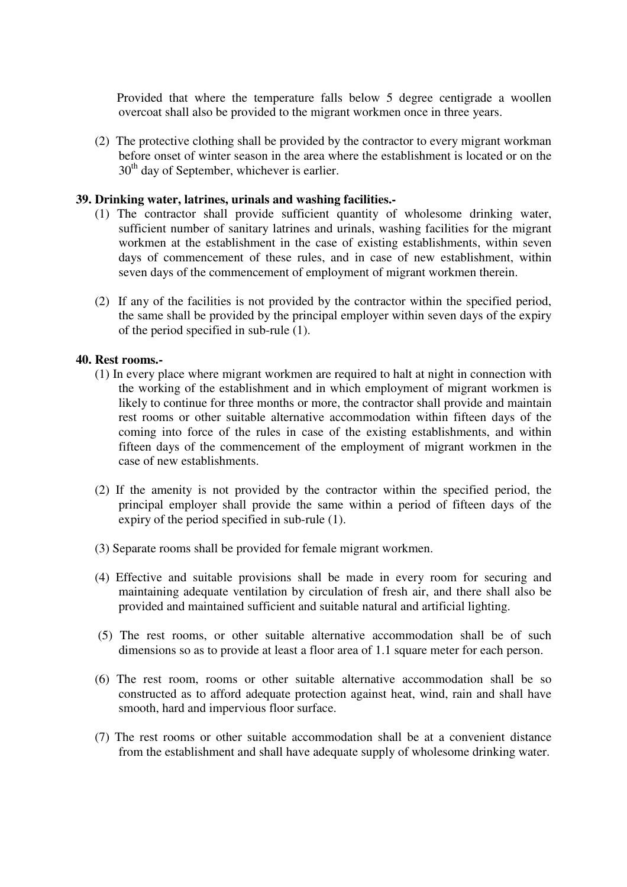Provided that where the temperature falls below 5 degree centigrade a woollen overcoat shall also be provided to the migrant workmen once in three years.

(2) The protective clothing shall be provided by the contractor to every migrant workman before onset of winter season in the area where the establishment is located or on the 30th day of September, whichever is earlier.

**39. Drinking water, latrines, urinals and washing facilities.-**

(1) The contractor shall provide sufficient quantity of wholesome drinking water, sufficient number of sanitary latrines and urinals, washing facilities for the migrant workmen at the establishment in the case of existing establishments, within seven days of commencement of these rules, and in case of new establishment, within seven days of the commencement of employment of migrant workmen therein.

(2) If any of the facilities is not provided by the contractor within the specified period, the same shall be provided by the principal employer within seven days of the expiry of the period specified in sub-rule (1).

**40. Rest rooms.-**

(1) In every place where migrant workmen are required to halt at night in connection with the working of the establishment and in which employment of migrant workmen is likely to continue for three months or more, the contractor shall provide and maintain rest rooms or other suitable alternative accommodation within fifteen days of the coming into force of the rules in case of the existing establishments, and within fifteen days of the commencement of the employment of migrant workmen in the case of new establishments.

(2) If the amenity is not provided by the contractor within the specified period, the principal employer shall provide the same within a period of fifteen days of the expiry of the period specified in sub-rule (1).

(3) Separate rooms shall be provided for female migrant workmen.

(4) Effective and suitable provisions shall be made in every room for securing and maintaining adequate ventilation by circulation of fresh air, and there shall also be provided and maintained sufficient and suitable natural and artificial lighting.

(5) The rest rooms, or other suitable alternative accommodation shall be of such dimensions so as to provide at least a floor area of 1.1 square meter for each person.

(6) The rest room, rooms or other suitable alternative accommodation shall be so constructed as to afford adequate protection against heat, wind, rain and shall have smooth, hard and impervious floor surface.

(7) The rest rooms or other suitable accommodation shall be at a convenient distance from the establishment and shall have adequate supply of wholesome drinking water.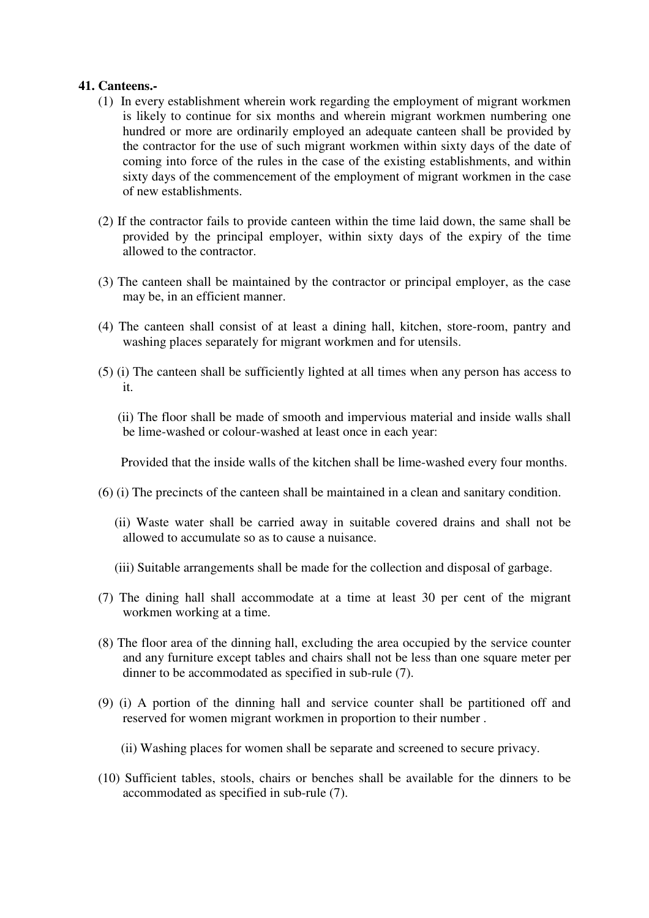**41. Canteens.-**

(1) In every establishment wherein work regarding the employment of migrant workmen is likely to continue for six months and wherein migrant workmen numbering one hundred or more are ordinarily employed an adequate canteen shall be provided by the contractor for the use of such migrant workmen within sixty days of the date of coming into force of the rules in the case of the existing establishments, and within sixty days of the commencement of the employment of migrant workmen in the case of new establishments.

(2) If the contractor fails to provide canteen within the time laid down, the same shall be provided by the principal employer, within sixty days of the expiry of the time allowed to the contractor.

(3) The canteen shall be maintained by the contractor or principal employer, as the case may be, in an efficient manner.

(4) The canteen shall consist of at least a dining hall, kitchen, store-room, pantry and washing places separately for migrant workmen and for utensils.

(5) (i) The canteen shall be sufficiently lighted at all times when any person has access to it.

(ii) The floor shall be made of smooth and impervious material and inside walls shall be lime-washed or colour-washed at least once in each year:

Provided that the inside walls of the kitchen shall be lime-washed every four months.

(6) (i) The precincts of the canteen shall be maintained in a clean and sanitary condition.

(ii) Waste water shall be carried away in suitable covered drains and shall not be allowed to accumulate so as to cause a nuisance.

(iii) Suitable arrangements shall be made for the collection and disposal of garbage.

(7) The dining hall shall accommodate at a time at least 30 per cent of the migrant workmen working at a time.

(8) The floor area of the dinning hall, excluding the area occupied by the service counter and any furniture except tables and chairs shall not be less than one square meter per dinner to be accommodated as specified in sub-rule (7).

(9) (i) A portion of the dinning hall and service counter shall be partitioned off and reserved for women migrant workmen in proportion to their number .

(ii) Washing places for women shall be separate and screened to secure privacy.

(10) Sufficient tables, stools, chairs or benches shall be available for the dinners to be accommodated as specified in sub-rule (7).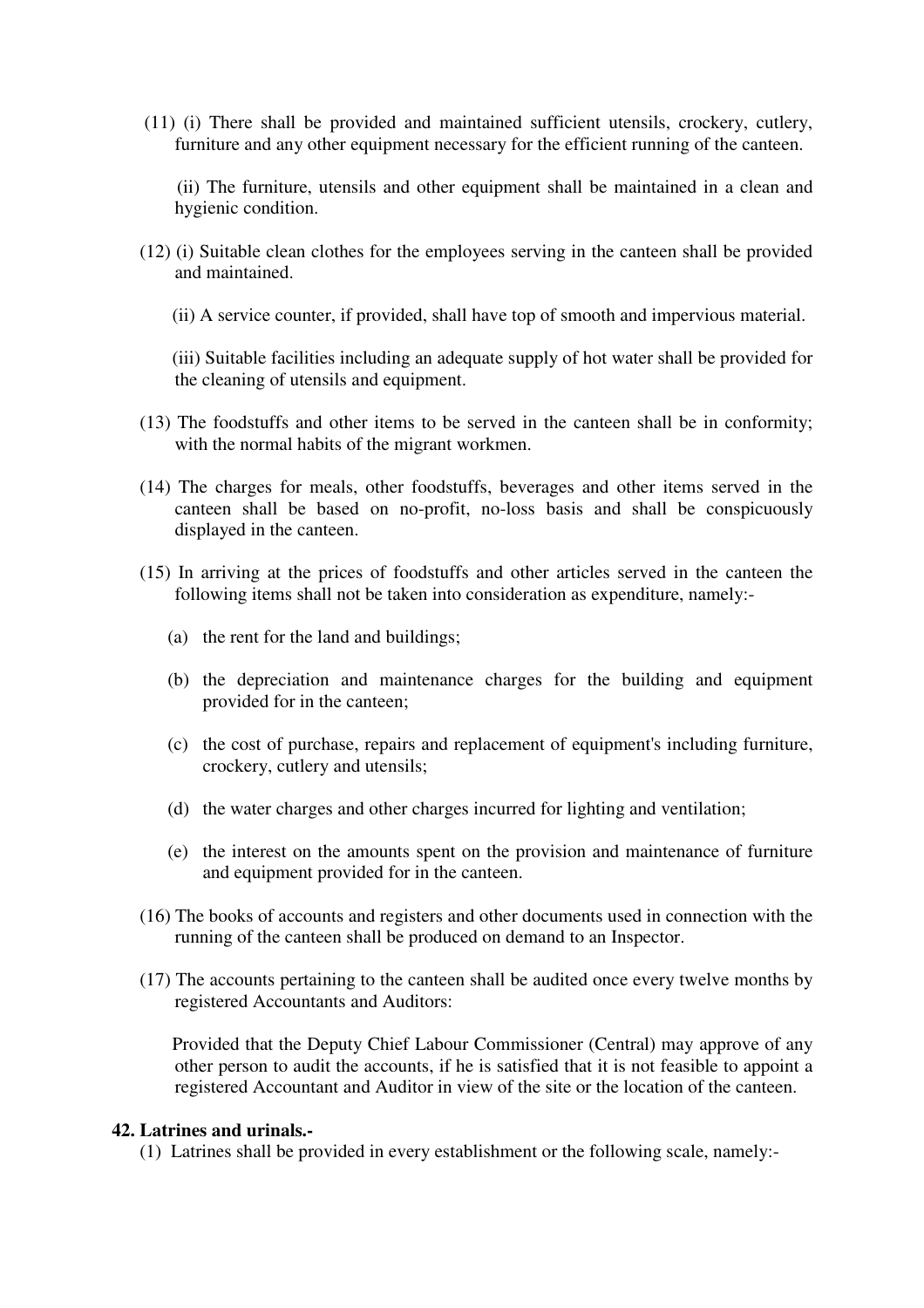(11) (i) There shall be provided and maintained sufficient utensils, crockery, cutlery, furniture and any other equipment necessary for the efficient running of the canteen.

(ii) The furniture, utensils and other equipment shall be maintained in a clean and hygienic condition.

(12) (i) Suitable clean clothes for the employees serving in the canteen shall be provided and maintained.

(ii) A service counter, if provided, shall have top of smooth and impervious material.

(iii) Suitable facilities including an adequate supply of hot water shall be provided for the cleaning of utensils and equipment.

(13) The foodstuffs and other items to be served in the canteen shall be in conformity; with the normal habits of the migrant workmen.

(14) The charges for meals, other foodstuffs, beverages and other items served in the canteen shall be based on no-profit, no-loss basis and shall be conspicuously displayed in the canteen.

(15) In arriving at the prices of foodstuffs and other articles served in the canteen the following items shall not be taken into consideration as expenditure, namely:-

(a) the rent for the land and buildings;

(b) the depreciation and maintenance charges for the building and equipment provided for in the canteen;

(c) the cost of purchase, repairs and replacement of equipment's including furniture, crockery, cutlery and utensils;

(d) the water charges and other charges incurred for lighting and ventilation;

(e) the interest on the amounts spent on the provision and maintenance of furniture and equipment provided for in the canteen.

(16) The books of accounts and registers and other documents used in connection with the running of the canteen shall be produced on demand to an Inspector.

(17) The accounts pertaining to the canteen shall be audited once every twelve months by registered Accountants and Auditors:

Provided that the Deputy Chief Labour Commissioner (Central) may approve of any other person to audit the accounts, if he is satisfied that it is not feasible to appoint a registered Accountant and Auditor in view of the site or the location of the canteen.

**42. Latrines and urinals.-**

(1) Latrines shall be provided in every establishment or the following scale, namely:-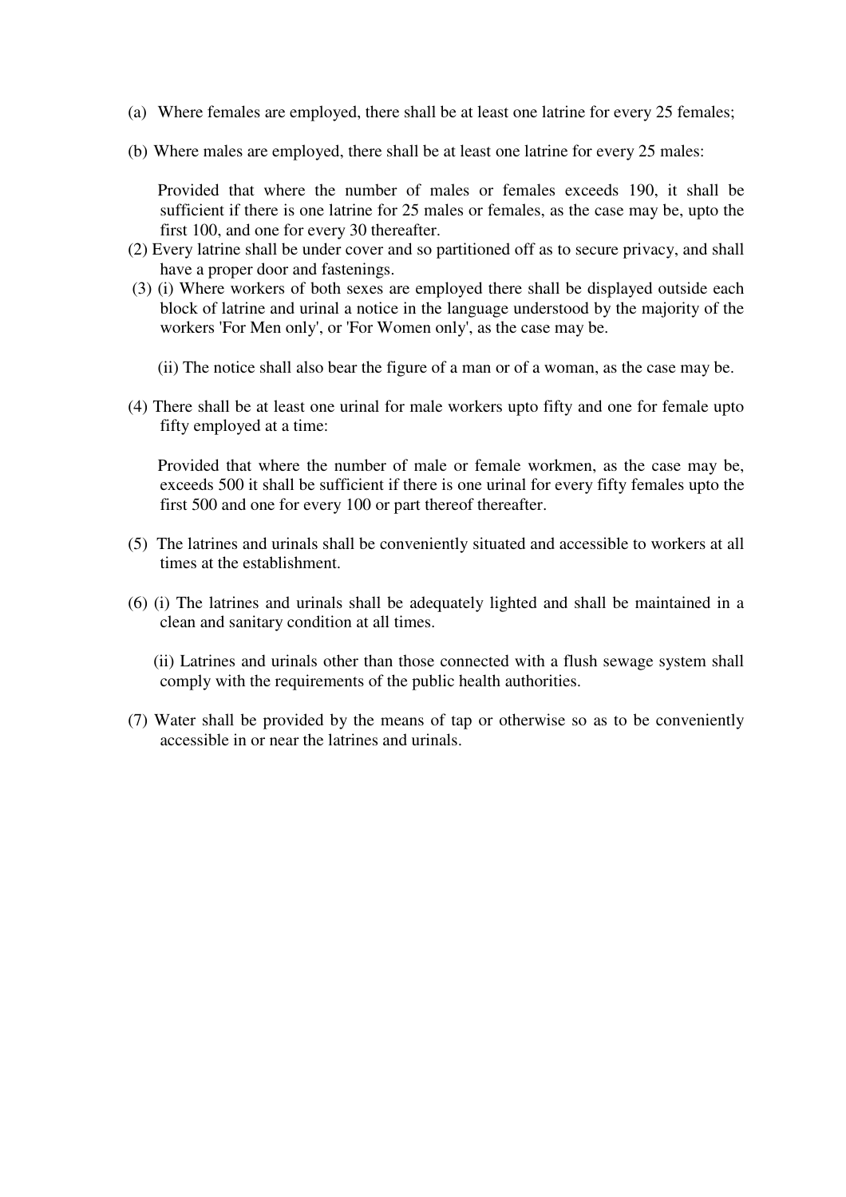(a) Where females are employed, there shall be at least one latrine for every 25 females;

(b) Where males are employed, there shall be at least one latrine for every 25 males:

Provided that where the number of males or females exceeds 190, it shall be sufficient if there is one latrine for 25 males or females, as the case may be, upto the first 100, and one for every 30 thereafter.

(2) Every latrine shall be under cover and so partitioned off as to secure privacy, and shall have a proper door and fastenings.

(3) (i) Where workers of both sexes are employed there shall be displayed outside each block of latrine and urinal a notice in the language understood by the majority of the workers 'For Men only', or 'For Women only', as the case may be.

(ii) The notice shall also bear the figure of a man or of a woman, as the case may be.

(4) There shall be at least one urinal for male workers upto fifty and one for female upto fifty employed at a time:

Provided that where the number of male or female workmen, as the case may be, exceeds 500 it shall be sufficient if there is one urinal for every fifty females upto the first 500 and one for every 100 or part thereof thereafter.

(5) The latrines and urinals shall be conveniently situated and accessible to workers at all times at the establishment.

(6) (i) The latrines and urinals shall be adequately lighted and shall be maintained in a clean and sanitary condition at all times.

(ii) Latrines and urinals other than those connected with a flush sewage system shall comply with the requirements of the public health authorities.

(7) Water shall be provided by the means of tap or otherwise so as to be conveniently accessible in or near the latrines and urinals.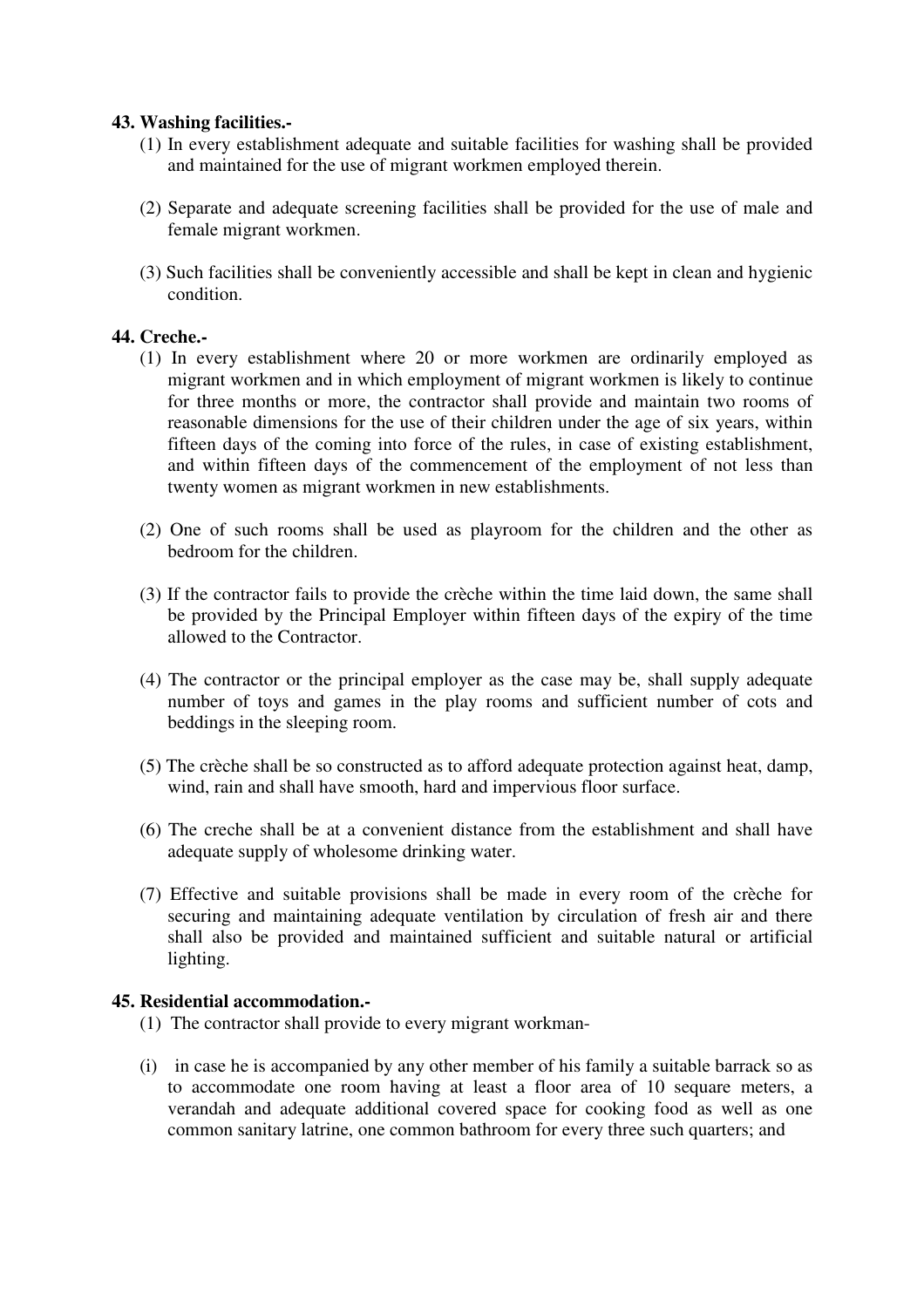**43. Washing facilities.-**

(1) In every establishment adequate and suitable facilities for washing shall be provided and maintained for the use of migrant workmen employed therein.

(2) Separate and adequate screening facilities shall be provided for the use of male and female migrant workmen.

(3) Such facilities shall be conveniently accessible and shall be kept in clean and hygienic condition.

**44. Creche.-**

(1) In every establishment where 20 or more workmen are ordinarily employed as migrant workmen and in which employment of migrant workmen is likely to continue for three months or more, the contractor shall provide and maintain two rooms of reasonable dimensions for the use of their children under the age of six years, within fifteen days of the coming into force of the rules, in case of existing establishment, and within fifteen days of the commencement of the employment of not less than twenty women as migrant workmen in new establishments.

(2) One of such rooms shall be used as playroom for the children and the other as bedroom for the children.

(3) If the contractor fails to provide the crèche within the time laid down, the same shall be provided by the Principal Employer within fifteen days of the expiry of the time allowed to the Contractor.

(4) The contractor or the principal employer as the case may be, shall supply adequate number of toys and games in the play rooms and sufficient number of cots and beddings in the sleeping room.

(5) The crèche shall be so constructed as to afford adequate protection against heat, damp, wind, rain and shall have smooth, hard and impervious floor surface.

(6) The creche shall be at a convenient distance from the establishment and shall have adequate supply of wholesome drinking water.

(7) Effective and suitable provisions shall be made in every room of the crèche for securing and maintaining adequate ventilation by circulation of fresh air and there shall also be provided and maintained sufficient and suitable natural or artificial lighting.

**45. Residential accommodation.-**

(1) The contractor shall provide to every migrant workman-

(i) in case he is accompanied by any other member of his family a suitable barrack so as to accommodate one room having at least a floor area of 10 sequare meters, a verandah and adequate additional covered space for cooking food as well as one common sanitary latrine, one common bathroom for every three such quarters; and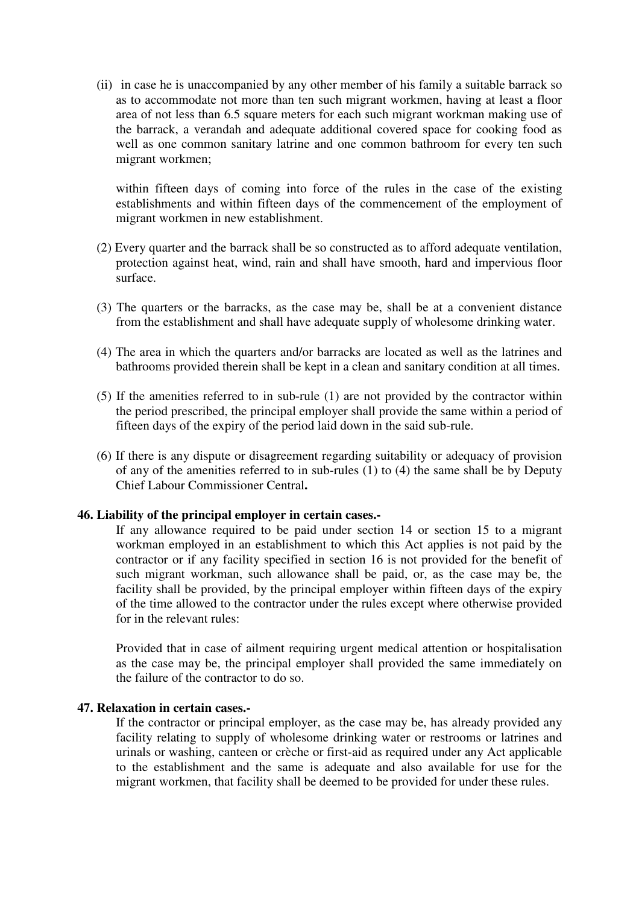(ii) in case he is unaccompanied by any other member of his family a suitable barrack so as to accommodate not more than ten such migrant workmen, having at least a floor area of not less than 6.5 square meters for each such migrant workman making use of the barrack, a verandah and adequate additional covered space for cooking food as well as one common sanitary latrine and one common bathroom for every ten such migrant workmen;

within fifteen days of coming into force of the rules in the case of the existing establishments and within fifteen days of the commencement of the employment of migrant workmen in new establishment.

(2) Every quarter and the barrack shall be so constructed as to afford adequate ventilation, protection against heat, wind, rain and shall have smooth, hard and impervious floor surface.

(3) The quarters or the barracks, as the case may be, shall be at a convenient distance from the establishment and shall have adequate supply of wholesome drinking water.

(4) The area in which the quarters and/or barracks are located as well as the latrines and bathrooms provided therein shall be kept in a clean and sanitary condition at all times.

(5) If the amenities referred to in sub-rule (1) are not provided by the contractor within the period prescribed, the principal employer shall provide the same within a period of fifteen days of the expiry of the period laid down in the said sub-rule.

(6) If there is any dispute or disagreement regarding suitability or adequacy of provision of any of the amenities referred to in sub-rules (1) to (4) the same shall be by Deputy Chief Labour Commissioner Central**.**

**46. Liability of the principal employer in certain cases.-**

If any allowance required to be paid under section 14 or section 15 to a migrant workman employed in an establishment to which this Act applies is not paid by the contractor or if any facility specified in section 16 is not provided for the benefit of such migrant workman, such allowance shall be paid, or, as the case may be, the facility shall be provided, by the principal employer within fifteen days of the expiry of the time allowed to the contractor under the rules except where otherwise provided for in the relevant rules:

Provided that in case of ailment requiring urgent medical attention or hospitalisation as the case may be, the principal employer shall provided the same immediately on the failure of the contractor to do so.

**47. Relaxation in certain cases.-**

If the contractor or principal employer, as the case may be, has already provided any facility relating to supply of wholesome drinking water or restrooms or latrines and urinals or washing, canteen or crèche or first-aid as required under any Act applicable to the establishment and the same is adequate and also available for use for the migrant workmen, that facility shall be deemed to be provided for under these rules.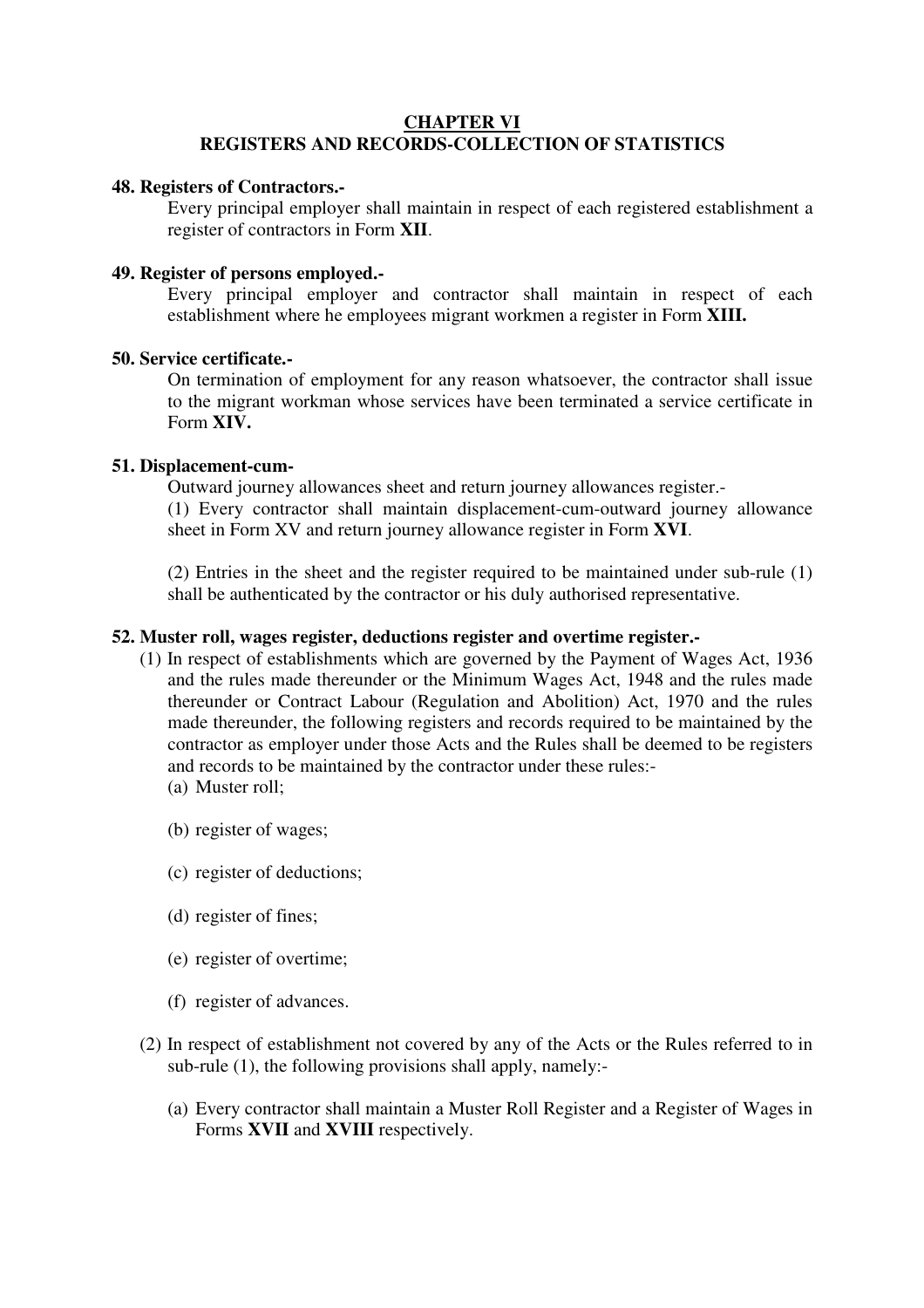## CHAPTER VI
## REGISTERS AND RECORDS-COLLECTION OF STATISTICS

**48. Registers of Contractors.-**

Every principal employer shall maintain in respect of each registered establishment a register of contractors in Form **XII**.

**49. Register of persons employed.-**

Every principal employer and contractor shall maintain in respect of each establishment where he employees migrant workmen a register in Form **XIII.**

**50. Service certificate.-**

On termination of employment for any reason whatsoever, the contractor shall issue to the migrant workman whose services have been terminated a service certificate in Form **XIV.**

**51. Displacement-cum-**

Outward journey allowances sheet and return journey allowances register.-

(1) Every contractor shall maintain displacement-cum-outward journey allowance sheet in Form XV and return journey allowance register in Form **XVI**.

(2) Entries in the sheet and the register required to be maintained under sub-rule (1) shall be authenticated by the contractor or his duly authorised representative.

**52. Muster roll, wages register, deductions register and overtime register.-**

(1) In respect of establishments which are governed by the Payment of Wages Act, 1936 and the rules made thereunder or the Minimum Wages Act, 1948 and the rules made thereunder or Contract Labour (Regulation and Abolition) Act, 1970 and the rules made thereunder, the following registers and records required to be maintained by the contractor as employer under those Acts and the Rules shall be deemed to be registers and records to be maintained by the contractor under these rules:-

(a) Muster roll;

(b) register of wages;

(c) register of deductions;

(d) register of fines;

(e) register of overtime;

(f) register of advances.

(2) In respect of establishment not covered by any of the Acts or the Rules referred to in sub-rule (1), the following provisions shall apply, namely:-

(a) Every contractor shall maintain a Muster Roll Register and a Register of Wages in Forms **XVII** and **XVIII** respectively.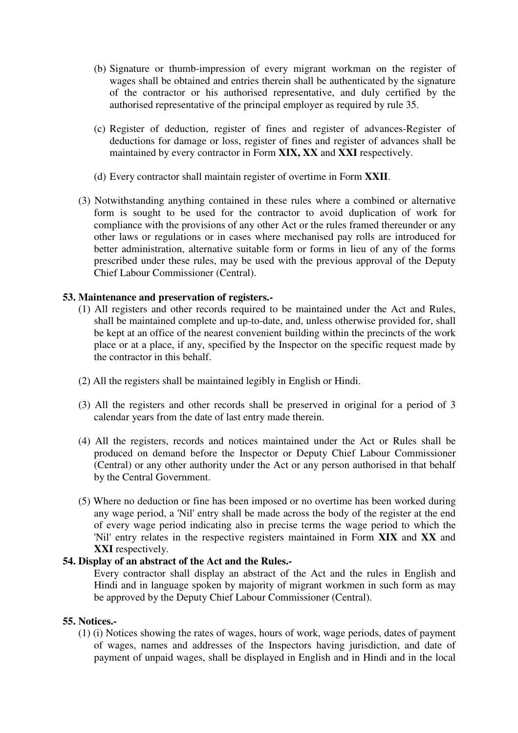(b) Signature or thumb-impression of every migrant workman on the register of wages shall be obtained and entries therein shall be authenticated by the signature of the contractor or his authorised representative, and duly certified by the authorised representative of the principal employer as required by rule 35.

(c) Register of deduction, register of fines and register of advances-Register of deductions for damage or loss, register of fines and register of advances shall be maintained by every contractor in Form **XIX, XX** and **XXI** respectively.

(d) Every contractor shall maintain register of overtime in Form **XXII**.

(3) Notwithstanding anything contained in these rules where a combined or alternative form is sought to be used for the contractor to avoid duplication of work for compliance with the provisions of any other Act or the rules framed thereunder or any other laws or regulations or in cases where mechanised pay rolls are introduced for better administration, alternative suitable form or forms in lieu of any of the forms prescribed under these rules, may be used with the previous approval of the Deputy Chief Labour Commissioner (Central).

**53. Maintenance and preservation of registers.-**

(1) All registers and other records required to be maintained under the Act and Rules, shall be maintained complete and up-to-date, and, unless otherwise provided for, shall be kept at an office of the nearest convenient building within the precincts of the work place or at a place, if any, specified by the Inspector on the specific request made by the contractor in this behalf.

(2) All the registers shall be maintained legibly in English or Hindi.

(3) All the registers and other records shall be preserved in original for a period of 3 calendar years from the date of last entry made therein.

(4) All the registers, records and notices maintained under the Act or Rules shall be produced on demand before the Inspector or Deputy Chief Labour Commissioner (Central) or any other authority under the Act or any person authorised in that behalf by the Central Government.

(5) Where no deduction or fine has been imposed or no overtime has been worked during any wage period, a 'Nil' entry shall be made across the body of the register at the end of every wage period indicating also in precise terms the wage period to which the 'Nil' entry relates in the respective registers maintained in Form **XIX** and **XX** and **XXI** respectively.

**54. Display of an abstract of the Act and the Rules.-**

Every contractor shall display an abstract of the Act and the rules in English and Hindi and in language spoken by majority of migrant workmen in such form as may be approved by the Deputy Chief Labour Commissioner (Central).

**55. Notices.-**

(1) (i) Notices showing the rates of wages, hours of work, wage periods, dates of payment of wages, names and addresses of the Inspectors having jurisdiction, and date of payment of unpaid wages, shall be displayed in English and in Hindi and in the local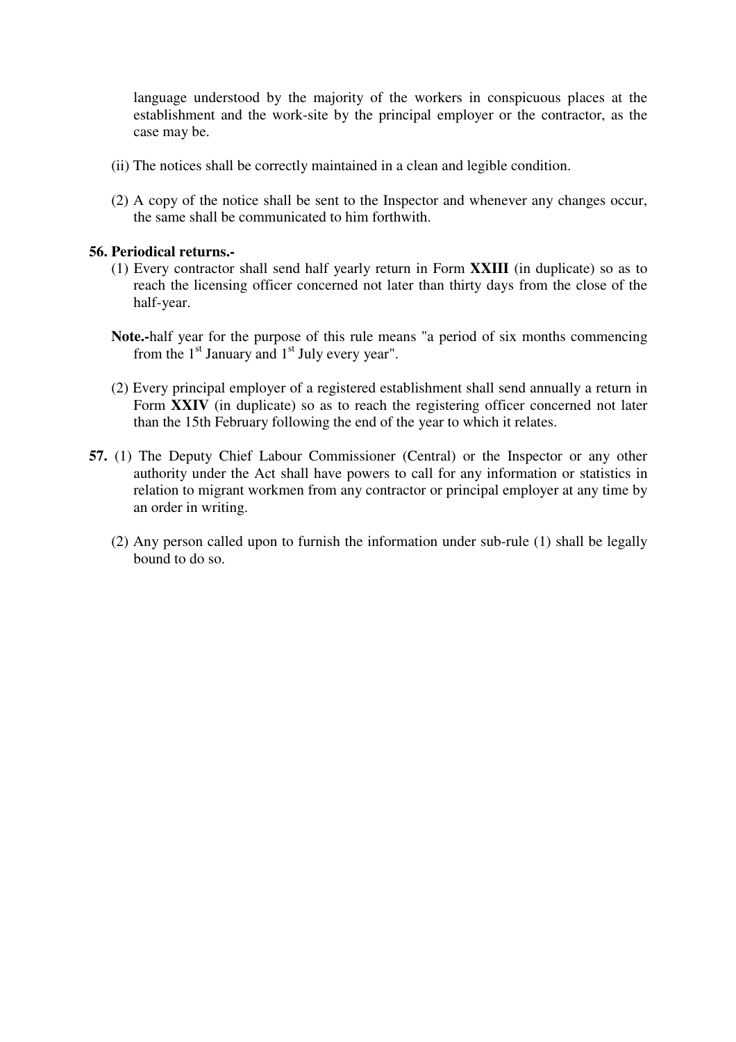language understood by the majority of the workers in conspicuous places at the establishment and the work-site by the principal employer or the contractor, as the case may be.

(ii) The notices shall be correctly maintained in a clean and legible condition.

(2) A copy of the notice shall be sent to the Inspector and whenever any changes occur, the same shall be communicated to him forthwith.

**56. Periodical returns.-**

(1) Every contractor shall send half yearly return in Form **XXIII** (in duplicate) so as to reach the licensing officer concerned not later than thirty days from the close of the half-year.

**Note.-**half year for the purpose of this rule means "a period of six months commencing from the 1st January and 1st July every year".

(2) Every principal employer of a registered establishment shall send annually a return in Form **XXIV** (in duplicate) so as to reach the registering officer concerned not later than the 15th February following the end of the year to which it relates.

**57.** (1) The Deputy Chief Labour Commissioner (Central) or the Inspector or any other authority under the Act shall have powers to call for any information or statistics in relation to migrant workmen from any contractor or principal employer at any time by an order in writing.

(2) Any person called upon to furnish the information under sub-rule (1) shall be legally bound to do so.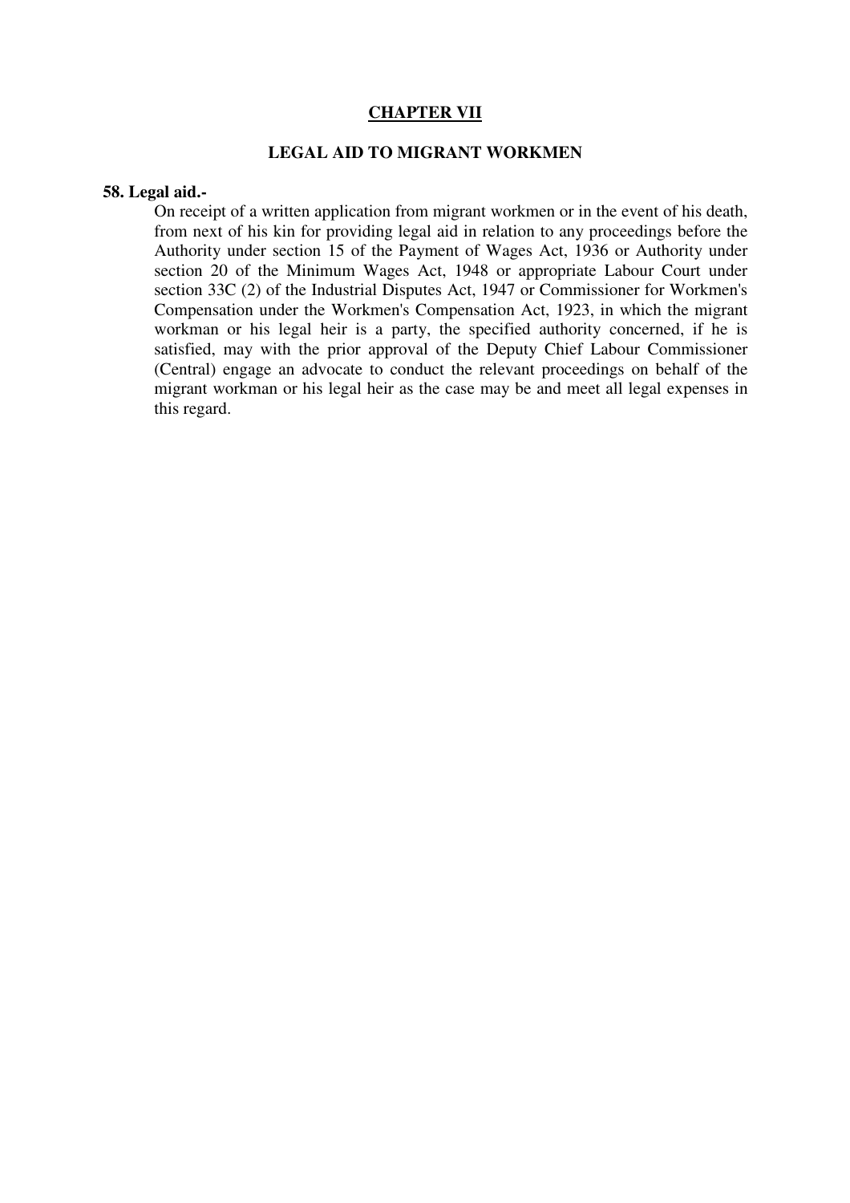## CHAPTER VII

### LEGAL AID TO MIGRANT WORKMEN

**58. Legal aid.-**

On receipt of a written application from migrant workmen or in the event of his death, from next of his kin for providing legal aid in relation to any proceedings before the Authority under section 15 of the Payment of Wages Act, 1936 or Authority under section 20 of the Minimum Wages Act, 1948 or appropriate Labour Court under section 33C (2) of the Industrial Disputes Act, 1947 or Commissioner for Workmen's Compensation under the Workmen's Compensation Act, 1923, in which the migrant workman or his legal heir is a party, the specified authority concerned, if he is satisfied, may with the prior approval of the Deputy Chief Labour Commissioner (Central) engage an advocate to conduct the relevant proceedings on behalf of the migrant workman or his legal heir as the case may be and meet all legal expenses in this regard.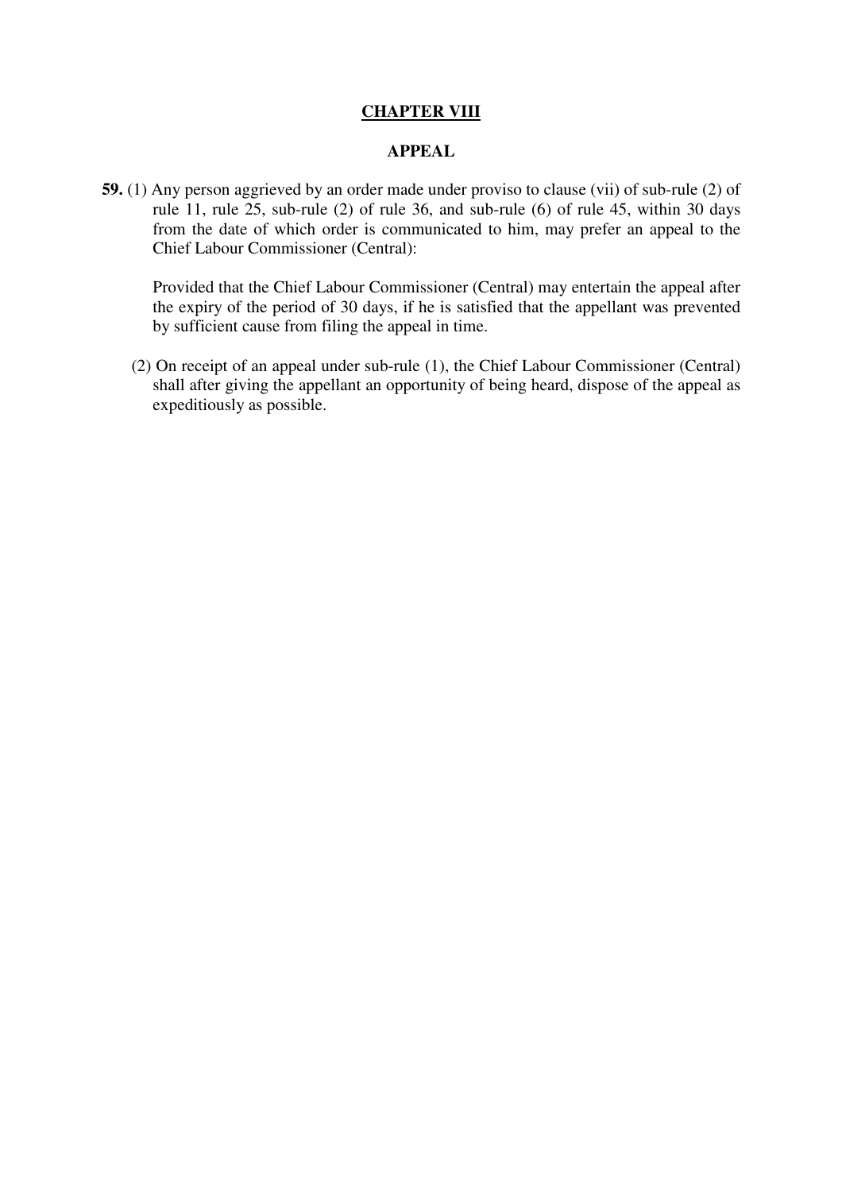## CHAPTER VIII

### APPEAL

**59.** (1) Any person aggrieved by an order made under proviso to clause (vii) of sub-rule (2) of rule 11, rule 25, sub-rule (2) of rule 36, and sub-rule (6) of rule 45, within 30 days from the date of which order is communicated to him, may prefer an appeal to the Chief Labour Commissioner (Central):

Provided that the Chief Labour Commissioner (Central) may entertain the appeal after the expiry of the period of 30 days, if he is satisfied that the appellant was prevented by sufficient cause from filing the appeal in time.

(2) On receipt of an appeal under sub-rule (1), the Chief Labour Commissioner (Central) shall after giving the appellant an opportunity of being heard, dispose of the appeal as expeditiously as possible.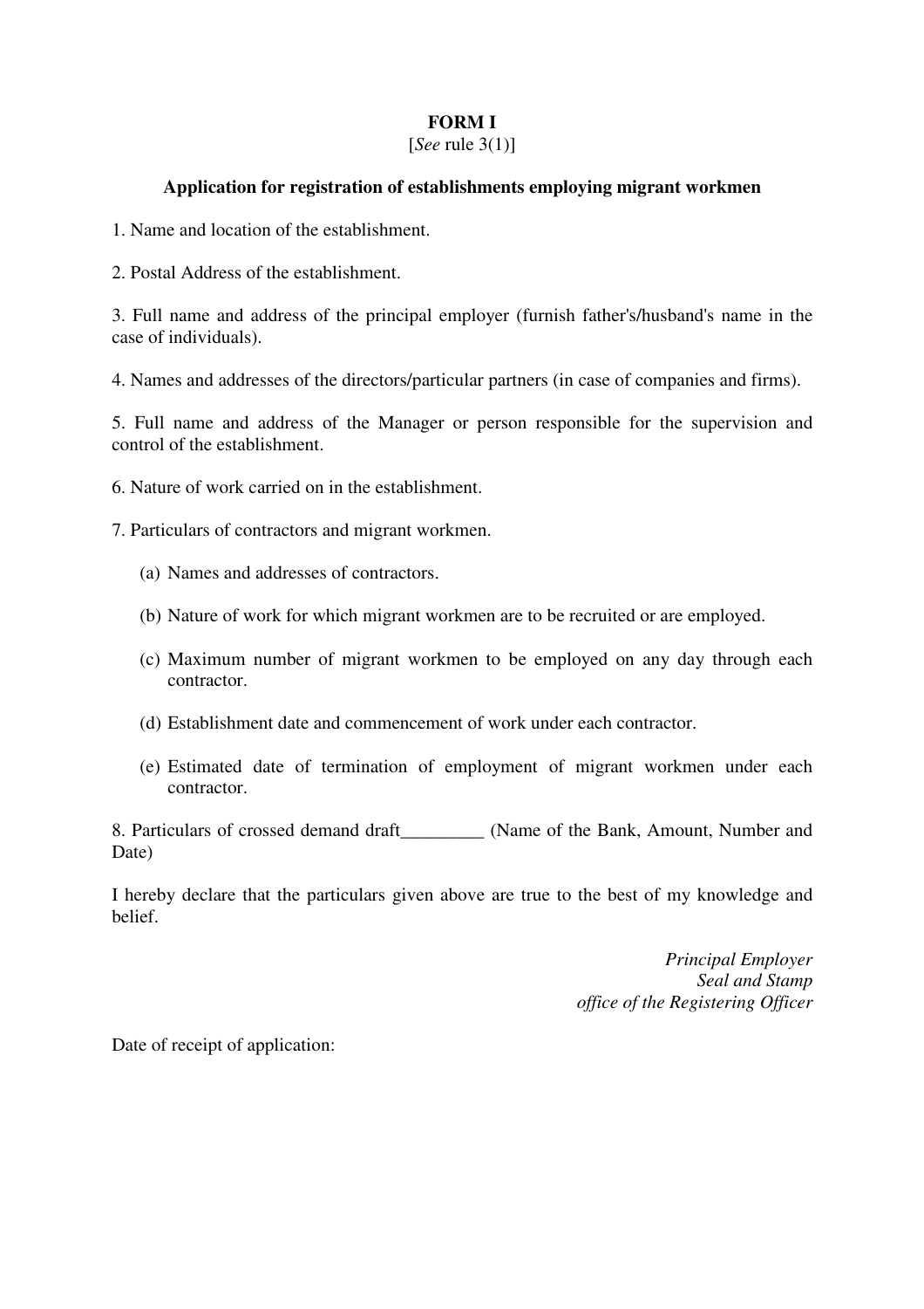**FORM I**

[*See* rule 3(1)]

**Application for registration of establishments employing migrant workmen**

1. Name and location of the establishment.

2. Postal Address of the establishment.

3. Full name and address of the principal employer (furnish father's/husband's name in the case of individuals).

4. Names and addresses of the directors/particular partners (in case of companies and firms).

5. Full name and address of the Manager or person responsible for the supervision and control of the establishment.

6. Nature of work carried on in the establishment.

7. Particulars of contractors and migrant workmen.

   (a) Names and addresses of contractors.

   (b) Nature of work for which migrant workmen are to be recruited or are employed.

   (c) Maximum number of migrant workmen to be employed on any day through each contractor.

   (d) Establishment date and commencement of work under each contractor.

   (e) Estimated date of termination of employment of migrant workmen under each contractor.

8. Particulars of crossed demand draft_________ (Name of the Bank, Amount, Number and Date)

I hereby declare that the particulars given above are true to the best of my knowledge and belief.

*Principal Employer*
*Seal and Stamp*
*office of the Registering Officer*

Date of receipt of application: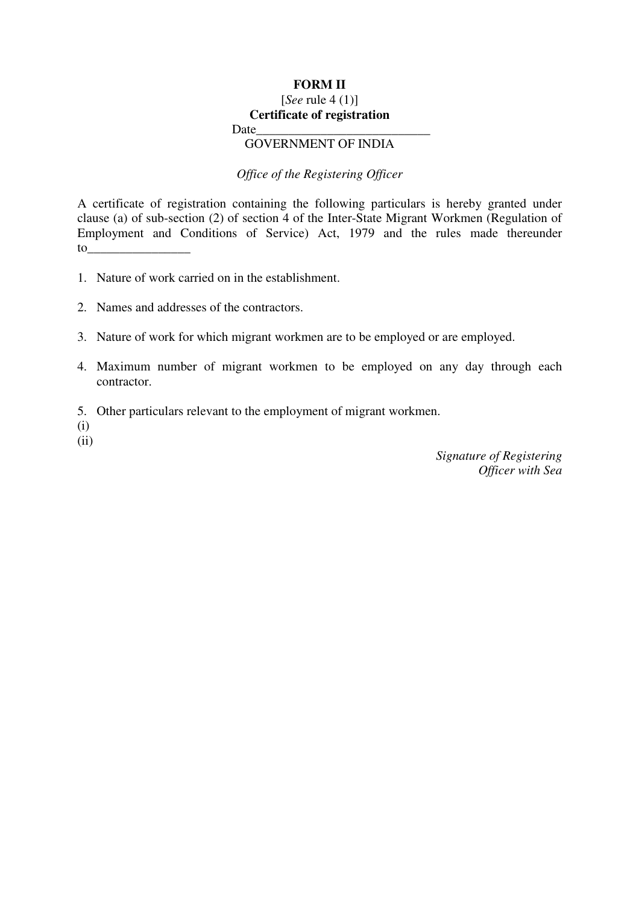**FORM II**

[*See* rule 4 (1)]

**Certificate of registration**

Date____________________________

GOVERNMENT OF INDIA

*Office of the Registering Officer*

A certificate of registration containing the following particulars is hereby granted under clause (a) of sub-section (2) of section 4 of the Inter-State Migrant Workmen (Regulation of Employment and Conditions of Service) Act, 1979 and the rules made thereunder to________________

1. Nature of work carried on in the establishment.

2. Names and addresses of the contractors.

3. Nature of work for which migrant workmen are to be employed or are employed.

4. Maximum number of migrant workmen to be employed on any day through each contractor.

5. Other particulars relevant to the employment of migrant workmen.

(i)

(ii)

*Signature of Registering Officer with Sea*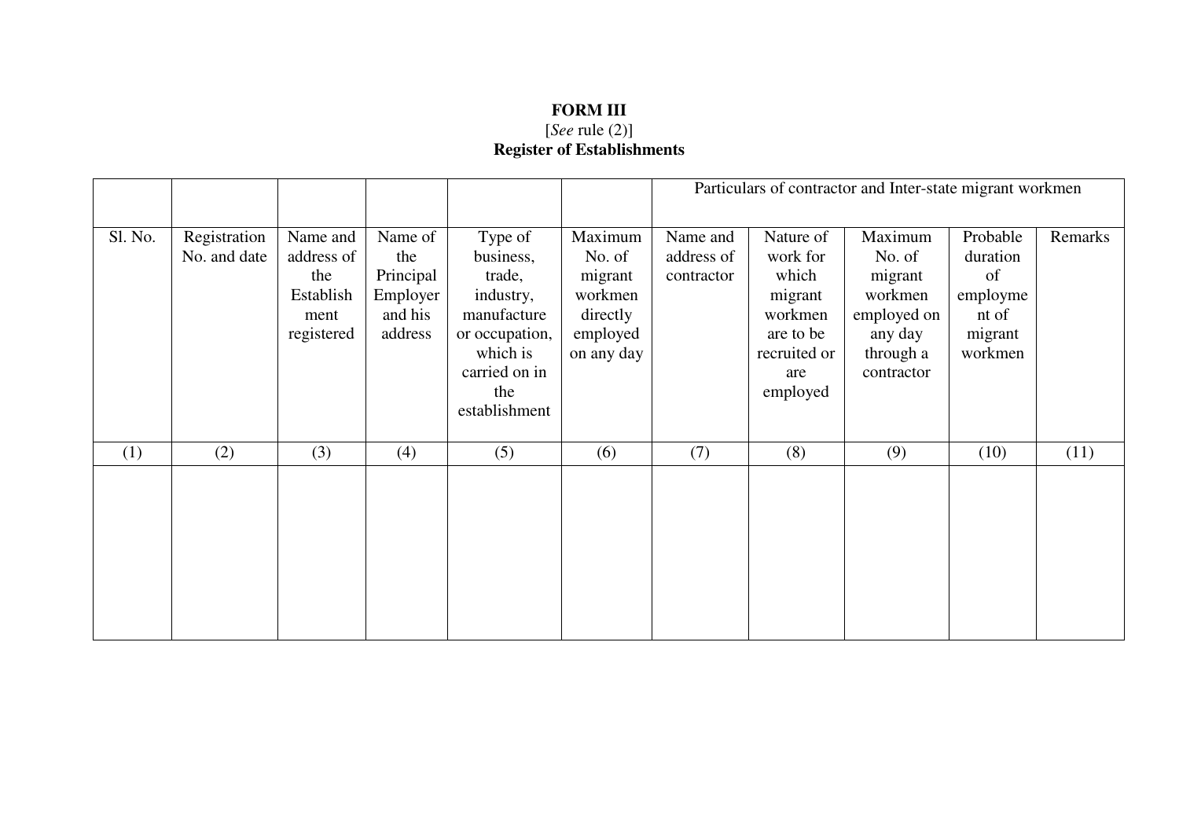**FORM III**

[*See* rule (2)]

**Register of Establishments**

| | | | | | | Particulars of contractor and Inter-state migrant workmen | | | | |
|---|---|---|---|---|---|---|---|---|---|---|
| Sl. No. | Registration No. and date | Name and address of the Establishment registered | Name of the Principal Employer and his address | Type of business, trade, industry, manufacture or occupation, which is carried on in the establishment | Maximum No. of migrant workmen directly employed on any day | Name and address of contractor | Nature of work for which migrant workmen are to be recruited or are employed | Maximum No. of migrant workmen employed on any day through a contractor | Probable duration of employment of migrant workmen | Remarks |
| (1) | (2) | (3) | (4) | (5) | (6) | (7) | (8) | (9) | (10) | (11) |
| | | | | | | | | | | |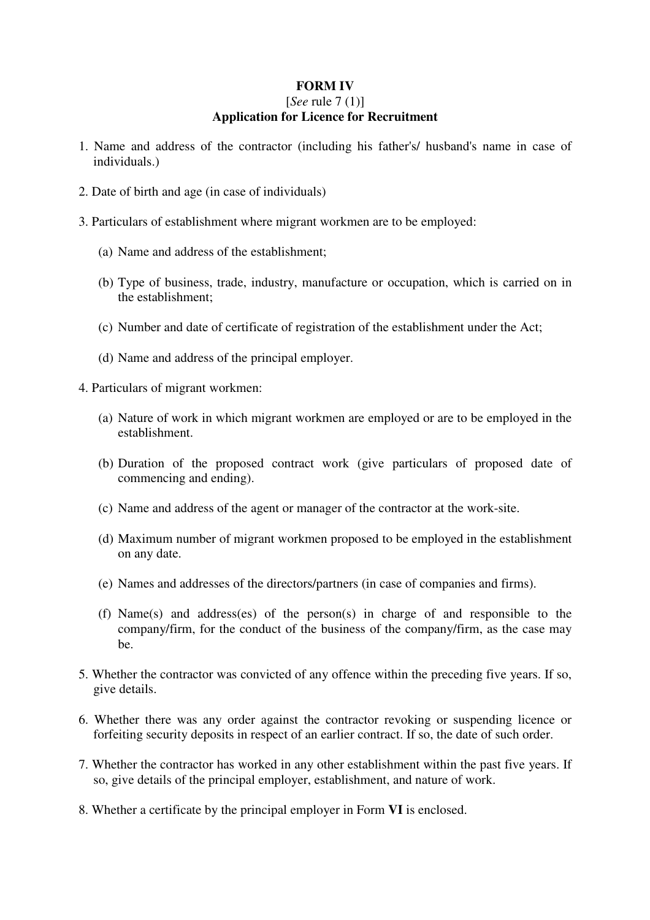**FORM IV**

[*See* rule 7 (1)]

**Application for Licence for Recruitment**

1. Name and address of the contractor (including his father's/ husband's name in case of individuals.)

2. Date of birth and age (in case of individuals)

3. Particulars of establishment where migrant workmen are to be employed:

   (a) Name and address of the establishment;

   (b) Type of business, trade, industry, manufacture or occupation, which is carried on in the establishment;

   (c) Number and date of certificate of registration of the establishment under the Act;

   (d) Name and address of the principal employer.

4. Particulars of migrant workmen:

   (a) Nature of work in which migrant workmen are employed or are to be employed in the establishment.

   (b) Duration of the proposed contract work (give particulars of proposed date of commencing and ending).

   (c) Name and address of the agent or manager of the contractor at the work-site.

   (d) Maximum number of migrant workmen proposed to be employed in the establishment on any date.

   (e) Names and addresses of the directors/partners (in case of companies and firms).

   (f) Name(s) and address(es) of the person(s) in charge of and responsible to the company/firm, for the conduct of the business of the company/firm, as the case may be.

5. Whether the contractor was convicted of any offence within the preceding five years. If so, give details.

6. Whether there was any order against the contractor revoking or suspending licence or forfeiting security deposits in respect of an earlier contract. If so, the date of such order.

7. Whether the contractor has worked in any other establishment within the past five years. If so, give details of the principal employer, establishment, and nature of work.

8. Whether a certificate by the principal employer in Form **VI** is enclosed.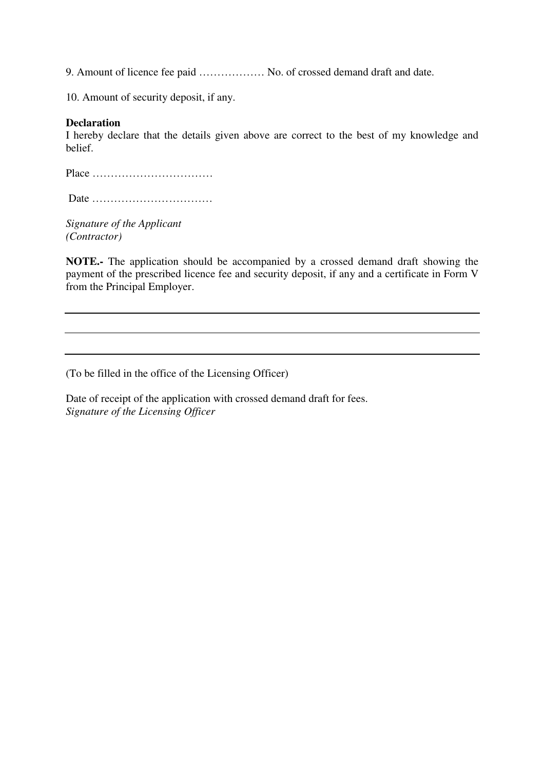9. Amount of licence fee paid ……………… No. of crossed demand draft and date.

10. Amount of security deposit, if any.

**Declaration**

I hereby declare that the details given above are correct to the best of my knowledge and belief.

Place ……………………………

Date ……………………………

*Signature of the Applicant*
*(Contractor)*

**NOTE.-** The application should be accompanied by a crossed demand draft showing the payment of the prescribed licence fee and security deposit, if any and a certificate in Form V from the Principal Employer.

---

(To be filled in the office of the Licensing Officer)

Date of receipt of the application with crossed demand draft for fees.
*Signature of the Licensing Officer*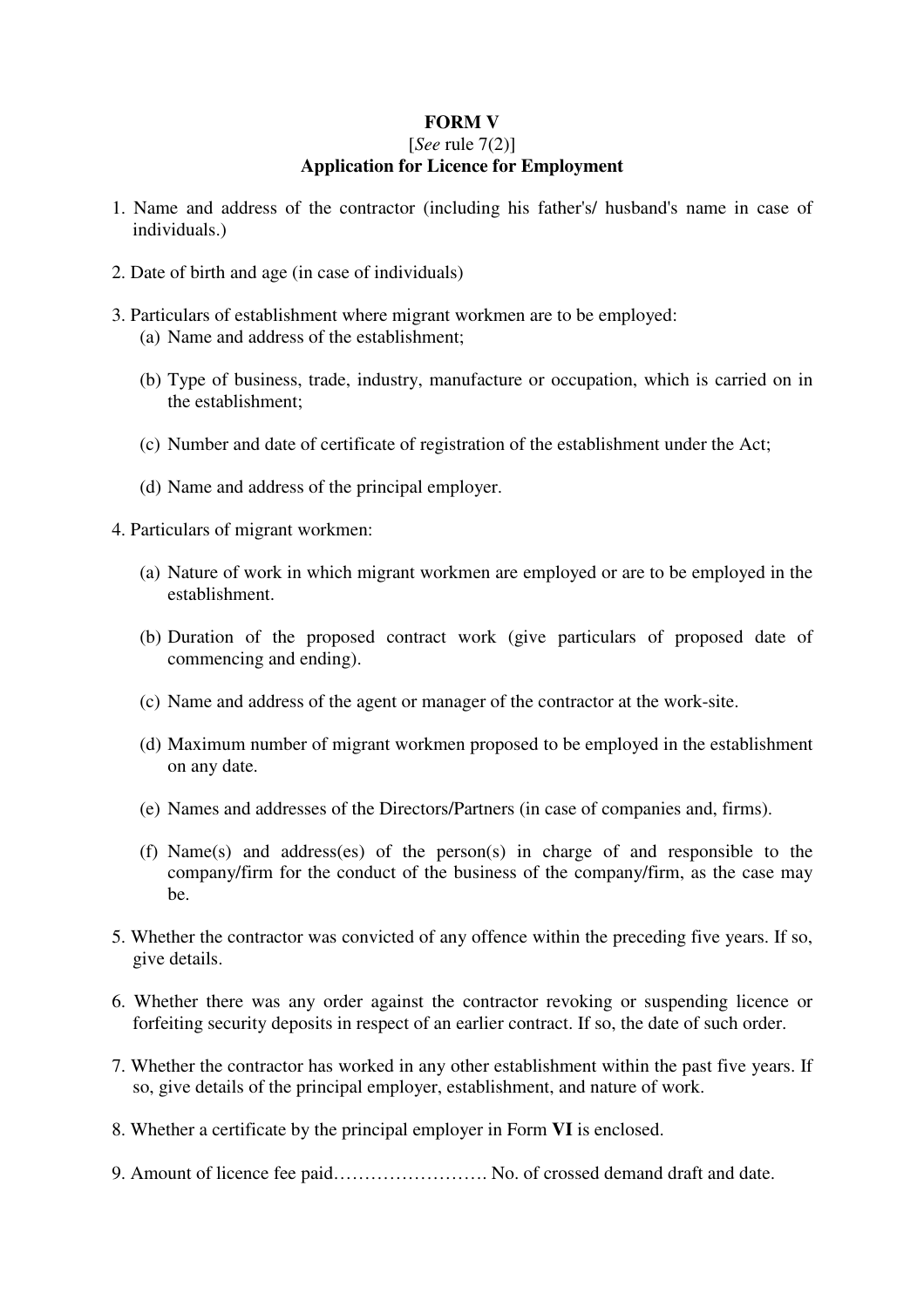**FORM V**

[*See* rule 7(2)]

**Application for Licence for Employment**

1. Name and address of the contractor (including his father's/ husband's name in case of individuals.)

2. Date of birth and age (in case of individuals)

3. Particulars of establishment where migrant workmen are to be employed:
   - (a) Name and address of the establishment;
   - (b) Type of business, trade, industry, manufacture or occupation, which is carried on in the establishment;
   - (c) Number and date of certificate of registration of the establishment under the Act;
   - (d) Name and address of the principal employer.

4. Particulars of migrant workmen:
   - (a) Nature of work in which migrant workmen are employed or are to be employed in the establishment.
   - (b) Duration of the proposed contract work (give particulars of proposed date of commencing and ending).
   - (c) Name and address of the agent or manager of the contractor at the work-site.
   - (d) Maximum number of migrant workmen proposed to be employed in the establishment on any date.
   - (e) Names and addresses of the Directors/Partners (in case of companies and, firms).
   - (f) Name(s) and address(es) of the person(s) in charge of and responsible to the company/firm for the conduct of the business of the company/firm, as the case may be.

5. Whether the contractor was convicted of any offence within the preceding five years. If so, give details.

6. Whether there was any order against the contractor revoking or suspending licence or forfeiting security deposits in respect of an earlier contract. If so, the date of such order.

7. Whether the contractor has worked in any other establishment within the past five years. If so, give details of the principal employer, establishment, and nature of work.

8. Whether a certificate by the principal employer in Form **VI** is enclosed.

9. Amount of licence fee paid……………………. No. of crossed demand draft and date.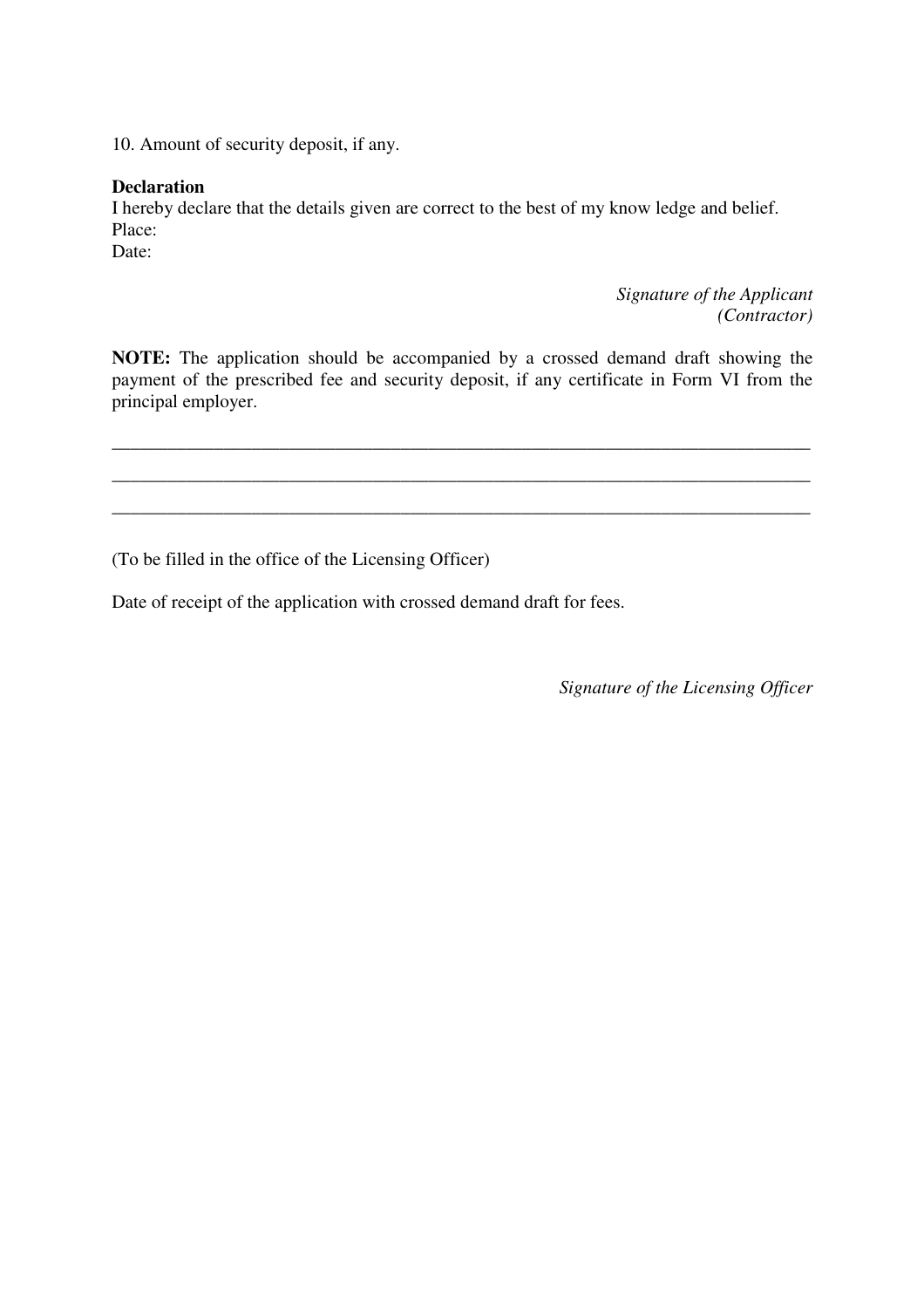10. Amount of security deposit, if any.

**Declaration**

I hereby declare that the details given are correct to the best of my know ledge and belief.

Place:

Date:

*Signature of the Applicant (Contractor)*

**NOTE:** The application should be accompanied by a crossed demand draft showing the payment of the prescribed fee and security deposit, if any certificate in Form VI from the principal employer.

---

---

---

(To be filled in the office of the Licensing Officer)

Date of receipt of the application with crossed demand draft for fees.

*Signature of the Licensing Officer*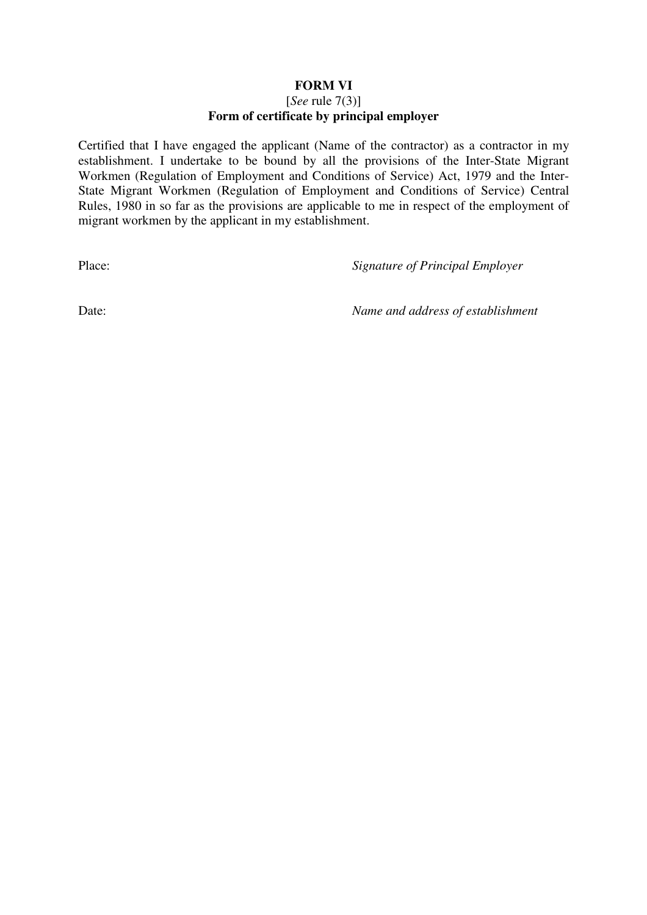**FORM VI**

[*See* rule 7(3)]

**Form of certificate by principal employer**

Certified that I have engaged the applicant (Name of the contractor) as a contractor in my establishment. I undertake to be bound by all the provisions of the Inter-State Migrant Workmen (Regulation of Employment and Conditions of Service) Act, 1979 and the Inter-State Migrant Workmen (Regulation of Employment and Conditions of Service) Central Rules, 1980 in so far as the provisions are applicable to me in respect of the employment of migrant workmen by the applicant in my establishment.

Place: *Signature of Principal Employer*

Date: *Name and address of establishment*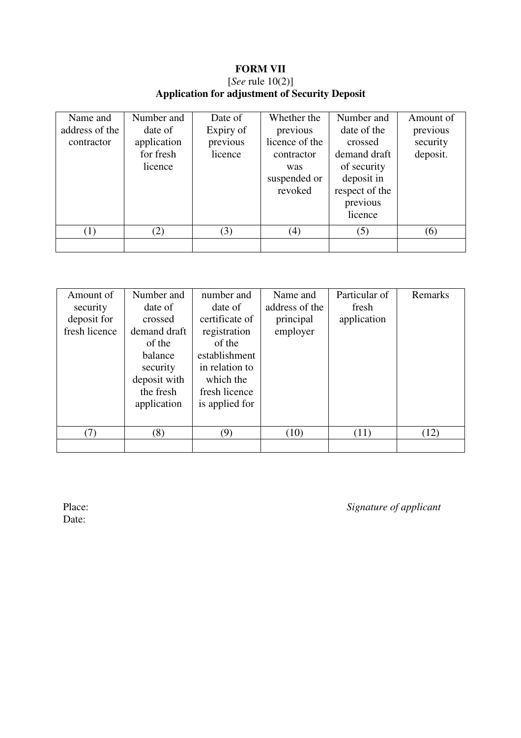**FORM VII**

[*See* rule 10(2)]

**Application for adjustment of Security Deposit**

| Name and address of the contractor | Number and date of application for fresh licence | Date of Expiry of previous licence | Whether the previous licence of the contractor was suspended or revoked | Number and date of the crossed demand draft of security deposit in respect of the previous licence | Amount of previous security deposit. |
|---|---|---|---|---|---|
| (1) | (2) | (3) | (4) | (5) | (6) |
| | | | | | |

| Amount of security deposit for fresh licence | Number and date of crossed demand draft of the balance security deposit with the fresh application | number and date of certificate of registration of the establishment in relation to which the fresh licence is applied for | Name and address of the principal employer | Particular of fresh application | Remarks |
|---|---|---|---|---|---|
| (7) | (8) | (9) | (10) | (11) | (12) |
| | | | | | |

Place:

Date:

*Signature of applicant*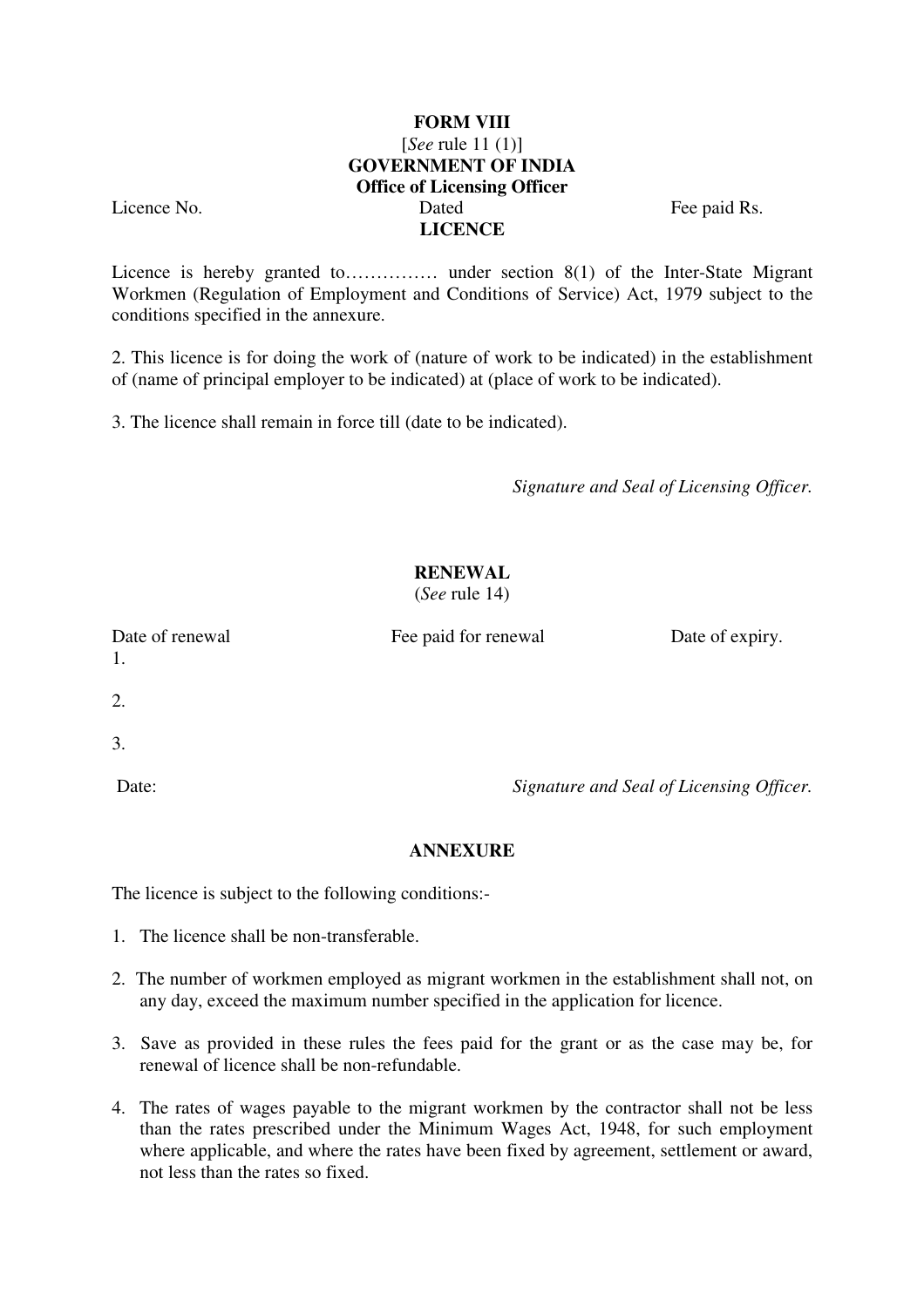**FORM VIII**
[*See* rule 11 (1)]
**GOVERNMENT OF INDIA**
**Office of Licensing Officer**

Licence No. Dated Fee paid Rs.

**LICENCE**

Licence is hereby granted to…………… under section 8(1) of the Inter-State Migrant Workmen (Regulation of Employment and Conditions of Service) Act, 1979 subject to the conditions specified in the annexure.

2. This licence is for doing the work of (nature of work to be indicated) in the establishment of (name of principal employer to be indicated) at (place of work to be indicated).

3. The licence shall remain in force till (date to be indicated).

*Signature and Seal of Licensing Officer.*

**RENEWAL**
(*See* rule 14)

| Date of renewal | Fee paid for renewal | Date of expiry. |
|---|---|---|
| 1. | | |
| 2. | | |
| 3. | | |

Date: *Signature and Seal of Licensing Officer.*

**ANNEXURE**

The licence is subject to the following conditions:-

1. The licence shall be non-transferable.

2. The number of workmen employed as migrant workmen in the establishment shall not, on any day, exceed the maximum number specified in the application for licence.

3. Save as provided in these rules the fees paid for the grant or as the case may be, for renewal of licence shall be non-refundable.

4. The rates of wages payable to the migrant workmen by the contractor shall not be less than the rates prescribed under the Minimum Wages Act, 1948, for such employment where applicable, and where the rates have been fixed by agreement, settlement or award, not less than the rates so fixed.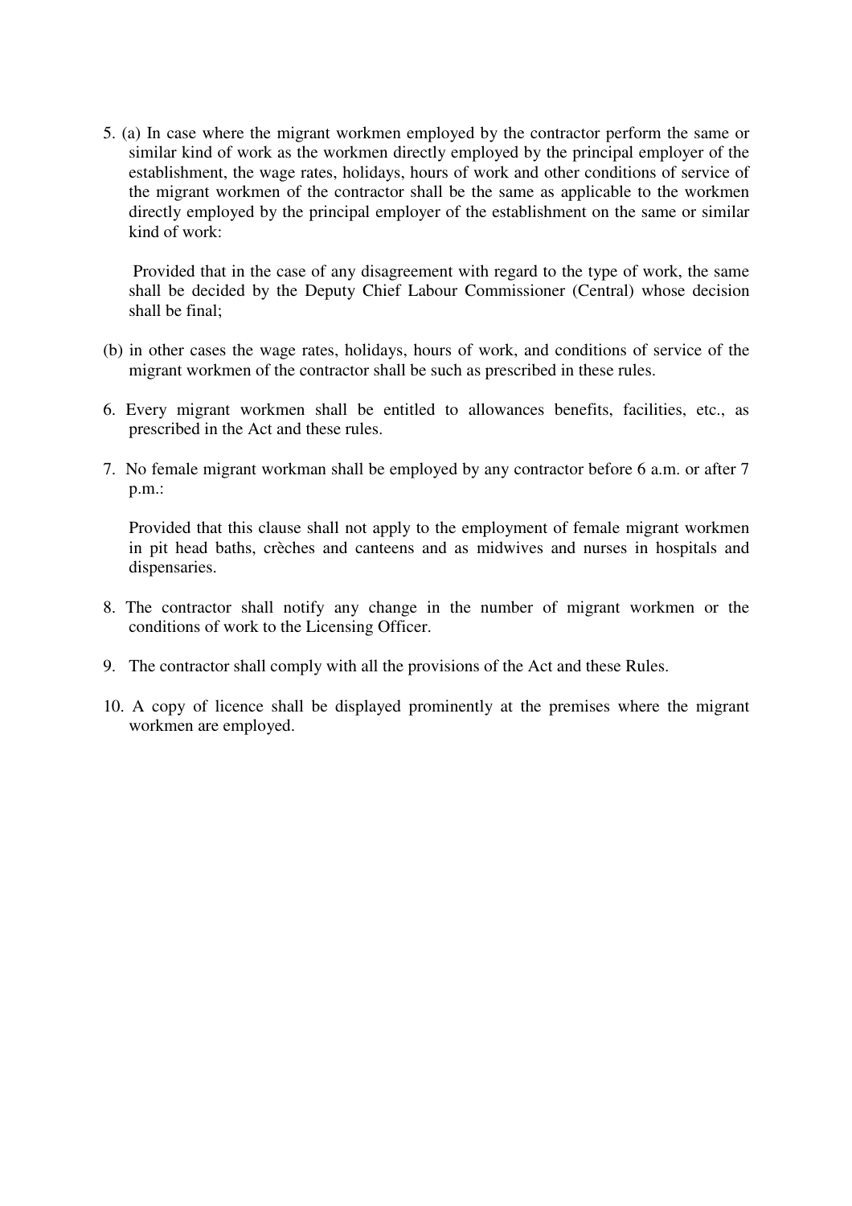5. (a) In case where the migrant workmen employed by the contractor perform the same or similar kind of work as the workmen directly employed by the principal employer of the establishment, the wage rates, holidays, hours of work and other conditions of service of the migrant workmen of the contractor shall be the same as applicable to the workmen directly employed by the principal employer of the establishment on the same or similar kind of work:

   Provided that in the case of any disagreement with regard to the type of work, the same shall be decided by the Deputy Chief Labour Commissioner (Central) whose decision shall be final;

   (b) in other cases the wage rates, holidays, hours of work, and conditions of service of the migrant workmen of the contractor shall be such as prescribed in these rules.

6. Every migrant workmen shall be entitled to allowances benefits, facilities, etc., as prescribed in the Act and these rules.

7. No female migrant workman shall be employed by any contractor before 6 a.m. or after 7 p.m.:

   Provided that this clause shall not apply to the employment of female migrant workmen in pit head baths, crèches and canteens and as midwives and nurses in hospitals and dispensaries.

8. The contractor shall notify any change in the number of migrant workmen or the conditions of work to the Licensing Officer.

9. The contractor shall comply with all the provisions of the Act and these Rules.

10. A copy of licence shall be displayed prominently at the premises where the migrant workmen are employed.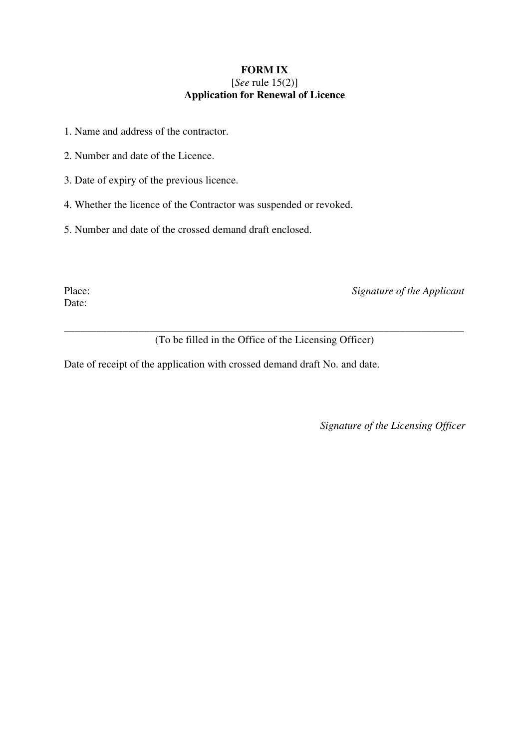**FORM IX**

[*See* rule 15(2)]

**Application for Renewal of Licence**

1. Name and address of the contractor.

2. Number and date of the Licence.

3. Date of expiry of the previous licence.

4. Whether the licence of the Contractor was suspended or revoked.

5. Number and date of the crossed demand draft enclosed.

Place: *Signature of the Applicant*

Date:

---

(To be filled in the Office of the Licensing Officer)

Date of receipt of the application with crossed demand draft No. and date.

*Signature of the Licensing Officer*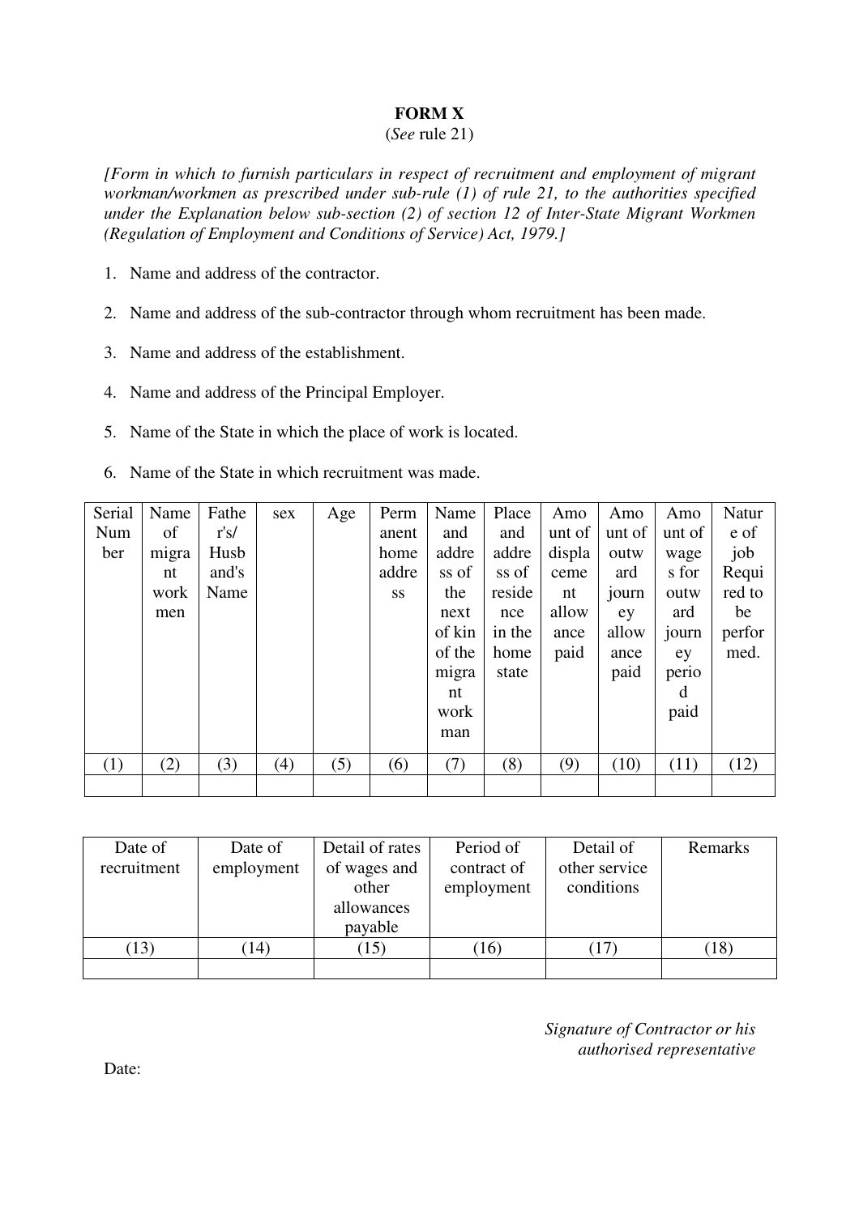# FORM X

(*See* rule 21)

*[Form in which to furnish particulars in respect of recruitment and employment of migrant workman/workmen as prescribed under sub-rule (1) of rule 21, to the authorities specified under the Explanation below sub-section (2) of section 12 of Inter-State Migrant Workmen (Regulation of Employment and Conditions of Service) Act, 1979.]*

1. Name and address of the contractor.
2. Name and address of the sub-contractor through whom recruitment has been made.
3. Name and address of the establishment.
4. Name and address of the Principal Employer.
5. Name of the State in which the place of work is located.
6. Name of the State in which recruitment was made.

| Serial Number | Name of migrant workmen | Father's/ Husband's Name | sex | Age | Permanent home address | Name and address of the next of kin of the migrant workman | Place and address of residence in the home state | Amount of displacement allowance paid | Amount of outward journey allowance paid | Amount of wages for outward journey period paid | Nature of job Required to be performed. |
|---|---|---|---|---|---|---|---|---|---|---|---|
| (1) | (2) | (3) | (4) | (5) | (6) | (7) | (8) | (9) | (10) | (11) | (12) |
| | | | | | | | | | | | |

| Date of recruitment | Date of employment | Detail of rates of wages and other allowances payable | Period of contract of employment | Detail of other service conditions | Remarks |
|---|---|---|---|---|---|
| (13) | (14) | (15) | (16) | (17) | (18) |
| | | | | | |

*Signature of Contractor or his authorised representative*

Date: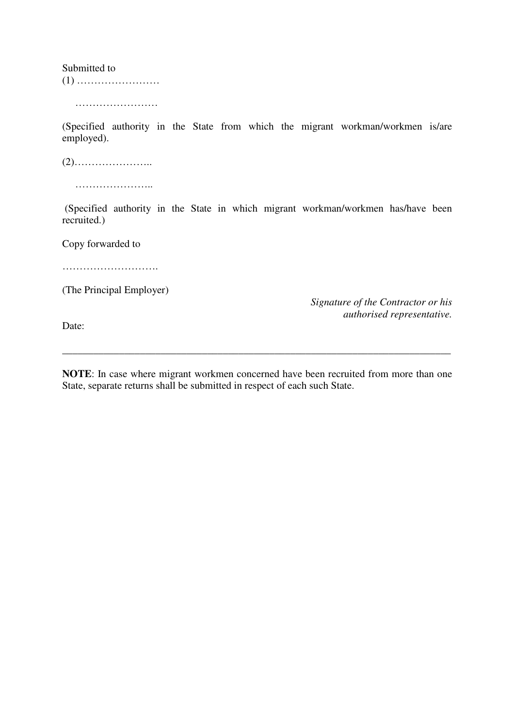Submitted to

(1) ……………………

……………………

(Specified authority in the State from which the migrant workman/workmen is/are employed).

(2)…………………..

…………………..

(Specified authority in the State in which migrant workman/workmen has/have been recruited.)

Copy forwarded to

……………………….

(The Principal Employer)

*Signature of the Contractor or his authorised representative.*

Date:

---

**NOTE**: In case where migrant workmen concerned have been recruited from more than one State, separate returns shall be submitted in respect of each such State.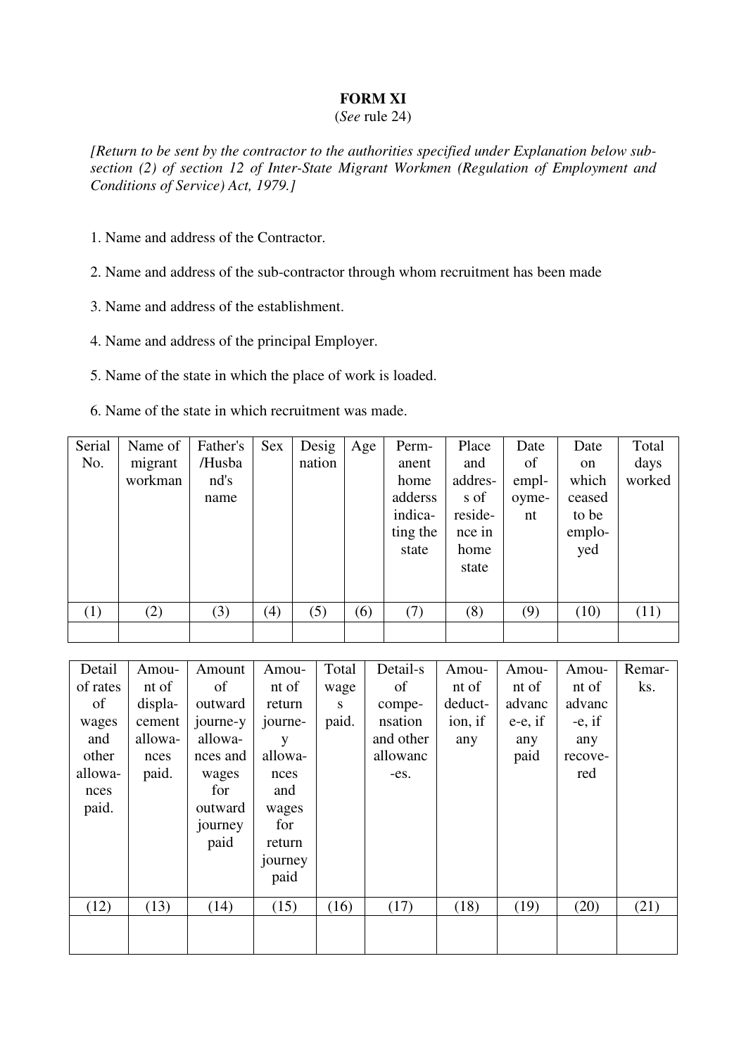**FORM XI**

(*See* rule 24)

*[Return to be sent by the contractor to the authorities specified under Explanation below sub-section (2) of section 12 of Inter-State Migrant Workmen (Regulation of Employment and Conditions of Service) Act, 1979.]*

1. Name and address of the Contractor.

2. Name and address of the sub-contractor through whom recruitment has been made

3. Name and address of the establishment.

4. Name and address of the principal Employer.

5. Name of the state in which the place of work is loaded.

6. Name of the state in which recruitment was made.

| Serial No. | Name of migrant workman | Father's /Husband's name | Sex | Designation | Age | Permanent home adderss indicating the state | Place and address of residence in home state | Date of employment | Date on which ceased to be employed | Total days worked |
|---|---|---|---|---|---|---|---|---|---|---|
| (1) | (2) | (3) | (4) | (5) | (6) | (7) | (8) | (9) | (10) | (11) |
| | | | | | | | | | | |

| Detail of rates of wages and other allowances paid. | Amount of displacement allowances paid. | Amount of outward journey allowances and wages for outward journey paid | Amount of return journey allowances and wages for return journey paid | Total wages paid. | Details of compensation and other allowances. | Amount of deduction, if any | Amount of advance, if any paid | Amount of advance, if any recovered | Remarks. |
|---|---|---|---|---|---|---|---|---|---|
| (12) | (13) | (14) | (15) | (16) | (17) | (18) | (19) | (20) | (21) |
| | | | | | | | | | |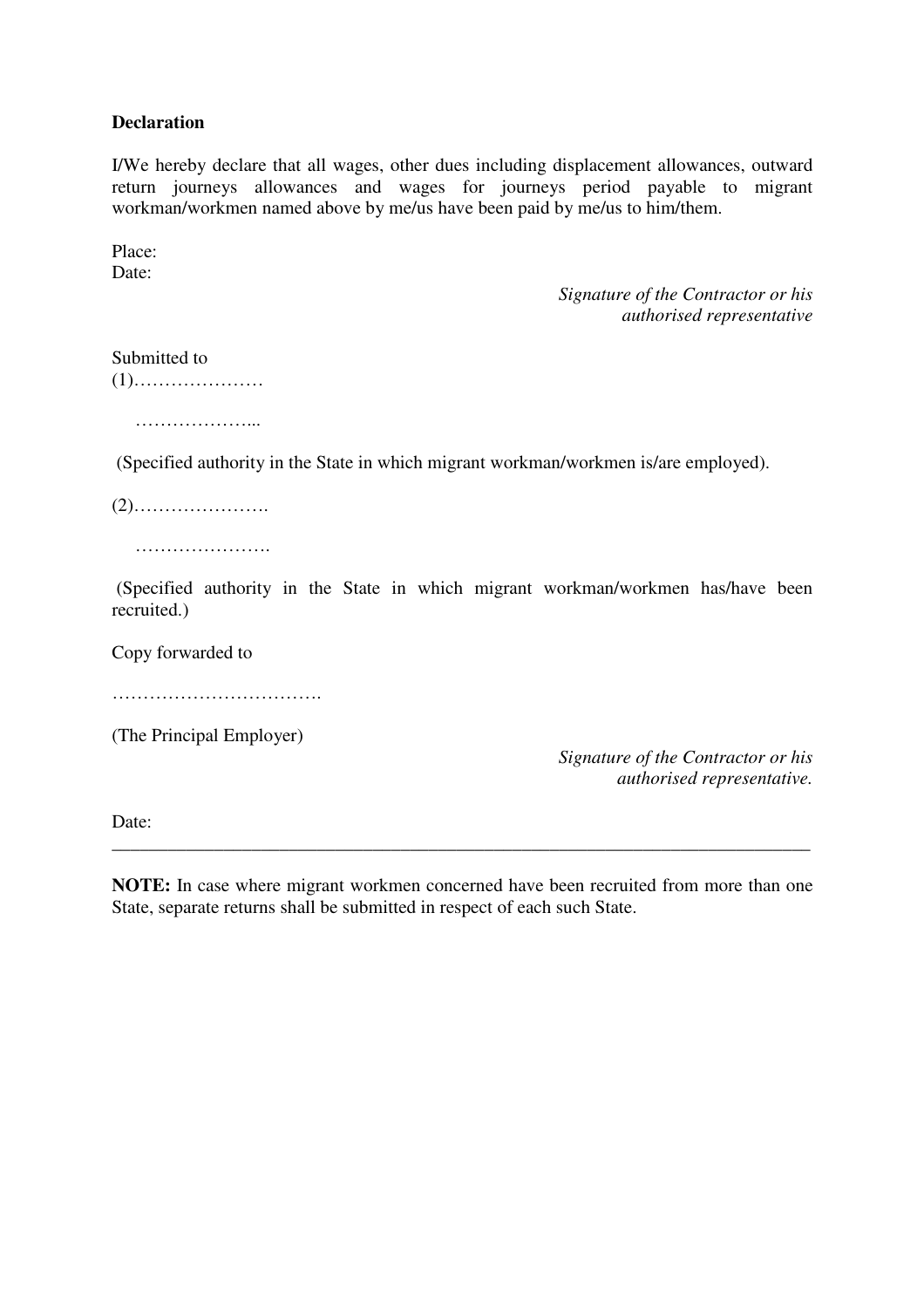**Declaration**

I/We hereby declare that all wages, other dues including displacement allowances, outward return journeys allowances and wages for journeys period payable to migrant workman/workmen named above by me/us have been paid by me/us to him/them.

Place:
Date:

*Signature of the Contractor or his authorised representative*

Submitted to
(1)…………………

………………...

(Specified authority in the State in which migrant workman/workmen is/are employed).

(2)………………….

………………….

(Specified authority in the State in which migrant workman/workmen has/have been recruited.)

Copy forwarded to

…………………………….

(The Principal Employer)

*Signature of the Contractor or his authorised representative.*

Date:

---

**NOTE:** In case where migrant workmen concerned have been recruited from more than one State, separate returns shall be submitted in respect of each such State.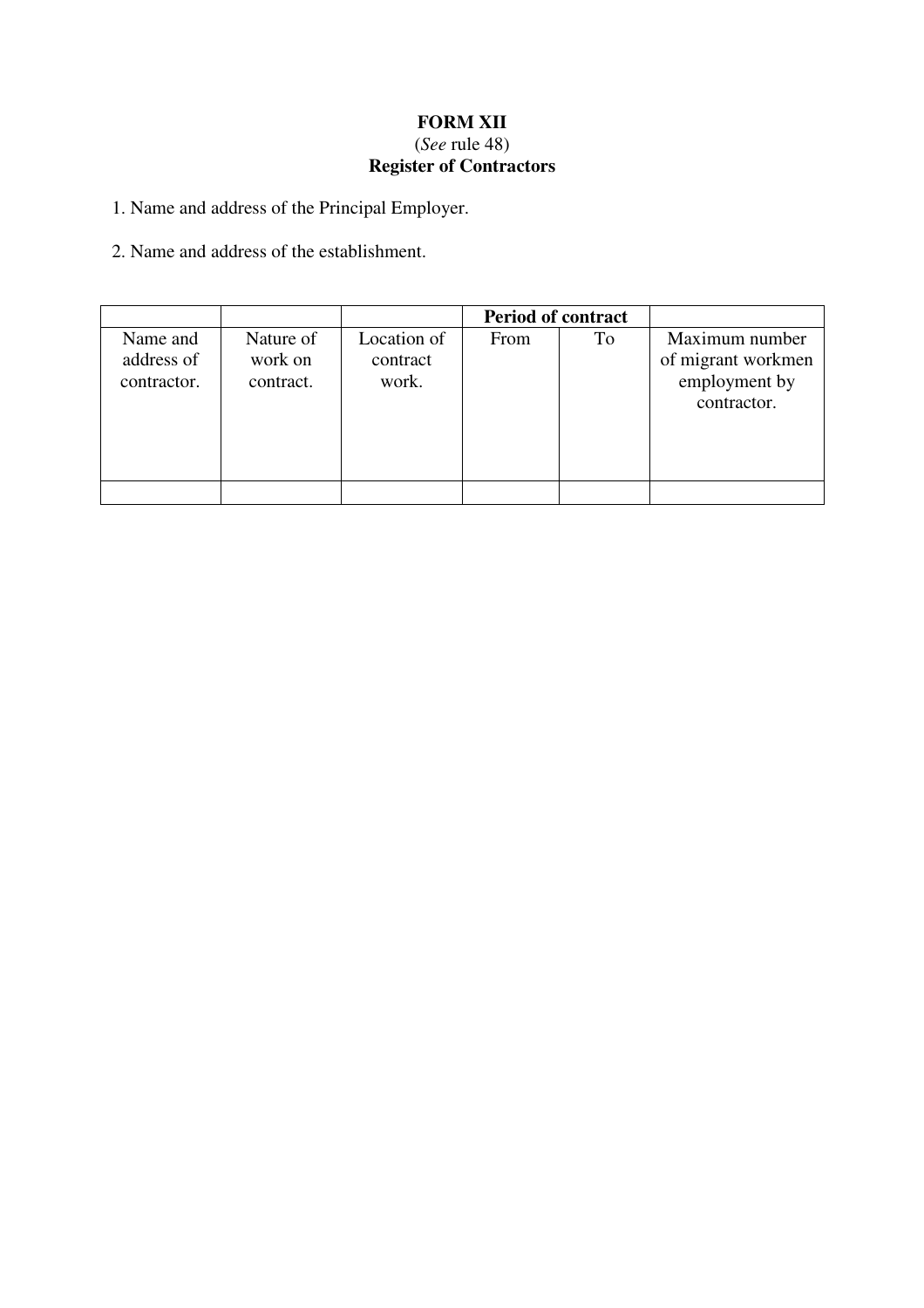**FORM XII**

(*See* rule 48)

**Register of Contractors**

1. Name and address of the Principal Employer.

2. Name and address of the establishment.

| | | | **Period of contract** | | |
|---|---|---|---|---|---|
| Name and address of contractor. | Nature of work on contract. | Location of contract work. | From | To | Maximum number of migrant workmen employment by contractor. |
| | | | | | |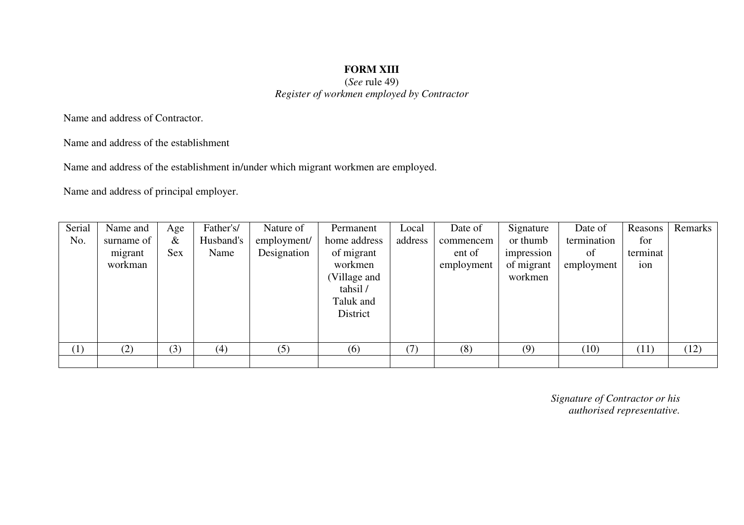**FORM XIII**

(*See* rule 49)

*Register of workmen employed by Contractor*

Name and address of Contractor.

Name and address of the establishment

Name and address of the establishment in/under which migrant workmen are employed.

Name and address of principal employer.

| Serial No. | Name and surname of migrant workman | Age & Sex | Father's/ Husband's Name | Nature of employment/ Designation | Permanent home address of migrant workmen (Village and tahsil / Taluk and District | Local address | Date of commencement of employment | Signature or thumb impression of migrant workmen | Date of termination of employment | Reasons for termination | Remarks |
|---|---|---|---|---|---|---|---|---|---|---|---|
| (1) | (2) | (3) | (4) | (5) | (6) | (7) | (8) | (9) | (10) | (11) | (12) |
| | | | | | | | | | | | |

*Signature of Contractor or his authorised representative.*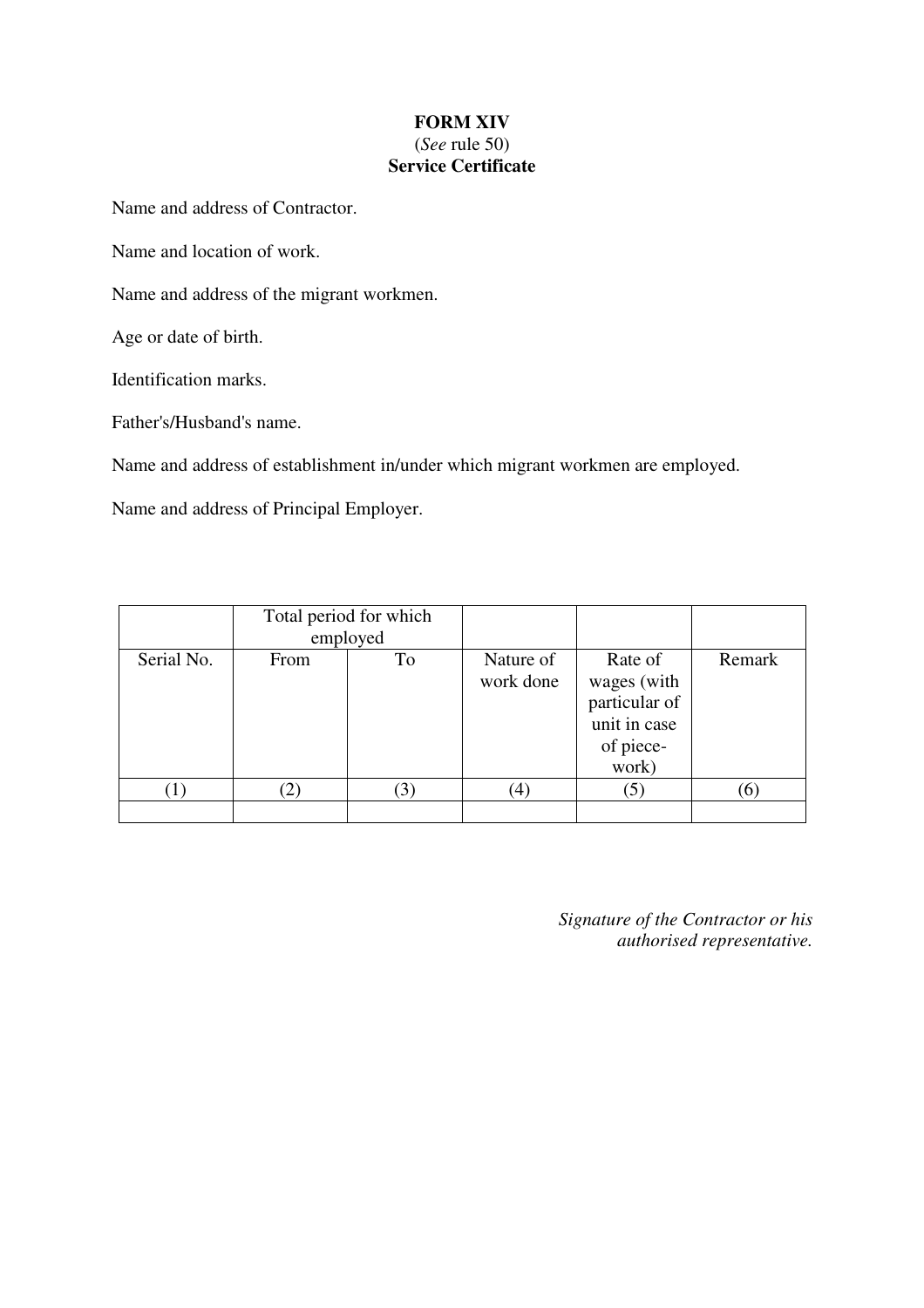**FORM XIV**

(*See* rule 50)

**Service Certificate**

Name and address of Contractor.

Name and location of work.

Name and address of the migrant workmen.

Age or date of birth.

Identification marks.

Father's/Husband's name.

Name and address of establishment in/under which migrant workmen are employed.

Name and address of Principal Employer.

| | Total period for which employed | | | | |
|---|---|---|---|---|---|
| Serial No. | From | To | Nature of work done | Rate of wages (with particular of unit in case of piece-work) | Remark |
| (1) | (2) | (3) | (4) | (5) | (6) |
| | | | | | |

*Signature of the Contractor or his authorised representative.*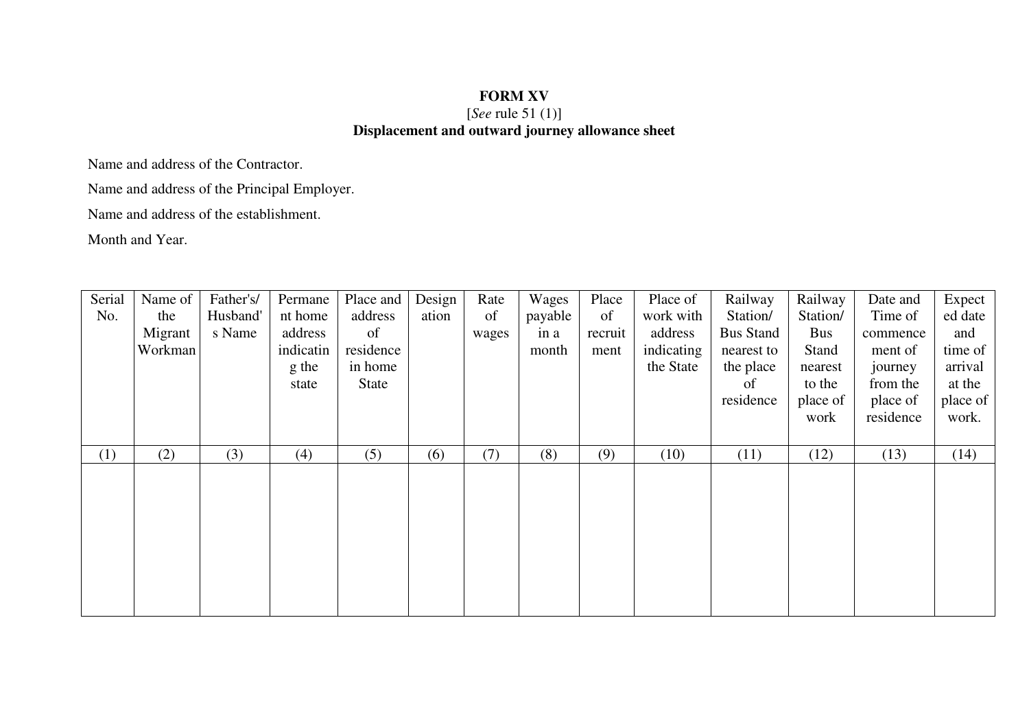**FORM XV**

[*See* rule 51 (1)]

**Displacement and outward journey allowance sheet**

Name and address of the Contractor.

Name and address of the Principal Employer.

Name and address of the establishment.

Month and Year.

| Serial No. | Name of the Migrant Workman | Father's/ Husband's Name | Permanent home address indicating the state | Place and address of residence in home State | Designation | Rate of wages | Wages payable in a month | Place of recruitment | Place of work with address indicating the State | Railway Station/ Bus Stand nearest to the place of residence | Railway Station/ Bus Stand nearest to the place of work | Date and Time of commencement of journey from the place of residence | Expected date and time of arrival at the place of work. |
|---|---|---|---|---|---|---|---|---|---|---|---|---|---|
| (1) | (2) | (3) | (4) | (5) | (6) | (7) | (8) | (9) | (10) | (11) | (12) | (13) | (14) |
| | | | | | | | | | | | | | |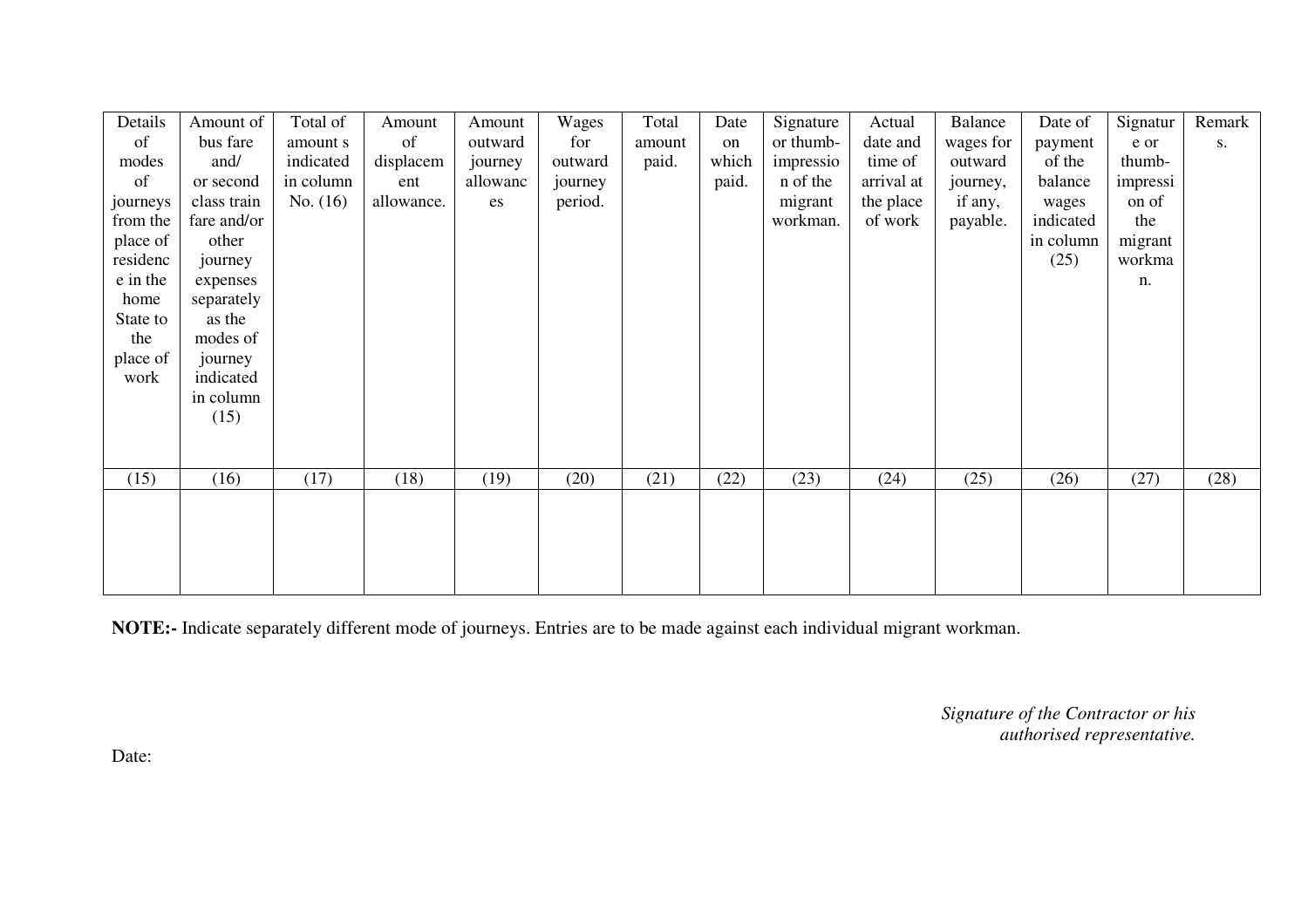| Details of modes of journeys from the place of residence in the home State to the place of work | Amount of bus fare and/ or second class train fare and/or other journey expenses separately as the modes of journey indicated in column (15) | Total of amount s indicated in column No. (16) | Amount of displacement allowance. | Amount outward journey allowances | Wages for outward journey period. | Total amount paid. | Date on which paid. | Signature or thumb-impression of the migrant workman. | Actual date and time of arrival at the place of work | Balance wages for outward journey, if any, payable. | Date of payment of the balance wages indicated in column (25) | Signature or thumb-impression of the migrant workman. | Remarks. |
|---|---|---|---|---|---|---|---|---|---|---|---|---|---|
| (15) | (16) | (17) | (18) | (19) | (20) | (21) | (22) | (23) | (24) | (25) | (26) | (27) | (28) |
| | | | | | | | | | | | | | |

**NOTE:-** Indicate separately different mode of journeys. Entries are to be made against each individual migrant workman.

*Signature of the Contractor or his authorised representative.*

Date: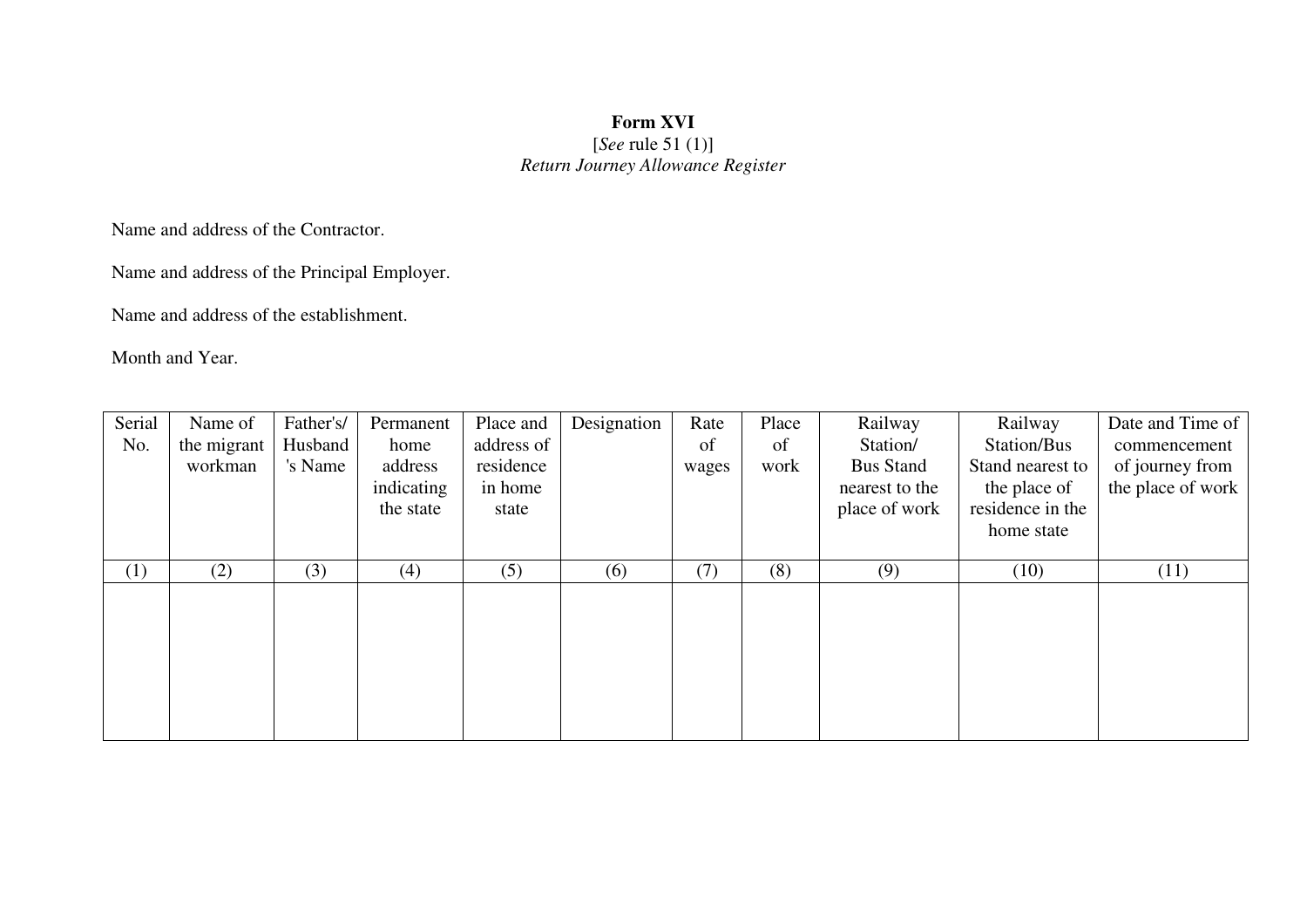**Form XVI**

[*See* rule 51 (1)]

*Return Journey Allowance Register*

Name and address of the Contractor.

Name and address of the Principal Employer.

Name and address of the establishment.

Month and Year.

| Serial No. | Name of the migrant workman | Father's/ Husband 's Name | Permanent home address indicating the state | Place and address of residence in home state | Designation | Rate of wages | Place of work | Railway Station/ Bus Stand nearest to the place of work | Railway Station/Bus Stand nearest to the place of residence in the home state | Date and Time of commencement of journey from the place of work |
|---|---|---|---|---|---|---|---|---|---|---|
| (1) | (2) | (3) | (4) | (5) | (6) | (7) | (8) | (9) | (10) | (11) |
| | | | | | | | | | | |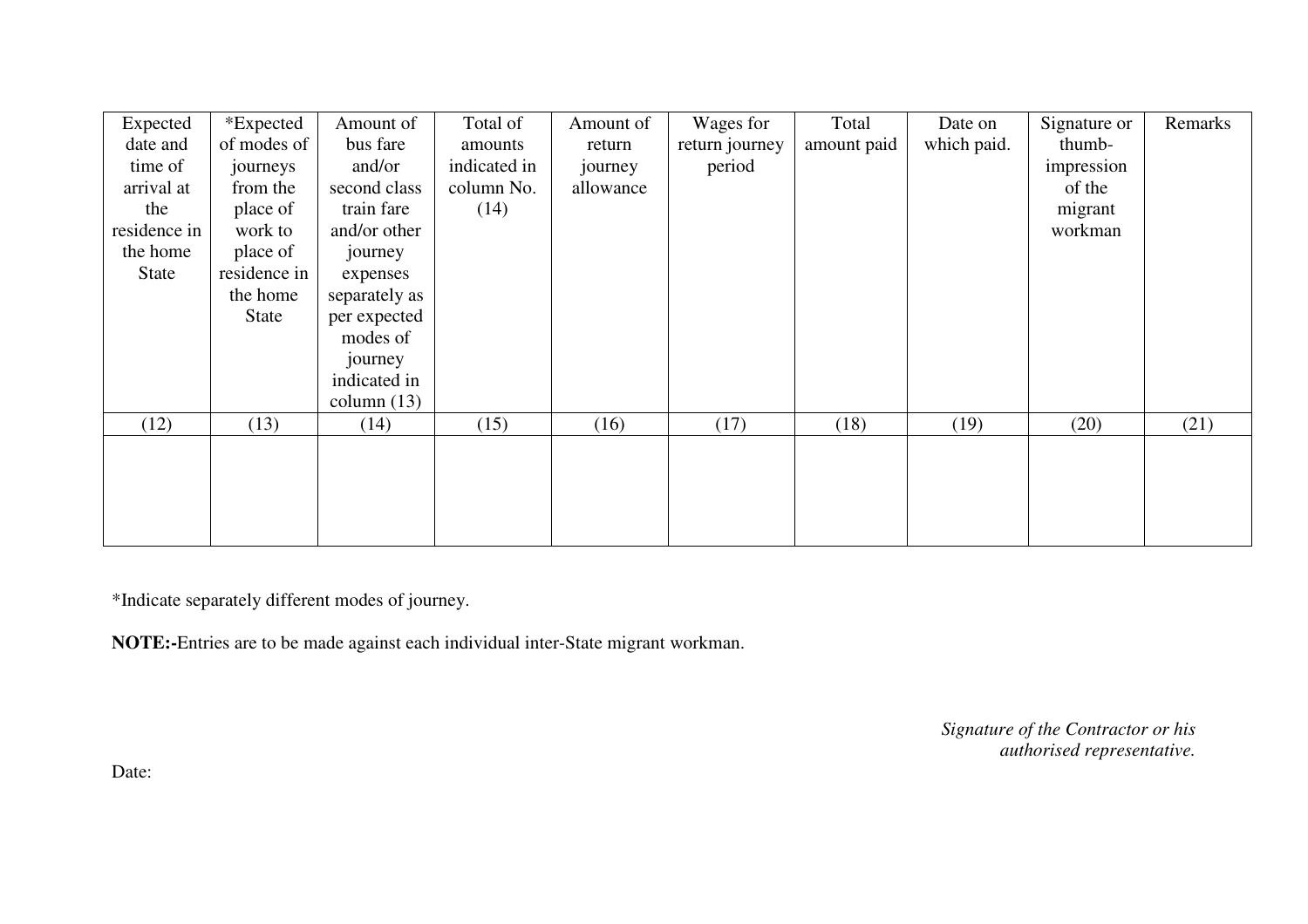| Expected date and time of arrival at the residence in the home State | *Expected of modes of journeys from the place of work to place of residence in the home State | Amount of bus fare and/or second class train fare and/or other journey expenses separately as per expected modes of journey indicated in column (13) | Total of amounts indicated in column No. (14) | Amount of return journey allowance | Wages for return journey period | Total amount paid | Date on which paid. | Signature or thumb-impression of the migrant workman | Remarks |
|---|---|---|---|---|---|---|---|---|---|
| (12) | (13) | (14) | (15) | (16) | (17) | (18) | (19) | (20) | (21) |
| | | | | | | | | | |

*Indicate separately different modes of journey.

**NOTE:-**Entries are to be made against each individual inter-State migrant workman.

*Signature of the Contractor or his authorised representative.*

Date: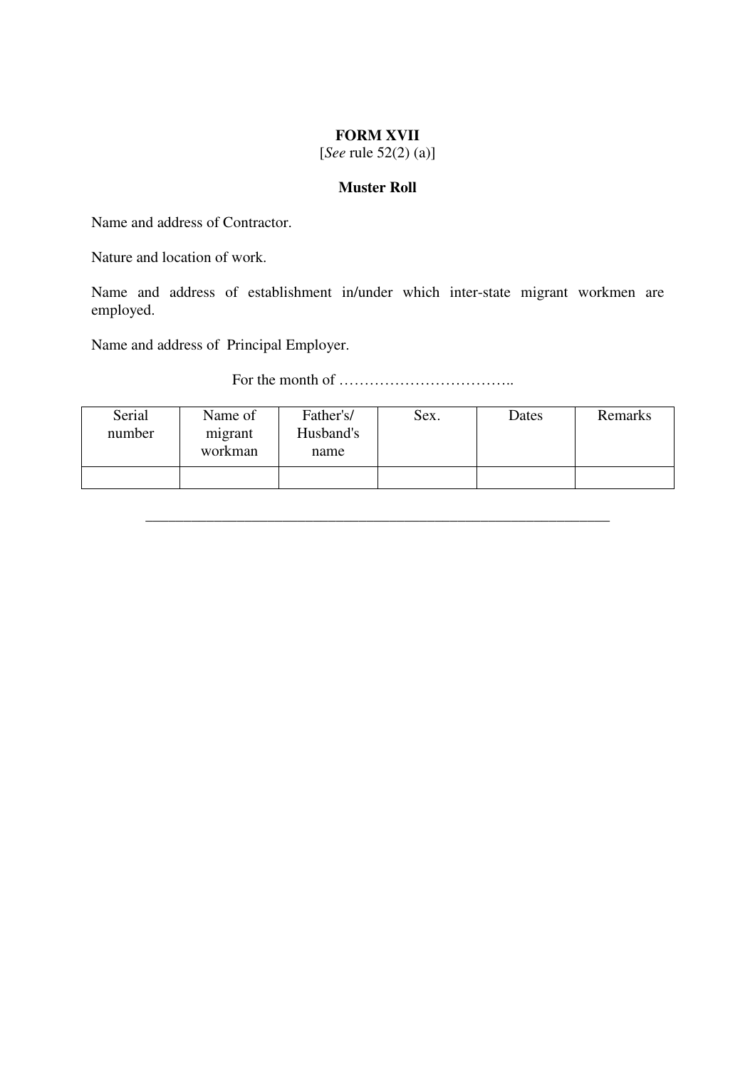**FORM XVII**
[*See* rule 52(2) (a)]

**Muster Roll**

Name and address of Contractor.

Nature and location of work.

Name and address of establishment in/under which inter-state migrant workmen are employed.

Name and address of Principal Employer.

For the month of ……………………………..

| Serial number | Name of migrant workman | Father's/ Husband's name | Sex. | Dates | Remarks |
|---|---|---|---|---|---|
| | | | | | |

---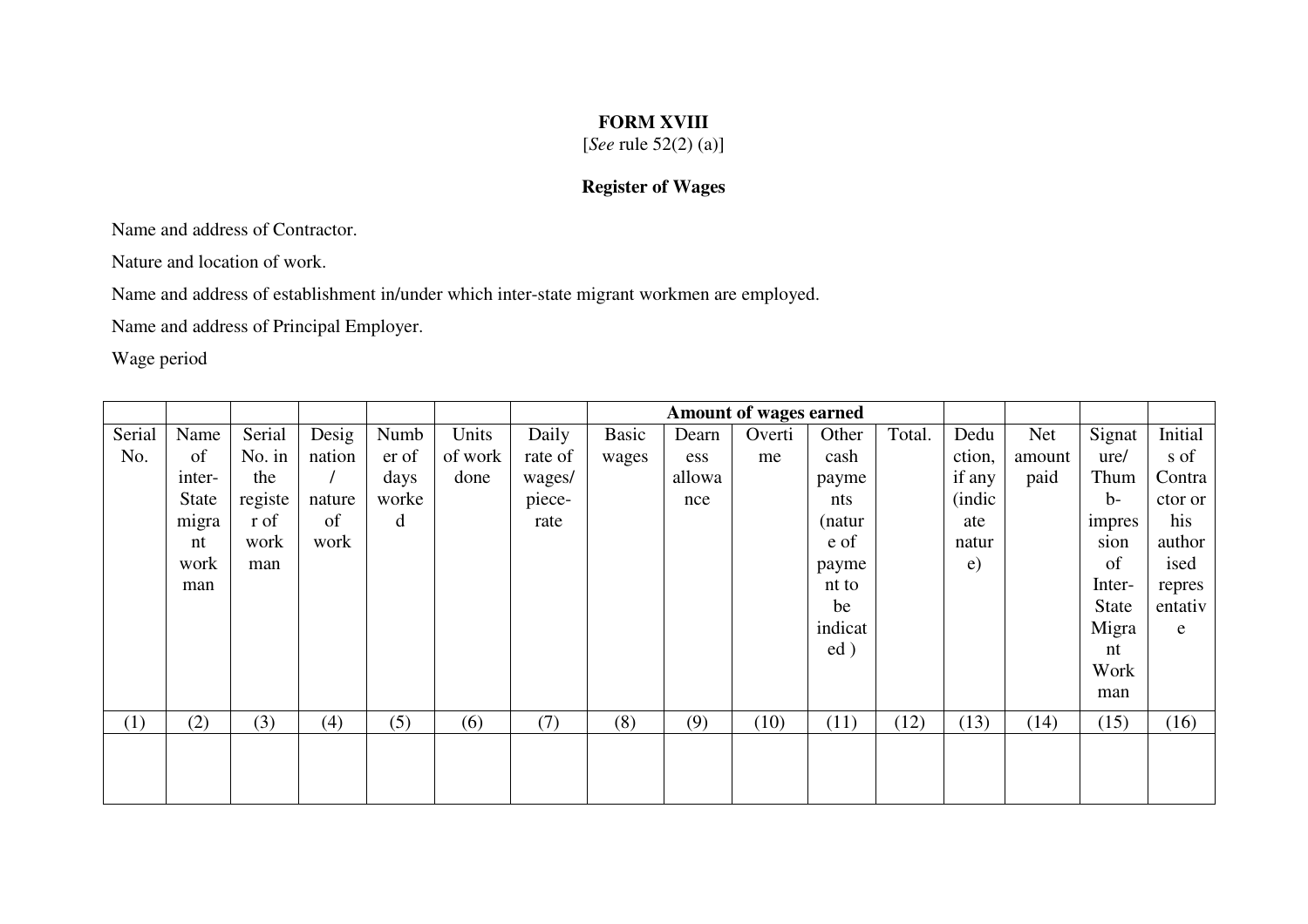**FORM XVIII**

[*See* rule 52(2) (a)]

**Register of Wages**

Name and address of Contractor.

Nature and location of work.

Name and address of establishment in/under which inter-state migrant workmen are employed.

Name and address of Principal Employer.

Wage period

| | | | | | | | **Amount of wages earned** | | | | | | | | |
|---|---|---|---|---|---|---|---|---|---|---|---|---|---|---|---|
| Serial No. | Name of inter-State migrant workman | Serial No. in the register of workman | Designation / nature of work | Number of days worked | Units of work done | Daily rate of wages/ piece-rate | Basic wages | Dearness allowance | Overtime | Other cash payments (nature of payment to be indicated ) | Total. | Deduction, if any (indicate nature) | Net amount paid | Signature/ Thumb-impression of Inter-State Migrant Workman | Initials of Contractor or his authorised representative |
| (1) | (2) | (3) | (4) | (5) | (6) | (7) | (8) | (9) | (10) | (11) | (12) | (13) | (14) | (15) | (16) |
| | | | | | | | | | | | | | | | |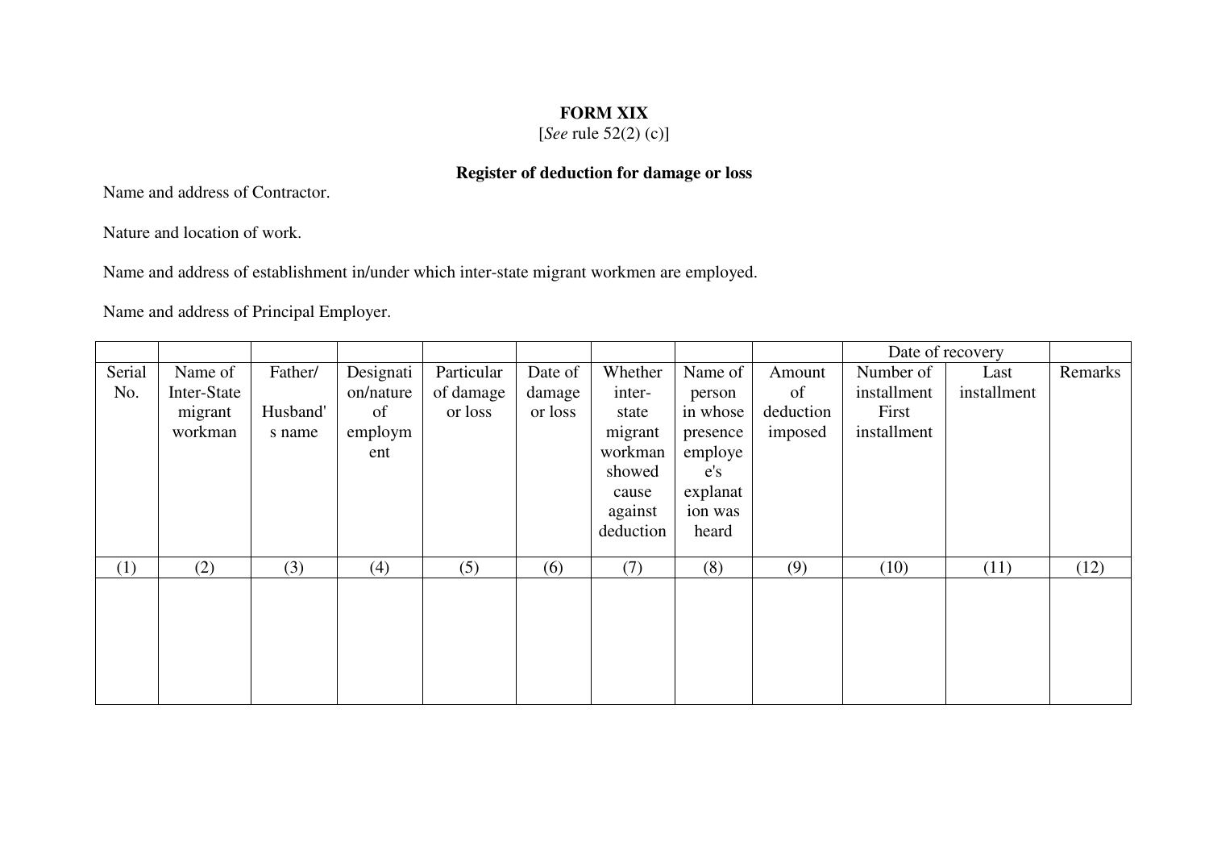**FORM XIX**

[*See* rule 52(2) (c)]

**Register of deduction for damage or loss**

Name and address of Contractor.

Nature and location of work.

Name and address of establishment in/under which inter-state migrant workmen are employed.

Name and address of Principal Employer.

| | | | | | | | | | Date of recovery | | |
|---|---|---|---|---|---|---|---|---|---|---|---|
| Serial No. | Name of Inter-State migrant workman | Father/ Husband's name | Designation/nature of employment | Particular of damage or loss | Date of damage or loss | Whether inter-state migrant workman showed cause against deduction | Name of person in whose presence employee's explanation was heard | Amount of deduction imposed | Number of installment First installment | Last installment | Remarks |
| (1) | (2) | (3) | (4) | (5) | (6) | (7) | (8) | (9) | (10) | (11) | (12) |
| | | | | | | | | | | | |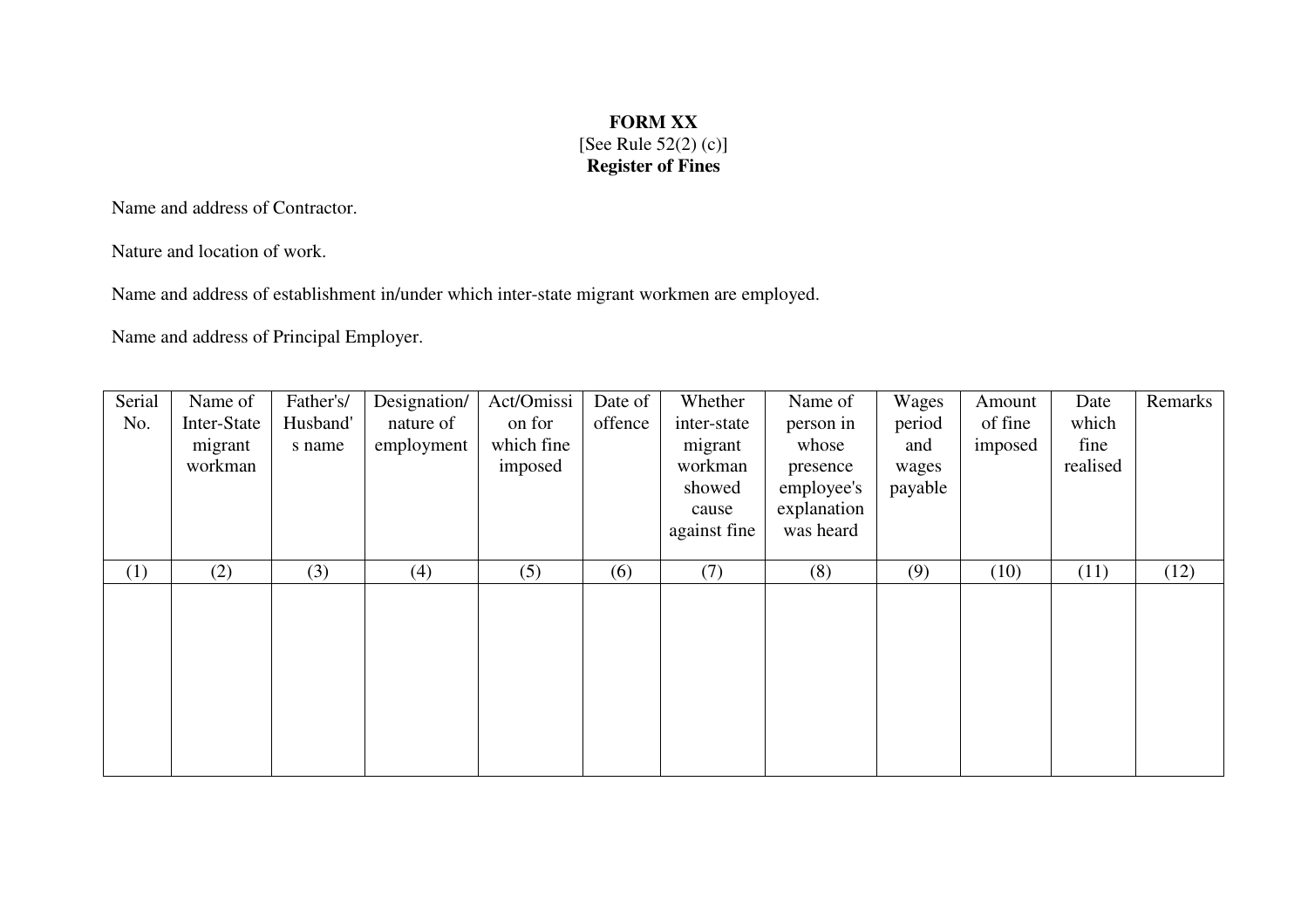**FORM XX**
[See Rule 52(2) (c)]
**Register of Fines**

Name and address of Contractor.

Nature and location of work.

Name and address of establishment in/under which inter-state migrant workmen are employed.

Name and address of Principal Employer.

| Serial No. | Name of Inter-State migrant workman | Father's/ Husband's name | Designation/ nature of employment | Act/Omission for which fine imposed | Date of offence | Whether inter-state migrant workman showed cause against fine | Name of person in whose presence employee's explanation was heard | Wages period and wages payable | Amount of fine imposed | Date which fine realised | Remarks |
|---|---|---|---|---|---|---|---|---|---|---|---|
| (1) | (2) | (3) | (4) | (5) | (6) | (7) | (8) | (9) | (10) | (11) | (12) |
| | | | | | | | | | | | |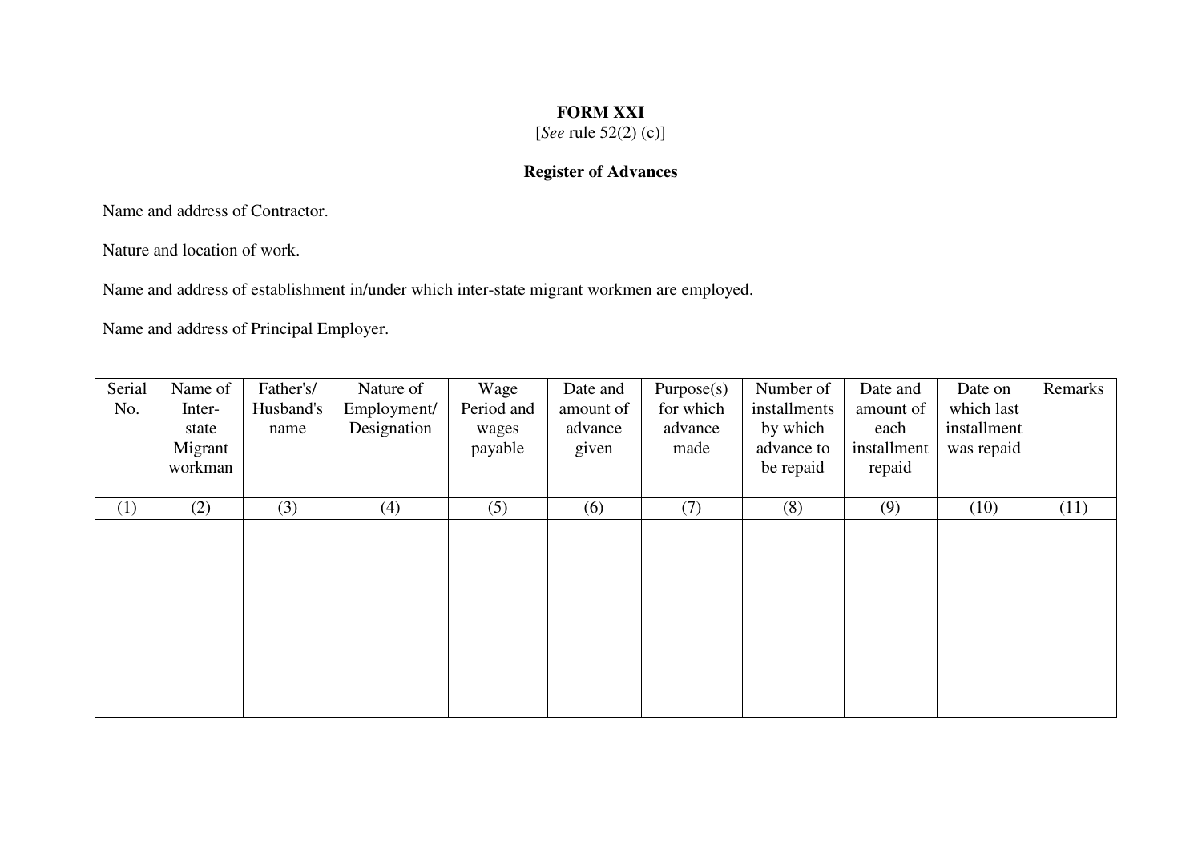**FORM XXI**

[*See* rule 52(2) (c)]

**Register of Advances**

Name and address of Contractor.

Nature and location of work.

Name and address of establishment in/under which inter-state migrant workmen are employed.

Name and address of Principal Employer.

| Serial No. | Name of Inter-state Migrant workman | Father's/ Husband's name | Nature of Employment/ Designation | Wage Period and wages payable | Date and amount of advance given | Purpose(s) for which advance made | Number of installments by which advance to be repaid | Date and amount of each installment repaid | Date on which last installment was repaid | Remarks |
|---|---|---|---|---|---|---|---|---|---|---|
| (1) | (2) | (3) | (4) | (5) | (6) | (7) | (8) | (9) | (10) | (11) |
| | | | | | | | | | | |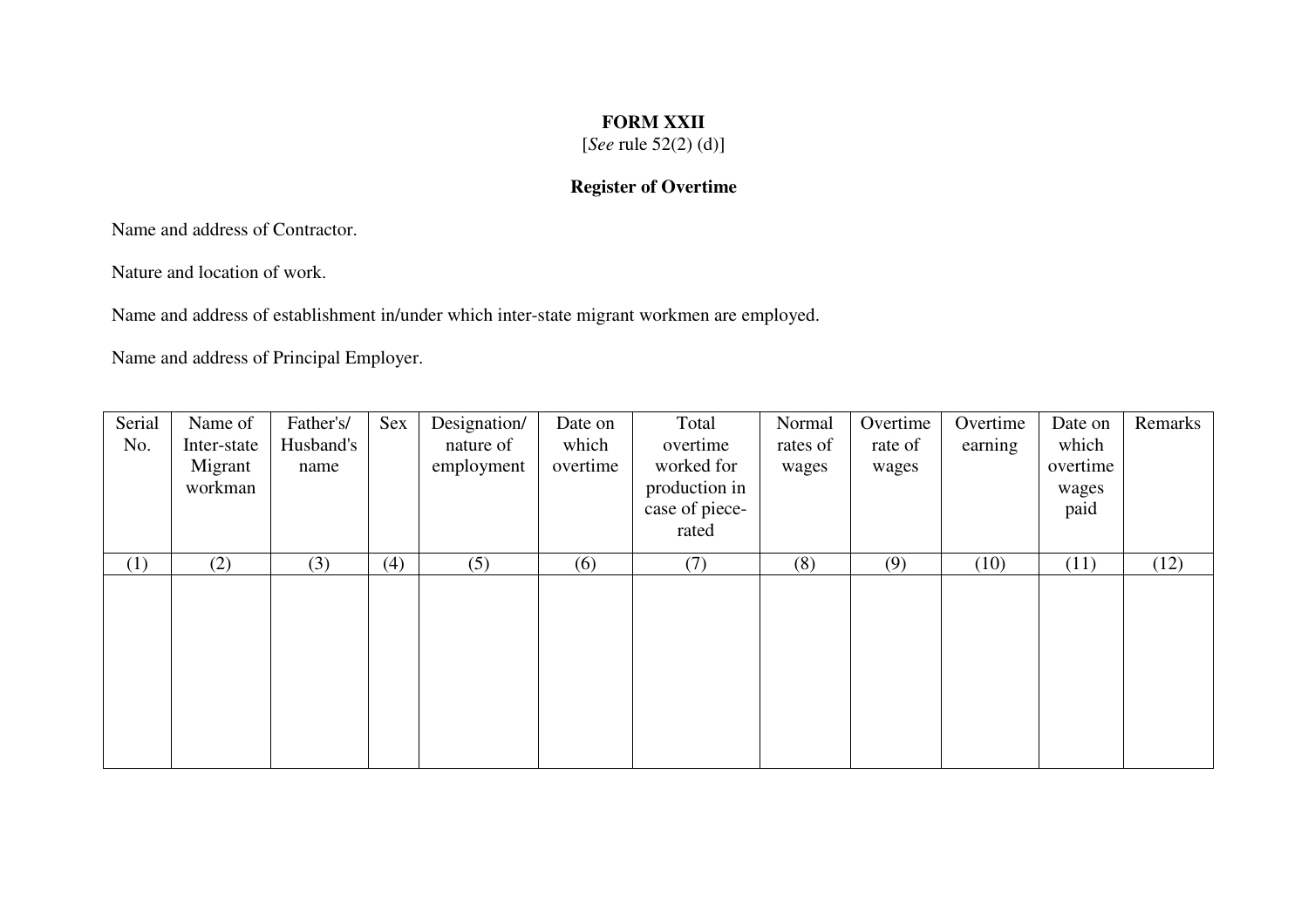**FORM XXII**

[*See* rule 52(2) (d)]

**Register of Overtime**

Name and address of Contractor.

Nature and location of work.

Name and address of establishment in/under which inter-state migrant workmen are employed.

Name and address of Principal Employer.

| Serial No. | Name of Inter-state Migrant workman | Father's/ Husband's name | Sex | Designation/ nature of employment | Date on which overtime | Total overtime worked for production in case of piece-rated | Normal rates of wages | Overtime rate of wages | Overtime earning | Date on which overtime wages paid | Remarks |
|---|---|---|---|---|---|---|---|---|---|---|---|
| (1) | (2) | (3) | (4) | (5) | (6) | (7) | (8) | (9) | (10) | (11) | (12) |
| | | | | | | | | | | | |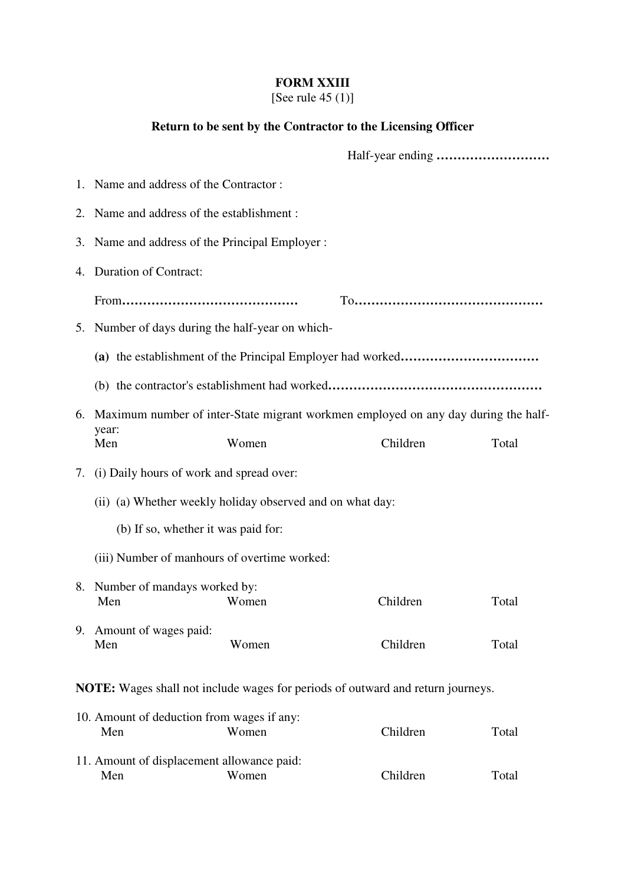# FORM XXIII

[See rule 45 (1)]

**Return to be sent by the Contractor to the Licensing Officer**

Half-year ending ………………………

1. Name and address of the Contractor :

2. Name and address of the establishment :

3. Name and address of the Principal Employer :

4. Duration of Contract:

   From……………………………………   To………………………………………

5. Number of days during the half-year on which-

   **(a)** the establishment of the Principal Employer had worked……………………………

   (b) the contractor's establishment had worked……………………………………………

6. Maximum number of inter-State migrant workmen employed on any day during the half-year:

   Men   Women   Children   Total

7. (i) Daily hours of work and spread over:

   (ii) (a) Whether weekly holiday observed and on what day:

   (b) If so, whether it was paid for:

   (iii) Number of manhours of overtime worked:

8. Number of mandays worked by:

   Men   Women   Children   Total

9. Amount of wages paid:

   Men   Women   Children   Total

**NOTE:** Wages shall not include wages for periods of outward and return journeys.

10. Amount of deduction from wages if any:

    Men   Women   Children   Total

11. Amount of displacement allowance paid:

    Men   Women   Children   Total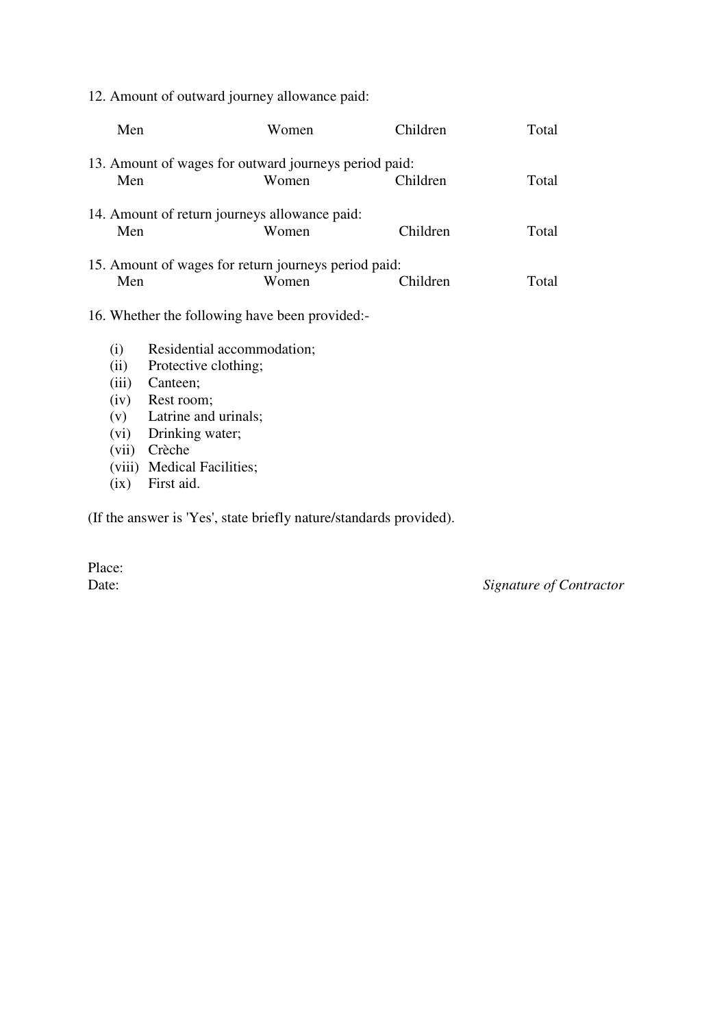12. Amount of outward journey allowance paid:

| Men | Women | Children | Total |
|---|---|---|---|

13. Amount of wages for outward journeys period paid:

| Men | Women | Children | Total |
|---|---|---|---|

14. Amount of return journeys allowance paid:

| Men | Women | Children | Total |
|---|---|---|---|

15. Amount of wages for return journeys period paid:

| Men | Women | Children | Total |
|---|---|---|---|

16. Whether the following have been provided:-

- (i) Residential accommodation;
- (ii) Protective clothing;
- (iii) Canteen;
- (iv) Rest room;
- (v) Latrine and urinals;
- (vi) Drinking water;
- (vii) Crèche
- (viii) Medical Facilities;
- (ix) First aid.

(If the answer is 'Yes', state briefly nature/standards provided).

Place:

Date: *Signature of Contractor*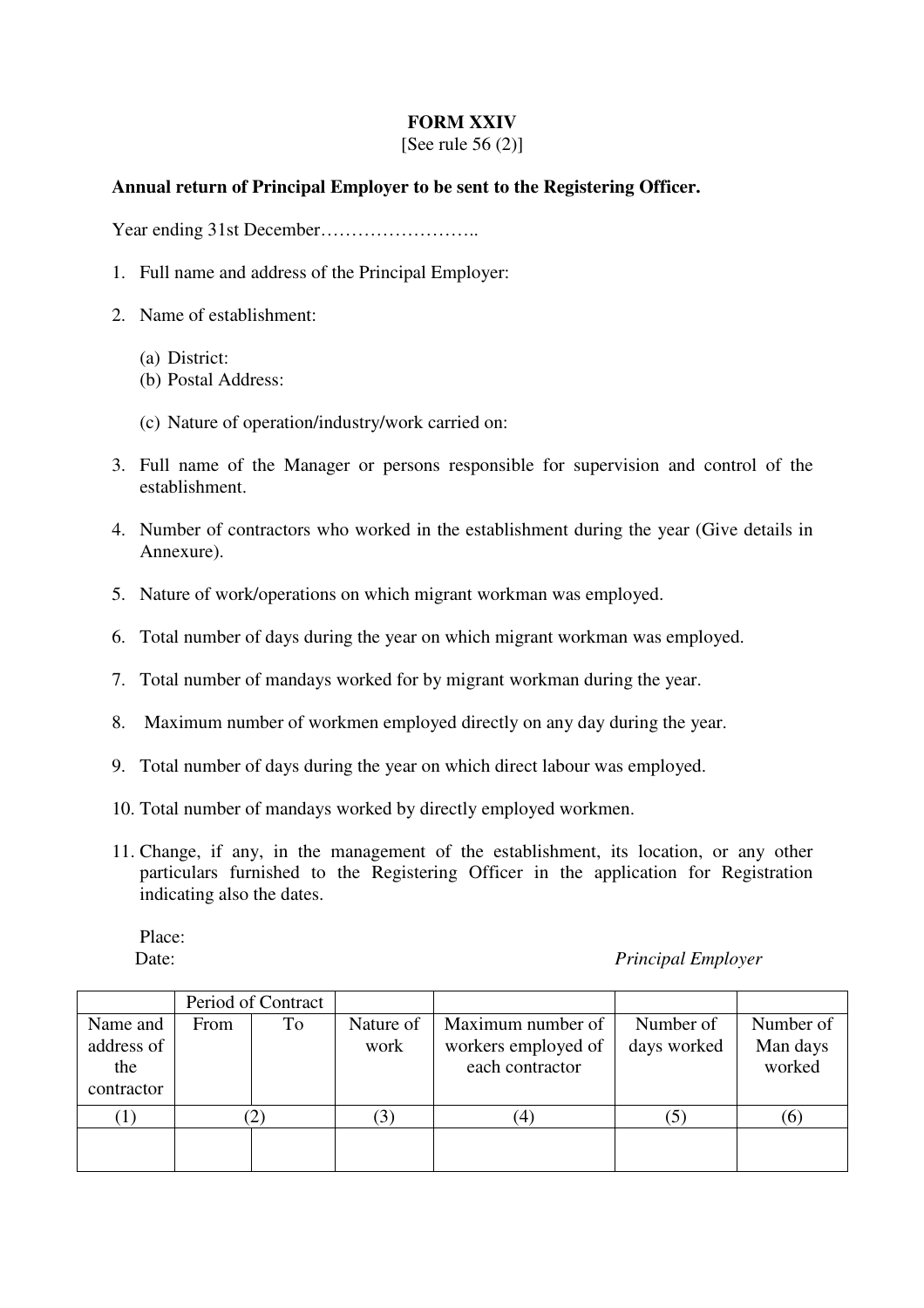# FORM XXIV

[See rule 56 (2)]

**Annual return of Principal Employer to be sent to the Registering Officer.**

Year ending 31st December……………………..

1. Full name and address of the Principal Employer:
2. Name of establishment:
   (a) District:
   (b) Postal Address:
   (c) Nature of operation/industry/work carried on:
3. Full name of the Manager or persons responsible for supervision and control of the establishment.
4. Number of contractors who worked in the establishment during the year (Give details in Annexure).
5. Nature of work/operations on which migrant workman was employed.
6. Total number of days during the year on which migrant workman was employed.
7. Total number of mandays worked for by migrant workman during the year.
8. Maximum number of workmen employed directly on any day during the year.
9. Total number of days during the year on which direct labour was employed.
10. Total number of mandays worked by directly employed workmen.
11. Change, if any, in the management of the establishment, its location, or any other particulars furnished to the Registering Officer in the application for Registration indicating also the dates.

Place:

Date: *Principal Employer*

| | Period of Contract | | | | | |
|---|---|---|---|---|---|---|
| Name and address of the contractor | From | To | Nature of work | Maximum number of workers employed of each contractor | Number of days worked | Number of Man days worked |
| (1) | (2) | | (3) | (4) | (5) | (6) |
| | | | | | | |